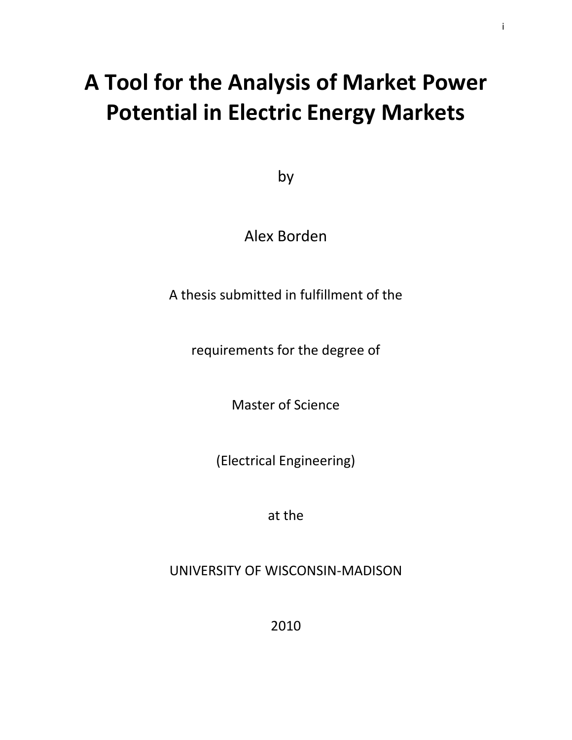# A Tool for the Analysis of Market Power Potential in Electric Energy Markets

by

Alex Borden

A thesis submitted in fulfillment of the

requirements for the degree of

Master of Science

(Electrical Engineering)

at the

UNIVERSITY OF WISCONSIN-MADISON

2010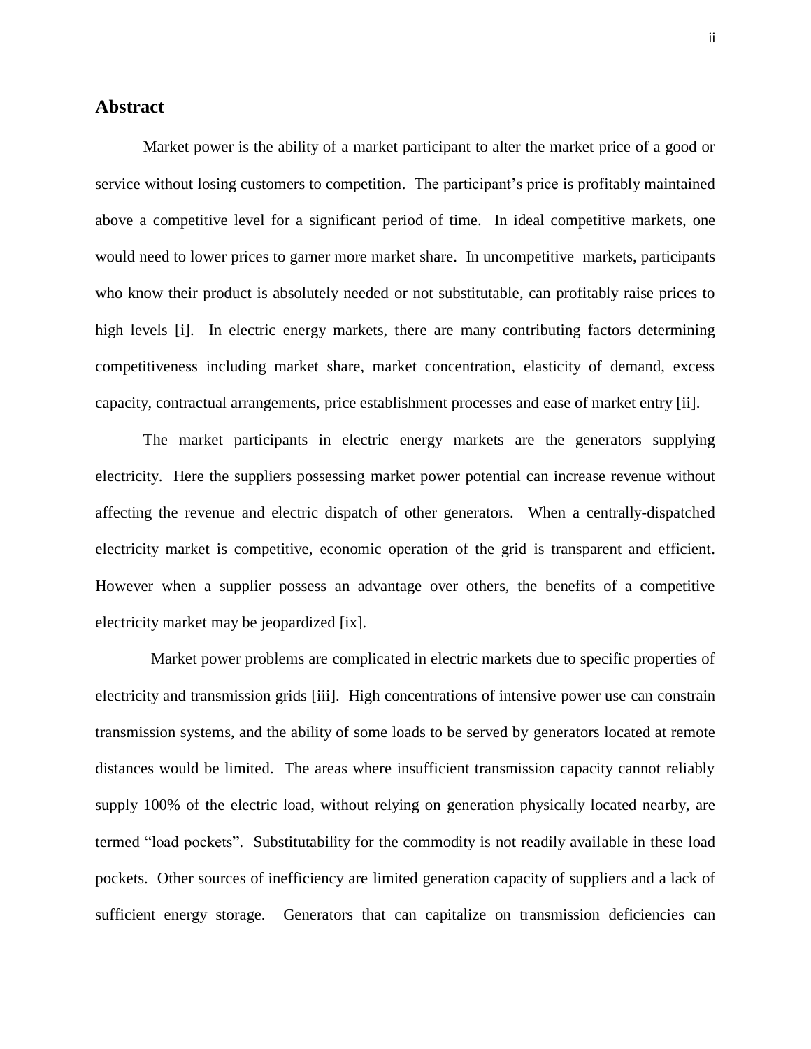## Abstract

Market power is the ability of a market participant to alter the market price of a good or service without losing customers to competition. The participant's price is profitably maintained above a competitive level for a significant period of time. In ideal competitive markets, one would need to lower prices to garner more market share. In uncompetitive markets, participants who know their product is absolutely needed or not substitutable, can profitably raise prices to high levels [i]. In electric energy markets, there are many contributing factors determining competitiveness including market share, market concentration, elasticity of demand, excess capacity, contractual arrangements, price establishment processes and ease of market entry [ii].

The market participants in electric energy markets are the generators supplying electricity. Here the suppliers possessing market power potential can increase revenue without affecting the revenue and electric dispatch of other generators. When a centrally-dispatched electricity market is competitive, economic operation of the grid is transparent and efficient. However when a supplier possess an advantage over others, the benefits of a competitive electricity market may be jeopardized [ix].

Market power problems are complicated in electric markets due to specific properties of electricity and transmission grids [iii]. High concentrations of intensive power use can constrain transmission systems, and the ability of some loads to be served by generators located at remote distances would be limited. The areas where insufficient transmission capacity cannot reliably supply 100% of the electric load, without relying on generation physically located nearby, are termed "load pockets". Substitutability for the commodity is not readily available in these load pockets. Other sources of inefficiency are limited generation capacity of suppliers and a lack of sufficient energy storage. Generators that can capitalize on transmission deficiencies can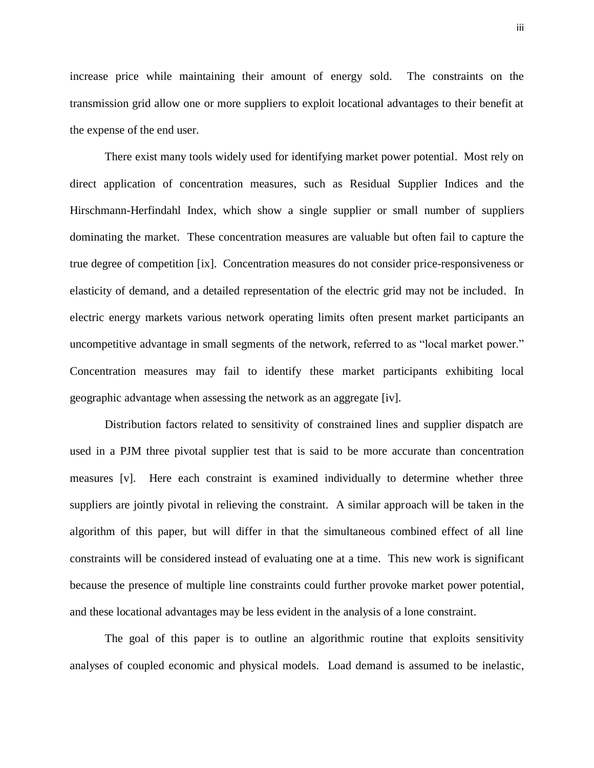increase price while maintaining their amount of energy sold. The constraints on the transmission grid allow one or more suppliers to exploit locational advantages to their benefit at the expense of the end user.

There exist many tools widely used for identifying market power potential. Most rely on direct application of concentration measures, such as Residual Supplier Indices and the Hirschmann-Herfindahl Index, which show a single supplier or small number of suppliers dominating the market. These concentration measures are valuable but often fail to capture the true degree of competition [ix]. Concentration measures do not consider price-responsiveness or elasticity of demand, and a detailed representation of the electric grid may not be included. In electric energy markets various network operating limits often present market participants an uncompetitive advantage in small segments of the network, referred to as "local market power." Concentration measures may fail to identify these market participants exhibiting local geographic advantage when assessing the network as an aggregate [iv].

Distribution factors related to sensitivity of constrained lines and supplier dispatch are used in a PJM three pivotal supplier test that is said to be more accurate than concentration measures [v]. Here each constraint is examined individually to determine whether three suppliers are jointly pivotal in relieving the constraint. A similar approach will be taken in the algorithm of this paper, but will differ in that the simultaneous combined effect of all line constraints will be considered instead of evaluating one at a time. This new work is significant because the presence of multiple line constraints could further provoke market power potential, and these locational advantages may be less evident in the analysis of a lone constraint.

The goal of this paper is to outline an algorithmic routine that exploits sensitivity analyses of coupled economic and physical models. Load demand is assumed to be inelastic,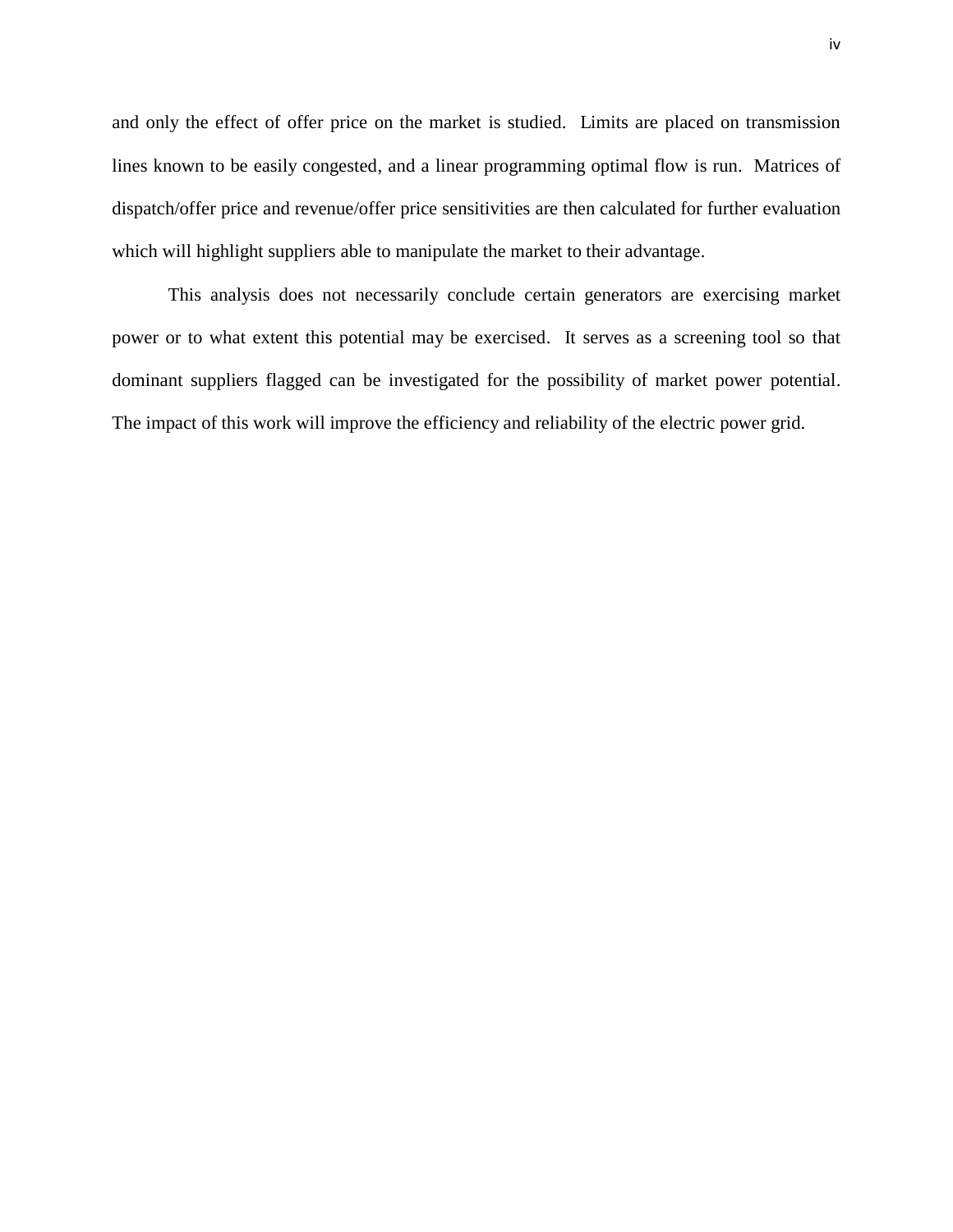and only the effect of offer price on the market is studied. Limits are placed on transmission lines known to be easily congested, and a linear programming optimal flow is run. Matrices of dispatch/offer price and revenue/offer price sensitivities are then calculated for further evaluation which will highlight suppliers able to manipulate the market to their advantage.

This analysis does not necessarily conclude certain generators are exercising market power or to what extent this potential may be exercised. It serves as a screening tool so that dominant suppliers flagged can be investigated for the possibility of market power potential. The impact of this work will improve the efficiency and reliability of the electric power grid.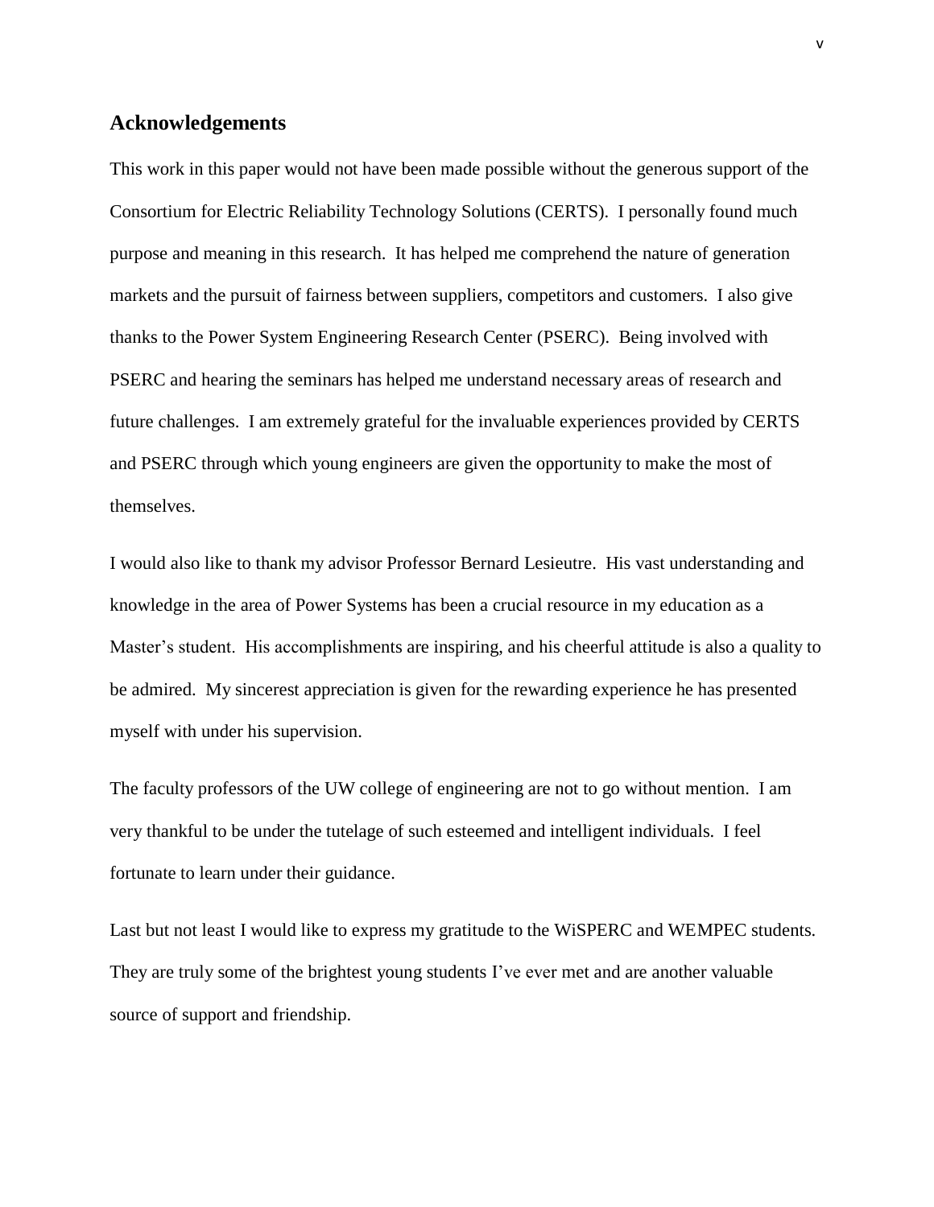## Acknowledgements

This work in this paper would not have been made possible without the generous support of the Consortium for Electric Reliability Technology Solutions (CERTS). I personally found much purpose and meaning in this research. It has helped me comprehend the nature of generation markets and the pursuit of fairness between suppliers, competitors and customers. I also give thanks to the Power System Engineering Research Center (PSERC). Being involved with PSERC and hearing the seminars has helped me understand necessary areas of research and future challenges. I am extremely grateful for the invaluable experiences provided by CERTS and PSERC through which young engineers are given the opportunity to make the most of themselves.

I would also like to thank my advisor Professor Bernard Lesieutre. His vast understanding and knowledge in the area of Power Systems has been a crucial resource in my education as a Master's student. His accomplishments are inspiring, and his cheerful attitude is also a quality to be admired. My sincerest appreciation is given for the rewarding experience he has presented myself with under his supervision.

The faculty professors of the UW college of engineering are not to go without mention. I am very thankful to be under the tutelage of such esteemed and intelligent individuals. I feel fortunate to learn under their guidance.

Last but not least I would like to express my gratitude to the WiSPERC and WEMPEC students. They are truly some of the brightest young students I've ever met and are another valuable source of support and friendship.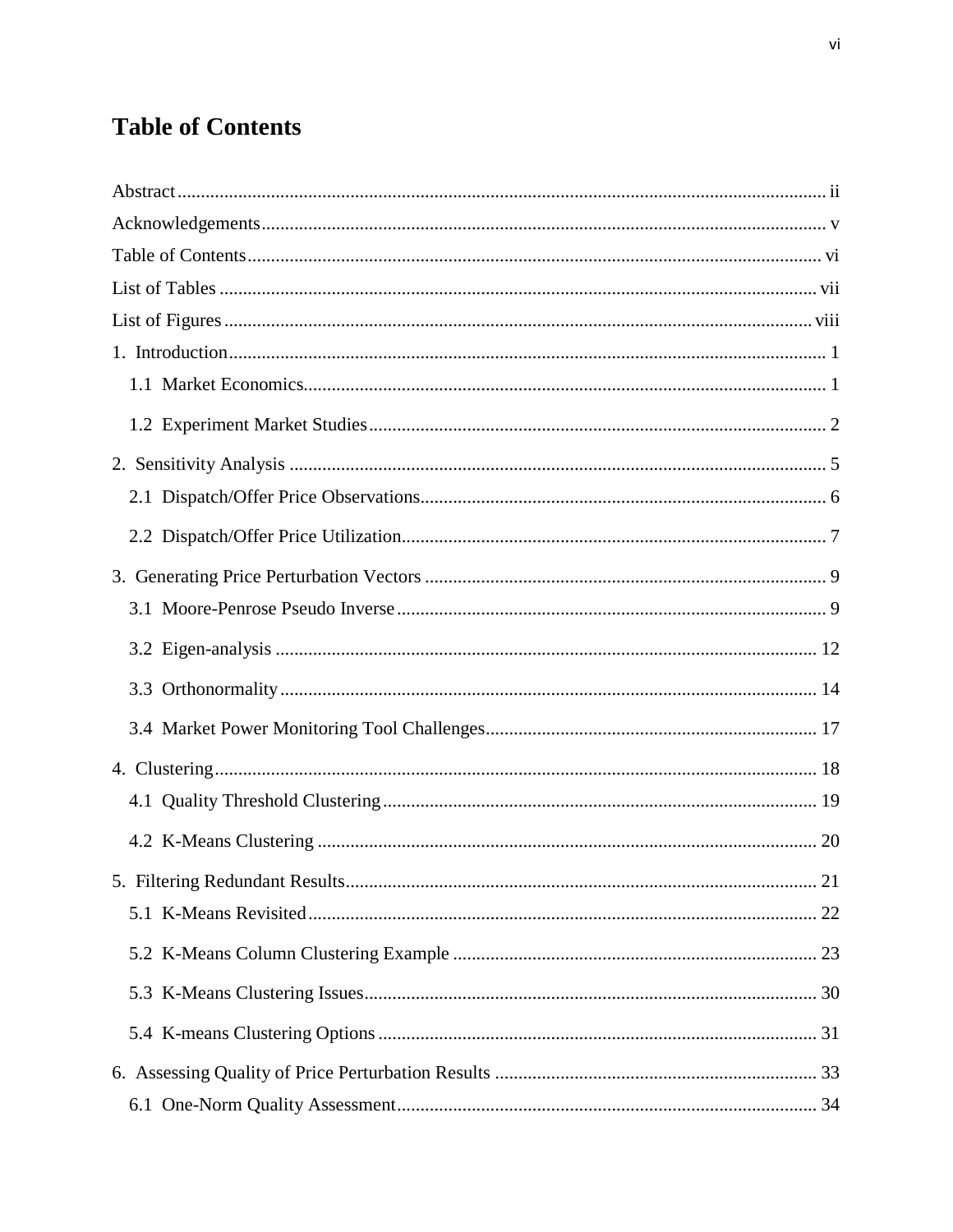# Table of Contents

Abstract ........................................................................................................................................ ii

Acknowledgements ...................................................................................................................... v

Table of Contents ........................................................................................................................ vi

List of Tables .............................................................................................................................. vii

List of Figures ........................................................................................................................... viii

1. Introduction ............................................................................................................................. 1

   1.1 Market Economics............................................................................................................. 1

   1.2 Experiment Market Studies ............................................................................................... 2

2. Sensitivity Analysis ................................................................................................................. 5

   2.1 Dispatch/Offer Price Observations..................................................................................... 6

   2.2 Dispatch/Offer Price Utilization......................................................................................... 7

3. Generating Price Perturbation Vectors .................................................................................... 9

   3.1 Moore-Penrose Pseudo Inverse .......................................................................................... 9

   3.2 Eigen-analysis ................................................................................................................. 12

   3.3 Orthonormality ................................................................................................................ 14

   3.4 Market Power Monitoring Tool Challenges..................................................................... 17

4. Clustering .............................................................................................................................. 18

   4.1 Quality Threshold Clustering ........................................................................................... 19

   4.2 K-Means Clustering ......................................................................................................... 20

5. Filtering Redundant Results................................................................................................... 21

   5.1 K-Means Revisited........................................................................................................... 22

   5.2 K-Means Column Clustering Example ............................................................................ 23

   5.3 K-Means Clustering Issues............................................................................................... 30

   5.4 K-means Clustering Options ............................................................................................ 31

6. Assessing Quality of Price Perturbation Results ................................................................... 33

   6.1 One-Norm Quality Assessment........................................................................................ 34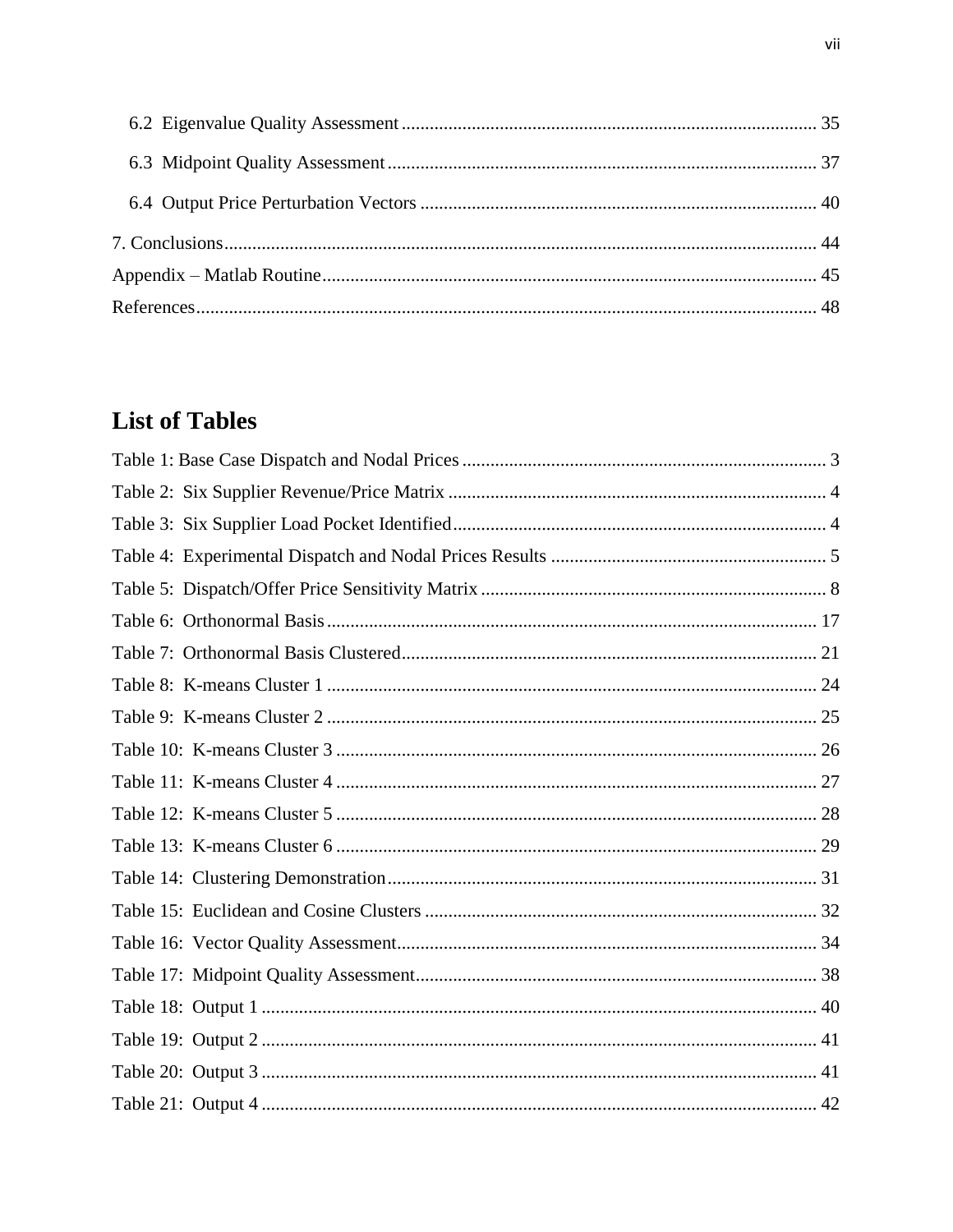6.2 Eigenvalue Quality Assessment ........................................................................................ 35

6.3 Midpoint Quality Assessment ........................................................................................... 37

6.4 Output Price Perturbation Vectors .................................................................................... 40

7. Conclusions............................................................................................................................. 44

Appendix – Matlab Routine......................................................................................................... 45

References.................................................................................................................................... 48

## List of Tables

Table 1: Base Case Dispatch and Nodal Prices ............................................................................. 3

Table 2: Six Supplier Revenue/Price Matrix ................................................................................ 4

Table 3: Six Supplier Load Pocket Identified................................................................................ 4

Table 4: Experimental Dispatch and Nodal Prices Results ........................................................... 5

Table 5: Dispatch/Offer Price Sensitivity Matrix .......................................................................... 8

Table 6: Orthonormal Basis......................................................................................................... 17

Table 7: Orthonormal Basis Clustered......................................................................................... 21

Table 8: K-means Cluster 1 ......................................................................................................... 24

Table 9: K-means Cluster 2 ......................................................................................................... 25

Table 10: K-means Cluster 3 ....................................................................................................... 26

Table 11: K-means Cluster 4 ....................................................................................................... 27

Table 12: K-means Cluster 5 ....................................................................................................... 28

Table 13: K-means Cluster 6 ....................................................................................................... 29

Table 14: Clustering Demonstration............................................................................................ 31

Table 15: Euclidean and Cosine Clusters .................................................................................... 32

Table 16: Vector Quality Assessment.......................................................................................... 34

Table 17: Midpoint Quality Assessment...................................................................................... 38

Table 18: Output 1 ....................................................................................................................... 40

Table 19: Output 2 ....................................................................................................................... 41

Table 20: Output 3 ....................................................................................................................... 41

Table 21: Output 4 ....................................................................................................................... 42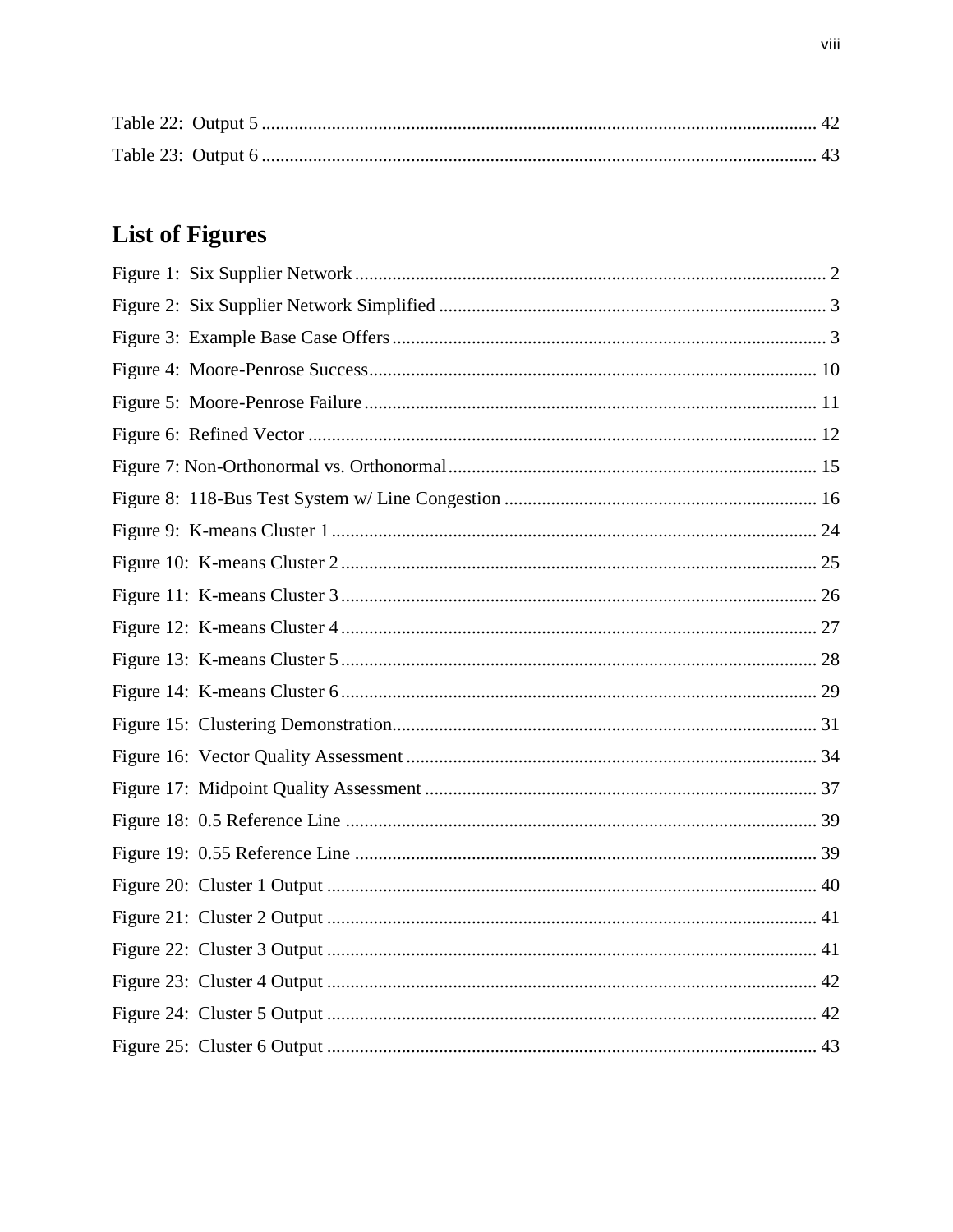Table 22: Output 5 .................................................................................................................... 42

Table 23: Output 6 .................................................................................................................... 43

## List of Figures

Figure 1: Six Supplier Network .................................................................................................. 2

Figure 2: Six Supplier Network Simplified ................................................................................. 3

Figure 3: Example Base Case Offers .......................................................................................... 3

Figure 4: Moore-Penrose Success.............................................................................................. 10

Figure 5: Moore-Penrose Failure ............................................................................................... 11

Figure 6: Refined Vector ........................................................................................................... 12

Figure 7: Non-Orthonormal vs. Orthonormal............................................................................. 15

Figure 8: 118-Bus Test System w/ Line Congestion .................................................................. 16

Figure 9: K-means Cluster 1 ...................................................................................................... 24

Figure 10: K-means Cluster 2 .................................................................................................... 25

Figure 11: K-means Cluster 3 .................................................................................................... 26

Figure 12: K-means Cluster 4 .................................................................................................... 27

Figure 13: K-means Cluster 5 .................................................................................................... 28

Figure 14: K-means Cluster 6 .................................................................................................... 29

Figure 15: Clustering Demonstration......................................................................................... 31

Figure 16: Vector Quality Assessment ...................................................................................... 34

Figure 17: Midpoint Quality Assessment ................................................................................... 37

Figure 18: 0.5 Reference Line ................................................................................................... 39

Figure 19: 0.55 Reference Line ................................................................................................. 39

Figure 20: Cluster 1 Output ....................................................................................................... 40

Figure 21: Cluster 2 Output ....................................................................................................... 41

Figure 22: Cluster 3 Output ....................................................................................................... 41

Figure 23: Cluster 4 Output ....................................................................................................... 42

Figure 24: Cluster 5 Output ....................................................................................................... 42

Figure 25: Cluster 6 Output ....................................................................................................... 43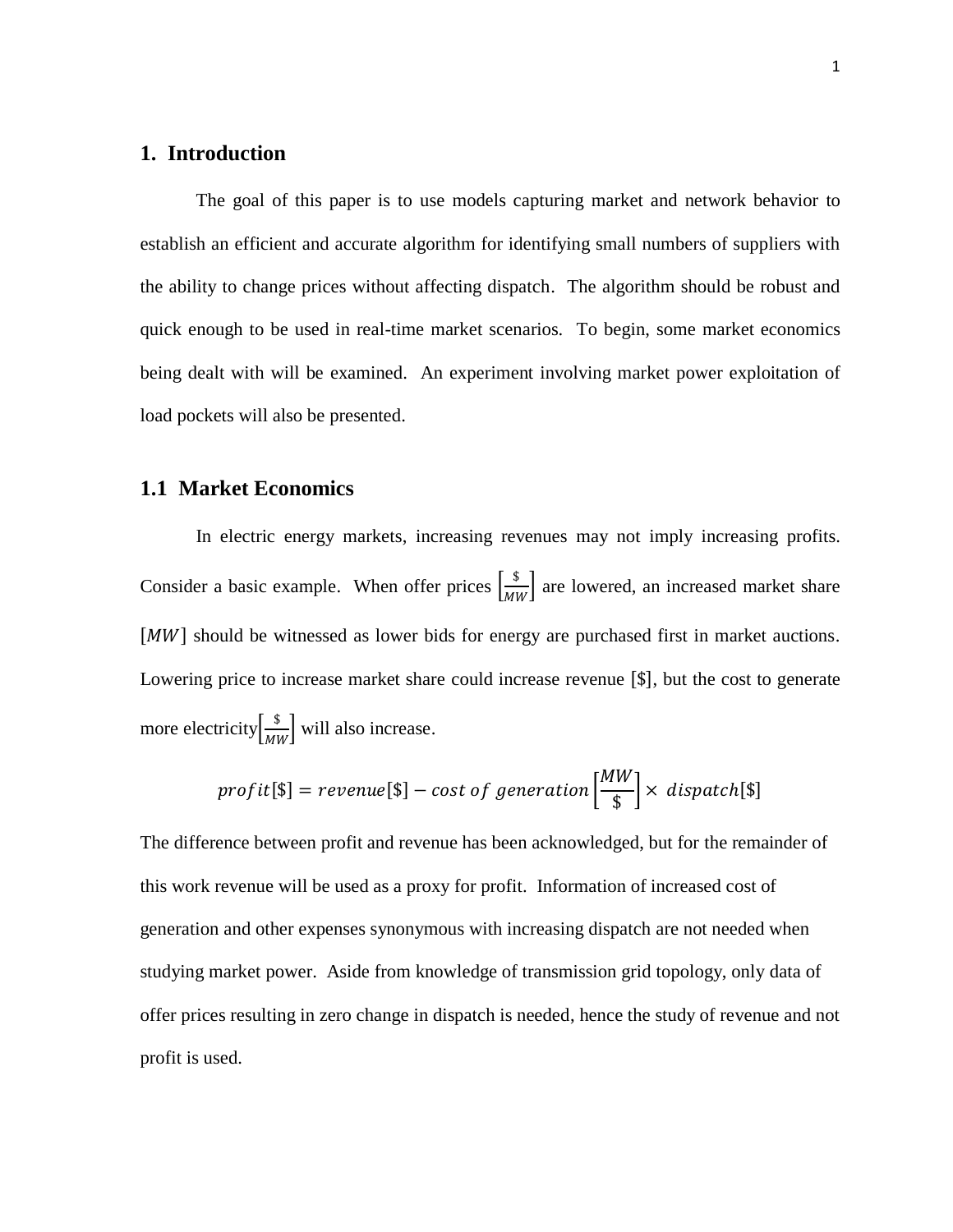# 1. Introduction

The goal of this paper is to use models capturing market and network behavior to establish an efficient and accurate algorithm for identifying small numbers of suppliers with the ability to change prices without affecting dispatch. The algorithm should be robust and quick enough to be used in real-time market scenarios. To begin, some market economics being dealt with will be examined. An experiment involving market power exploitation of load pockets will also be presented.

## 1.1 Market Economics

In electric energy markets, increasing revenues may not imply increasing profits. Consider a basic example. When offer prices $\left[\frac{\$}{MW}\right]$ are lowered, an increased market share $[MW]$ should be witnessed as lower bids for energy are purchased first in market auctions. Lowering price to increase market share could increase revenue [$], but the cost to generate more electricity$\left[\frac{\$}{MW}\right]$ will also increase.

$$profit[\$] = revenue[\$] - cost\ of\ generation\left[\frac{MW}{\$}\right] \times\ dispatch[\$]$$

The difference between profit and revenue has been acknowledged, but for the remainder of this work revenue will be used as a proxy for profit. Information of increased cost of generation and other expenses synonymous with increasing dispatch are not needed when studying market power. Aside from knowledge of transmission grid topology, only data of offer prices resulting in zero change in dispatch is needed, hence the study of revenue and not profit is used.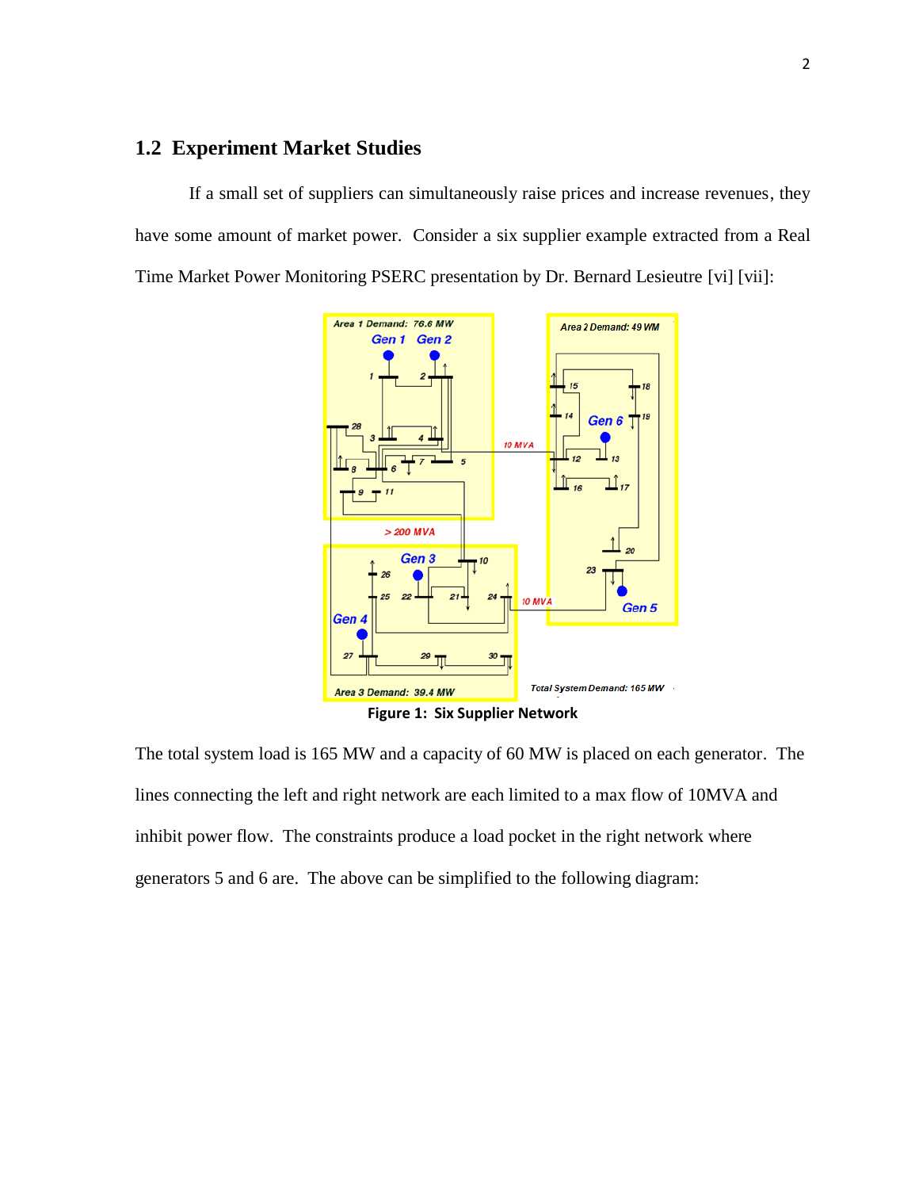## 1.2 Experiment Market Studies

If a small set of suppliers can simultaneously raise prices and increase revenues, they have some amount of market power. Consider a six supplier example extracted from a Real Time Market Power Monitoring PSERC presentation by Dr. Bernard Lesieutre [vi] [vii]:

**Figure 1: Six Supplier Network**

The total system load is 165 MW and a capacity of 60 MW is placed on each generator. The lines connecting the left and right network are each limited to a max flow of 10MVA and inhibit power flow. The constraints produce a load pocket in the right network where generators 5 and 6 are. The above can be simplified to the following diagram: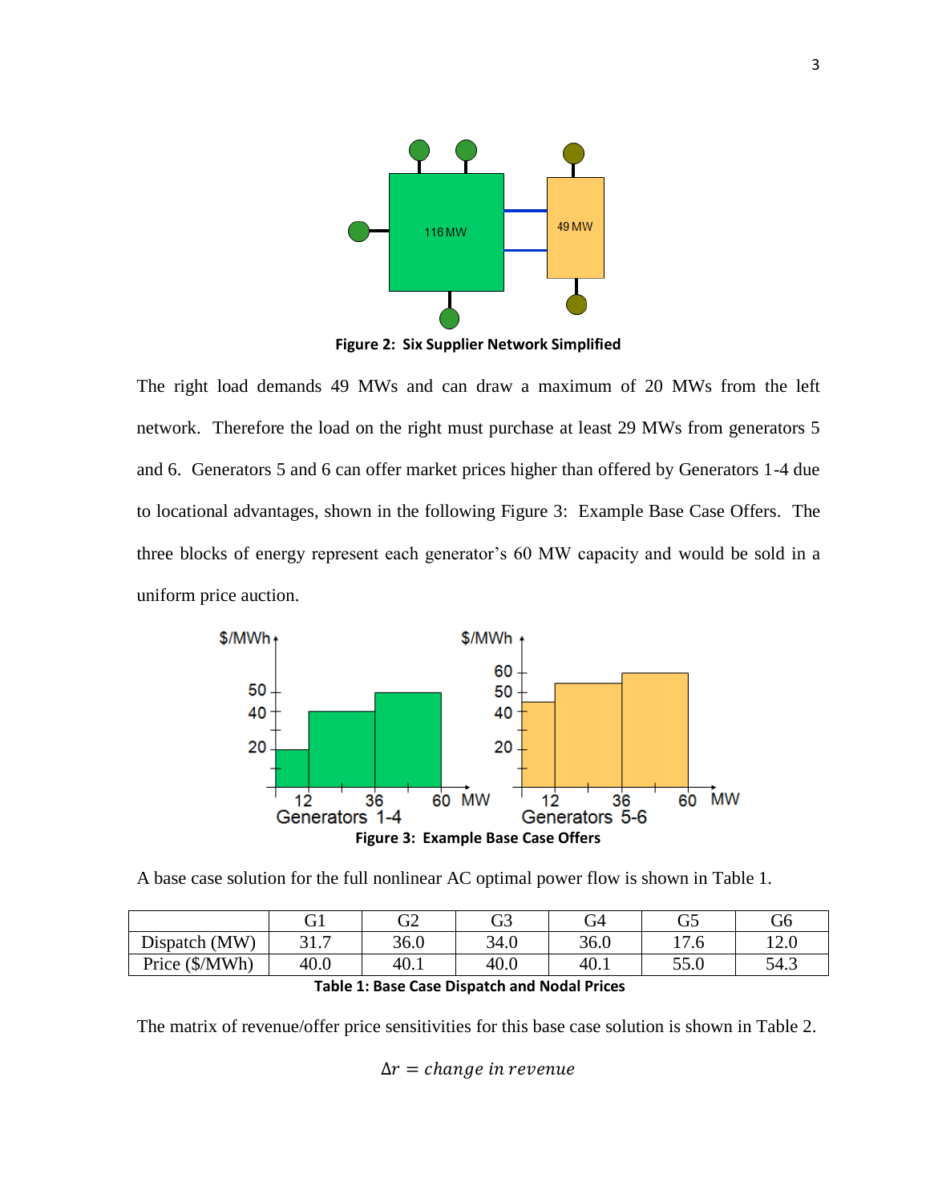Figure 2: Six Supplier Network Simplified

The right load demands 49 MWs and can draw a maximum of 20 MWs from the left network. Therefore the load on the right must purchase at least 29 MWs from generators 5 and 6. Generators 5 and 6 can offer market prices higher than offered by Generators 1-4 due to locational advantages, shown in the following Figure 3: Example Base Case Offers. The three blocks of energy represent each generator's 60 MW capacity and would be sold in a uniform price auction.

Figure 3: Example Base Case Offers

A base case solution for the full nonlinear AC optimal power flow is shown in Table 1.

| | G1 | G2 | G3 | G4 | G5 | G6 |
|---|---|---|---|---|---|---|
| Dispatch (MW) | 31.7 | 36.0 | 34.0 | 36.0 | 17.6 | 12.0 |
| Price ($/MWh) | 40.0 | 40.1 | 40.0 | 40.1 | 55.0 | 54.3 |

**Table 1: Base Case Dispatch and Nodal Prices**

The matrix of revenue/offer price sensitivities for this base case solution is shown in Table 2.

$$\Delta r = change\ in\ revenue$$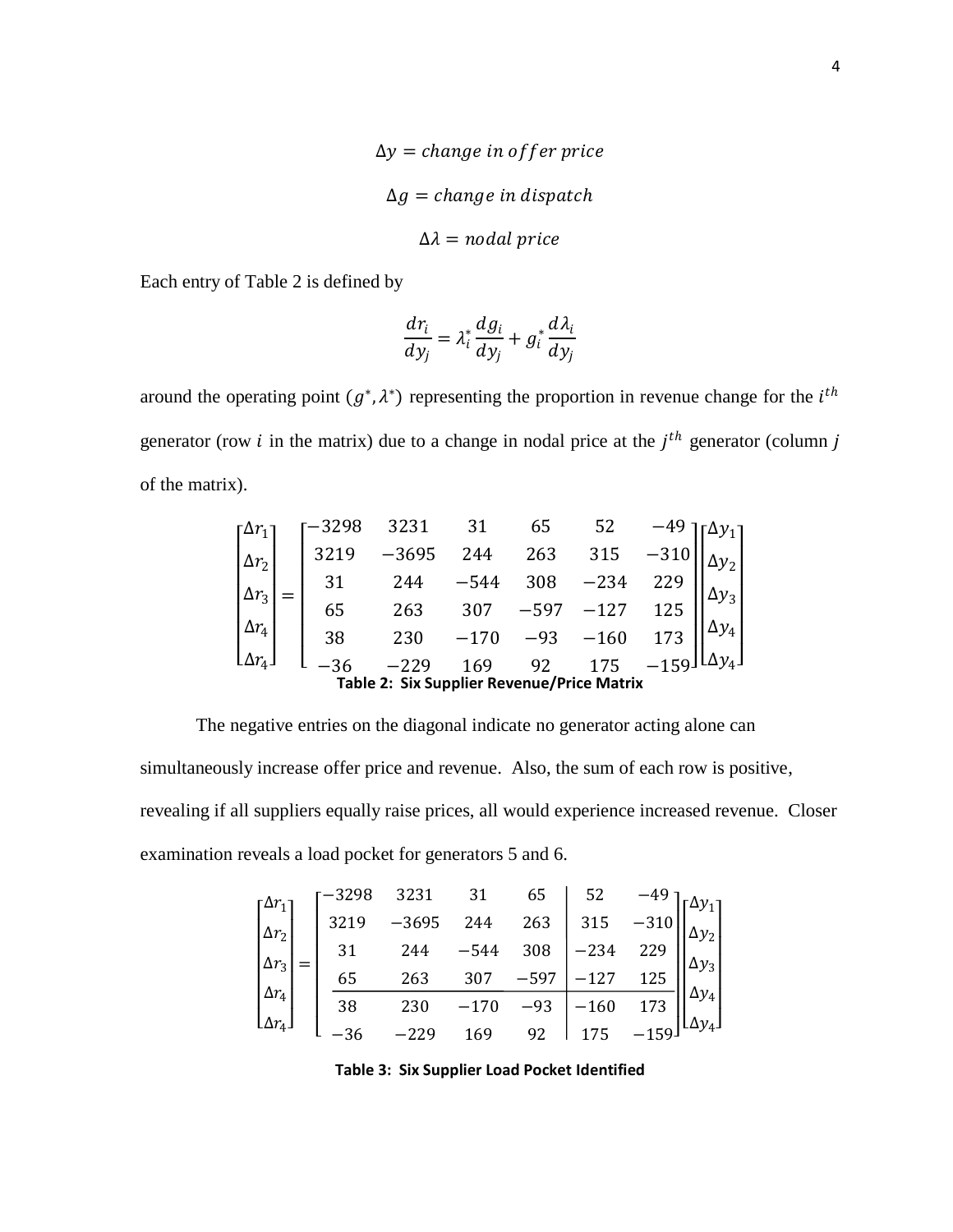$$\Delta y = change\ in\ offer\ price$$

$$\Delta g = change\ in\ dispatch$$

$$\Delta \lambda = nodal\ price$$

Each entry of Table 2 is defined by

$$\frac{dr_i}{dy_j} = \lambda_i^* \frac{dg_i}{dy_j} + g_i^* \frac{d\lambda_i}{dy_j}$$

around the operating point $(g^*, \lambda^*)$ representing the proportion in revenue change for the $i^{th}$ generator (row $i$ in the matrix) due to a change in nodal price at the $j^{th}$ generator (column $j$ of the matrix).

$$\begin{bmatrix} \Delta r_1 \\ \Delta r_2 \\ \Delta r_3 \\ \Delta r_4 \\ \Delta r_4 \\ \Delta r_4 \end{bmatrix} = \begin{bmatrix} -3298 & 3231 & 31 & 65 & 52 & -49 \\ 3219 & -3695 & 244 & 263 & 315 & -310 \\ 31 & 244 & -544 & 308 & -234 & 229 \\ 65 & 263 & 307 & -597 & -127 & 125 \\ 38 & 230 & -170 & -93 & -160 & 173 \\ -36 & -229 & 169 & 92 & 175 & -159 \end{bmatrix} \begin{bmatrix} \Delta y_1 \\ \Delta y_2 \\ \Delta y_3 \\ \Delta y_4 \\ \Delta y_4 \\ \Delta y_4 \end{bmatrix}$$

**Table 2: Six Supplier Revenue/Price Matrix**

The negative entries on the diagonal indicate no generator acting alone can simultaneously increase offer price and revenue. Also, the sum of each row is positive, revealing if all suppliers equally raise prices, all would experience increased revenue. Closer examination reveals a load pocket for generators 5 and 6.

$$\begin{bmatrix} \Delta r_1 \\ \Delta r_2 \\ \Delta r_3 \\ \Delta r_4 \\ \Delta r_4 \\ \Delta r_4 \end{bmatrix} = \left[\begin{array}{cccc|cc} -3298 & 3231 & 31 & 65 & 52 & -49 \\ 3219 & -3695 & 244 & 263 & 315 & -310 \\ 31 & 244 & -544 & 308 & -234 & 229 \\ 65 & 263 & 307 & -597 & -127 & 125 \\ \hline 38 & 230 & -170 & -93 & -160 & 173 \\ -36 & -229 & 169 & 92 & 175 & -159 \end{array}\right] \begin{bmatrix} \Delta y_1 \\ \Delta y_2 \\ \Delta y_3 \\ \Delta y_4 \\ \Delta y_4 \\ \Delta y_4 \end{bmatrix}$$

**Table 3: Six Supplier Load Pocket Identified**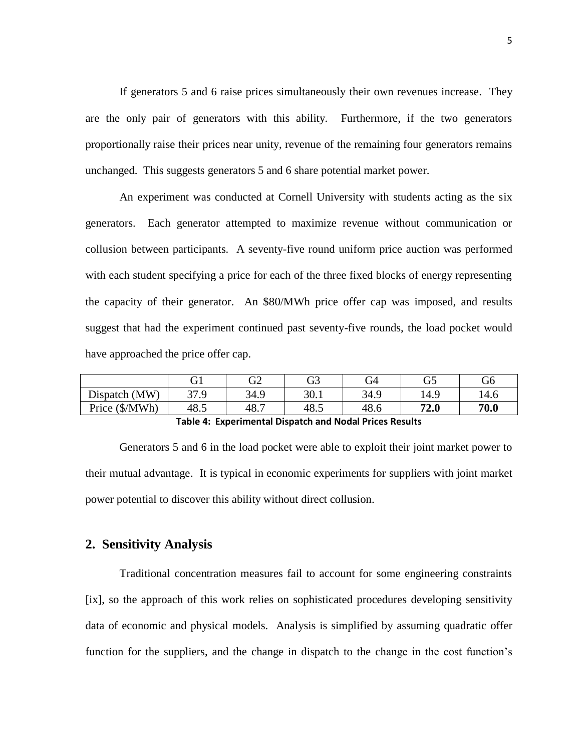If generators 5 and 6 raise prices simultaneously their own revenues increase. They are the only pair of generators with this ability. Furthermore, if the two generators proportionally raise their prices near unity, revenue of the remaining four generators remains unchanged. This suggests generators 5 and 6 share potential market power.

An experiment was conducted at Cornell University with students acting as the six generators. Each generator attempted to maximize revenue without communication or collusion between participants. A seventy-five round uniform price auction was performed with each student specifying a price for each of the three fixed blocks of energy representing the capacity of their generator. An $80/MWh price offer cap was imposed, and results suggest that had the experiment continued past seventy-five rounds, the load pocket would have approached the price offer cap.

| | G1 | G2 | G3 | G4 | G5 | G6 |
|---|---|---|---|---|---|---|
| Dispatch (MW) | 37.9 | 34.9 | 30.1 | 34.9 | 14.9 | 14.6 |
| Price ($/MWh) | 48.5 | 48.7 | 48.5 | 48.6 | **72.0** | **70.0** |

**Table 4: Experimental Dispatch and Nodal Prices Results**

Generators 5 and 6 in the load pocket were able to exploit their joint market power to their mutual advantage. It is typical in economic experiments for suppliers with joint market power potential to discover this ability without direct collusion.

## 2. Sensitivity Analysis

Traditional concentration measures fail to account for some engineering constraints [ix], so the approach of this work relies on sophisticated procedures developing sensitivity data of economic and physical models. Analysis is simplified by assuming quadratic offer function for the suppliers, and the change in dispatch to the change in the cost function's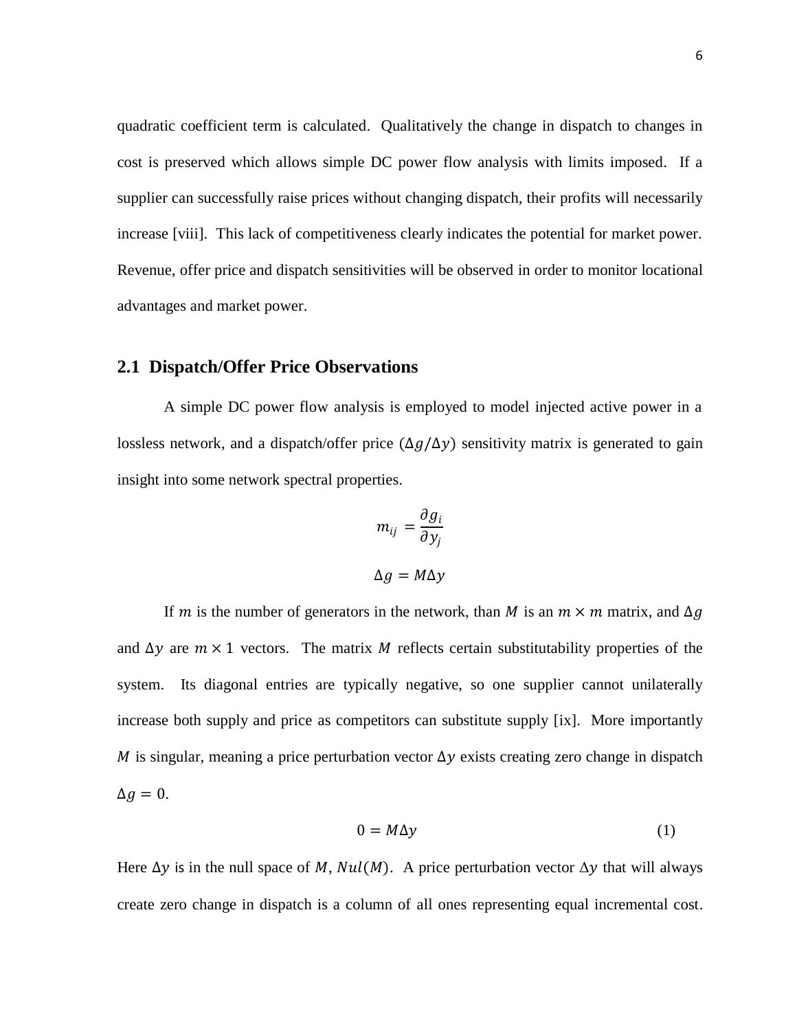quadratic coefficient term is calculated. Qualitatively the change in dispatch to changes in cost is preserved which allows simple DC power flow analysis with limits imposed. If a supplier can successfully raise prices without changing dispatch, their profits will necessarily increase [viii]. This lack of competitiveness clearly indicates the potential for market power. Revenue, offer price and dispatch sensitivities will be observed in order to monitor locational advantages and market power.

## 2.1 Dispatch/Offer Price Observations

A simple DC power flow analysis is employed to model injected active power in a lossless network, and a dispatch/offer price ($\Delta g/\Delta y$) sensitivity matrix is generated to gain insight into some network spectral properties.

$$m_{ij} = \frac{\partial g_i}{\partial y_j}$$

$$\Delta g = M\Delta y$$

If $m$ is the number of generators in the network, than $M$ is an $m \times m$ matrix, and $\Delta g$ and $\Delta y$ are $m \times 1$ vectors. The matrix $M$ reflects certain substitutability properties of the system. Its diagonal entries are typically negative, so one supplier cannot unilaterally increase both supply and price as competitors can substitute supply [ix]. More importantly $M$ is singular, meaning a price perturbation vector $\Delta y$ exists creating zero change in dispatch $\Delta g = 0$.

$$0 = M\Delta y \tag{1}$$

Here $\Delta y$ is in the null space of $M$, $Nul(M)$. A price perturbation vector $\Delta y$ that will always create zero change in dispatch is a column of all ones representing equal incremental cost.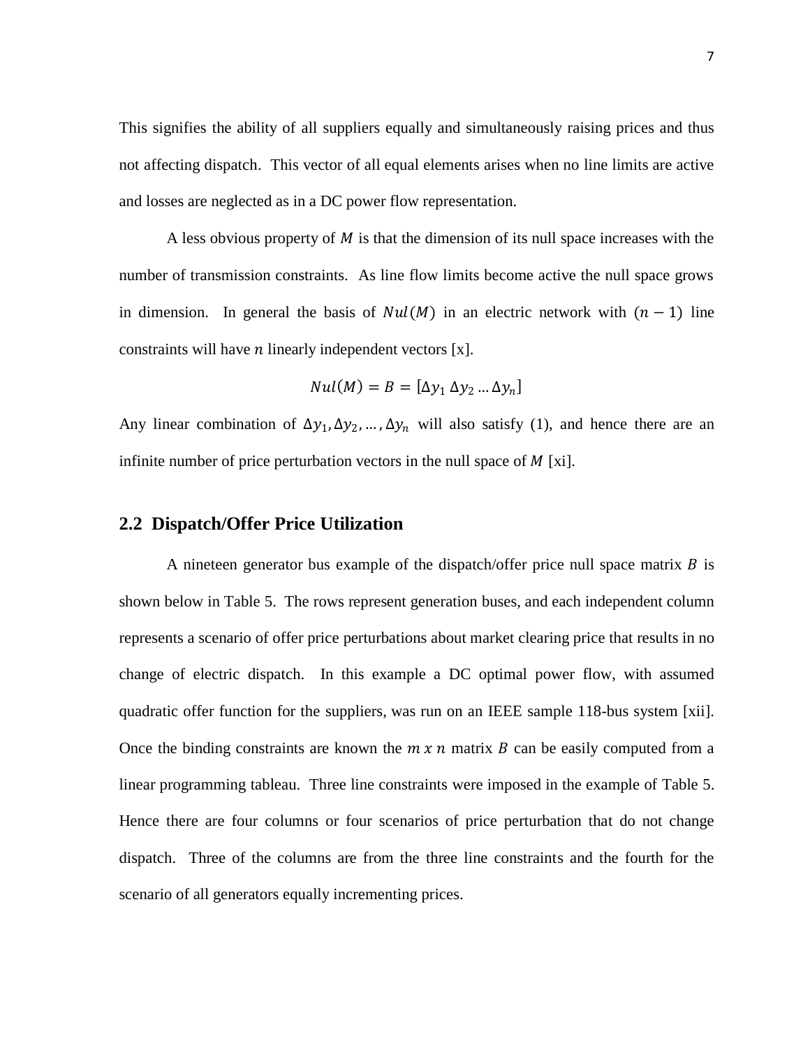This signifies the ability of all suppliers equally and simultaneously raising prices and thus not affecting dispatch. This vector of all equal elements arises when no line limits are active and losses are neglected as in a DC power flow representation.

A less obvious property of $M$ is that the dimension of its null space increases with the number of transmission constraints. As line flow limits become active the null space grows in dimension. In general the basis of $Nul(M)$ in an electric network with $(n-1)$ line constraints will have $n$ linearly independent vectors [x].

$$Nul(M) = B = [\Delta y_1 \; \Delta y_2 \ldots \Delta y_n]$$

Any linear combination of $\Delta y_1, \Delta y_2, \ldots, \Delta y_n$ will also satisfy (1), and hence there are an infinite number of price perturbation vectors in the null space of $M$ [xi].

## 2.2 Dispatch/Offer Price Utilization

A nineteen generator bus example of the dispatch/offer price null space matrix $B$ is shown below in Table 5. The rows represent generation buses, and each independent column represents a scenario of offer price perturbations about market clearing price that results in no change of electric dispatch. In this example a DC optimal power flow, with assumed quadratic offer function for the suppliers, was run on an IEEE sample 118-bus system [xii]. Once the binding constraints are known the $m \; x \; n$ matrix $B$ can be easily computed from a linear programming tableau. Three line constraints were imposed in the example of Table 5. Hence there are four columns or four scenarios of price perturbation that do not change dispatch. Three of the columns are from the three line constraints and the fourth for the scenario of all generators equally incrementing prices.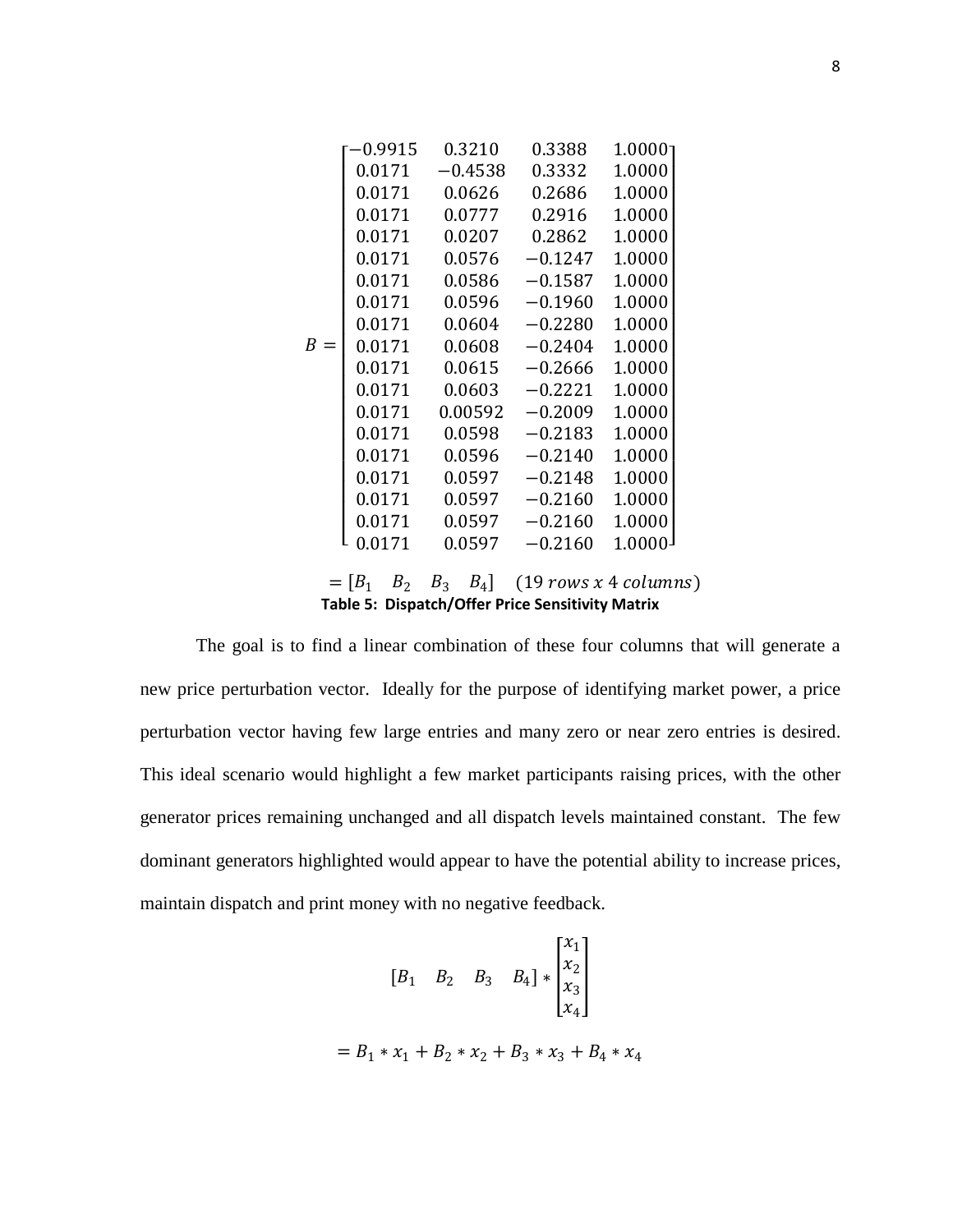$$
B = \begin{bmatrix}
-0.9915 & 0.3210 & 0.3388 & 1.0000 \\
0.0171 & -0.4538 & 0.3332 & 1.0000 \\
0.0171 & 0.0626 & 0.2686 & 1.0000 \\
0.0171 & 0.0777 & 0.2916 & 1.0000 \\
0.0171 & 0.0207 & 0.2862 & 1.0000 \\
0.0171 & 0.0576 & -0.1247 & 1.0000 \\
0.0171 & 0.0586 & -0.1587 & 1.0000 \\
0.0171 & 0.0596 & -0.1960 & 1.0000 \\
0.0171 & 0.0604 & -0.2280 & 1.0000 \\
0.0171 & 0.0608 & -0.2404 & 1.0000 \\
0.0171 & 0.0615 & -0.2666 & 1.0000 \\
0.0171 & 0.0603 & -0.2221 & 1.0000 \\
0.0171 & 0.00592 & -0.2009 & 1.0000 \\
0.0171 & 0.0598 & -0.2183 & 1.0000 \\
0.0171 & 0.0596 & -0.2140 & 1.0000 \\
0.0171 & 0.0597 & -0.2148 & 1.0000 \\
0.0171 & 0.0597 & -0.2160 & 1.0000 \\
0.0171 & 0.0597 & -0.2160 & 1.0000 \\
0.0171 & 0.0597 & -0.2160 & 1.0000
\end{bmatrix}
$$

$$
= [B_1 \quad B_2 \quad B_3 \quad B_4] \quad (19\ rows\ x\ 4\ columns)
$$

**Table 5: Dispatch/Offer Price Sensitivity Matrix**

The goal is to find a linear combination of these four columns that will generate a new price perturbation vector. Ideally for the purpose of identifying market power, a price perturbation vector having few large entries and many zero or near zero entries is desired. This ideal scenario would highlight a few market participants raising prices, with the other generator prices remaining unchanged and all dispatch levels maintained constant. The few dominant generators highlighted would appear to have the potential ability to increase prices, maintain dispatch and print money with no negative feedback.

$$
[B_1 \quad B_2 \quad B_3 \quad B_4] * \begin{bmatrix} x_1 \\ x_2 \\ x_3 \\ x_4 \end{bmatrix}
$$

$$
= B_1 * x_1 + B_2 * x_2 + B_3 * x_3 + B_4 * x_4
$$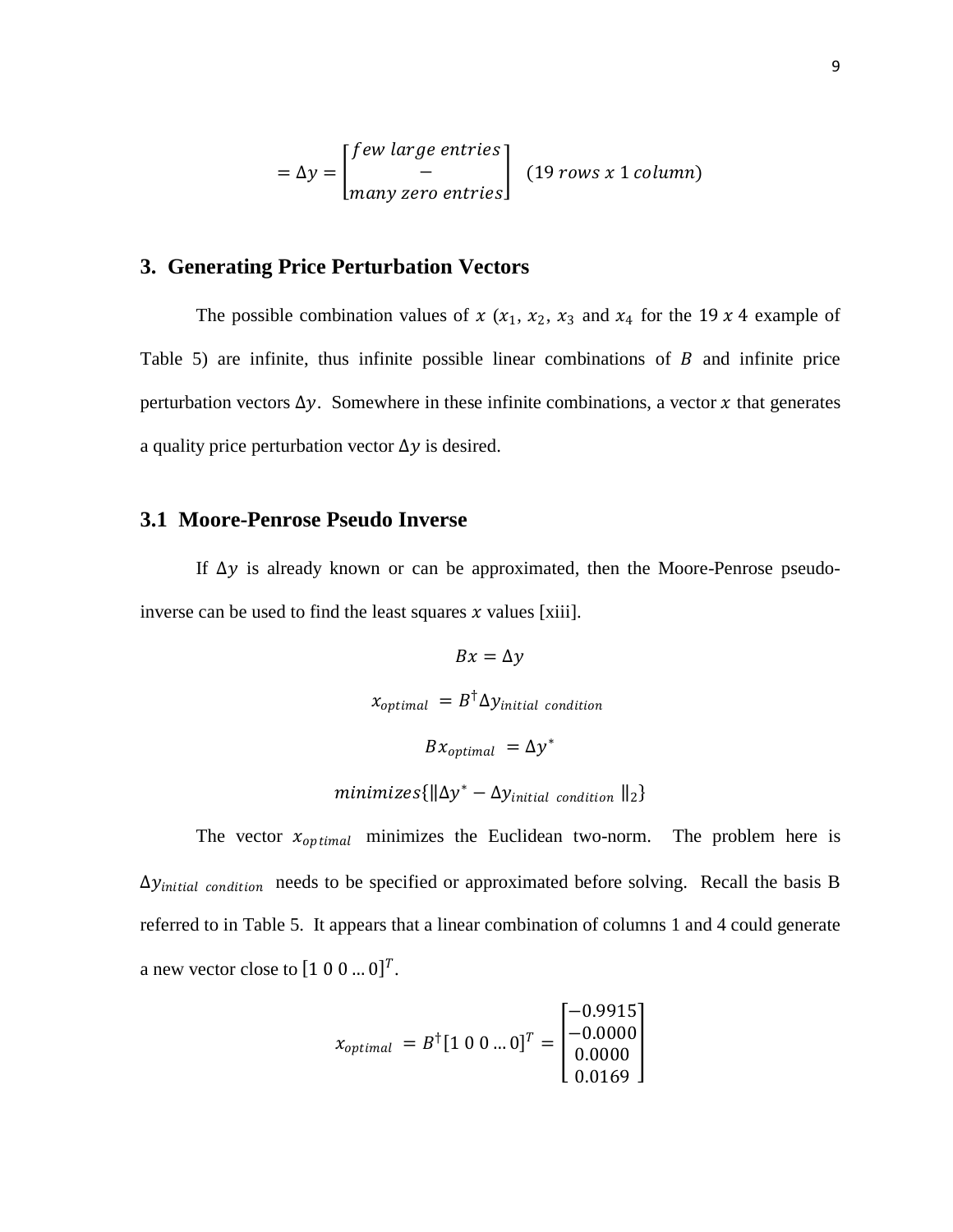$$= \Delta y = \begin{bmatrix} few\ large\ entries \\ - \\ many\ zero\ entries \end{bmatrix} \quad (19\ rows\ x\ 1\ column)$$

## 3. Generating Price Perturbation Vectors

The possible combination values of $x$ ($x_1$, $x_2$, $x_3$ and $x_4$ for the 19 $x$ 4 example of Table 5) are infinite, thus infinite possible linear combinations of $B$ and infinite price perturbation vectors $\Delta y$. Somewhere in these infinite combinations, a vector $x$ that generates a quality price perturbation vector $\Delta y$ is desired.

### 3.1 Moore-Penrose Pseudo Inverse

If $\Delta y$ is already known or can be approximated, then the Moore-Penrose pseudo-inverse can be used to find the least squares $x$ values [xiii].

$$Bx = \Delta y$$

$$x_{optimal} = B^{\dagger} \Delta y_{initial\ condition}$$

$$Bx_{optimal} = \Delta y^{*}$$

$$minimizes\{\|\Delta y^{*} - \Delta y_{initial\ condition}\|_2\}$$

The vector $x_{optimal}$ minimizes the Euclidean two-norm. The problem here is $\Delta y_{initial\ condition}$ needs to be specified or approximated before solving. Recall the basis B referred to in Table 5. It appears that a linear combination of columns 1 and 4 could generate a new vector close to $[1\ 0\ 0 \ldots 0]^T$.

$$x_{optimal} = B^{\dagger}[1\ 0\ 0 \ldots 0]^T = \begin{bmatrix} -0.9915 \\ -0.0000 \\ 0.0000 \\ 0.0169 \end{bmatrix}$$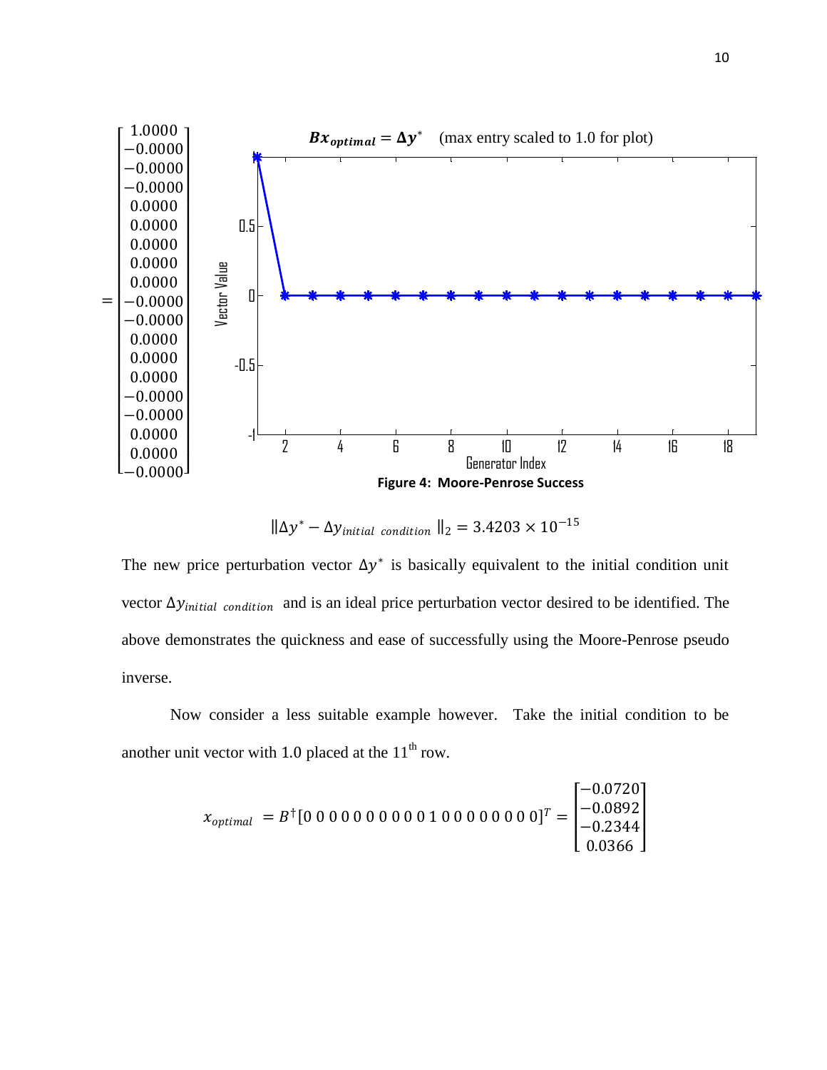$$
= \begin{bmatrix} 1.0000 \\ -0.0000 \\ -0.0000 \\ -0.0000 \\ 0.0000 \\ 0.0000 \\ 0.0000 \\ 0.0000 \\ 0.0000 \\ -0.0000 \\ -0.0000 \\ 0.0000 \\ 0.0000 \\ 0.0000 \\ -0.0000 \\ -0.0000 \\ 0.0000 \\ 0.0000 \\ -0.0000 \end{bmatrix}
$$

**Figure 4: Moore-Penrose Success**

$$
\| \Delta y^* - \Delta y_{initial\ condition} \|_2 = 3.4203 \times 10^{-15}
$$

The new price perturbation vector $\Delta y^*$ is basically equivalent to the initial condition unit vector $\Delta y_{initial\ condition}$ and is an ideal price perturbation vector desired to be identified. The above demonstrates the quickness and ease of successfully using the Moore-Penrose pseudo inverse.

Now consider a less suitable example however. Take the initial condition to be another unit vector with 1.0 placed at the 11th row.

$$
x_{optimal} = B^{\dagger}[0\ 0\ 0\ 0\ 0\ 0\ 0\ 0\ 0\ 0\ 1\ 0\ 0\ 0\ 0\ 0\ 0\ 0\ 0]^T = \begin{bmatrix} -0.0720 \\ -0.0892 \\ -0.2344 \\ 0.0366 \end{bmatrix}
$$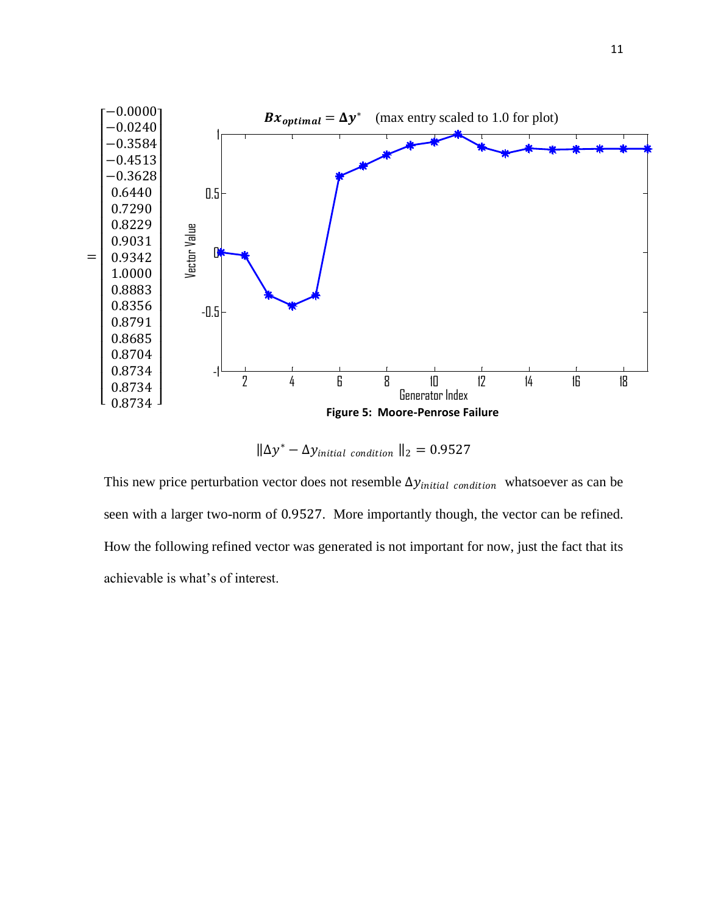$$
= \begin{bmatrix} -0.0000 \\ -0.0240 \\ -0.3584 \\ -0.4513 \\ -0.3628 \\ 0.6440 \\ 0.7290 \\ 0.8229 \\ 0.9031 \\ 0.9342 \\ 1.0000 \\ 0.8883 \\ 0.8356 \\ 0.8791 \\ 0.8685 \\ 0.8704 \\ 0.8734 \\ 0.8734 \\ 0.8734 \end{bmatrix}
$$

$\boldsymbol{Bx_{optimal}} = \boldsymbol{\Delta y}^*$ (max entry scaled to 1.0 for plot)

**Figure 5: Moore-Penrose Failure**

$$\|\Delta y^* - \Delta y_{initial\ condition}\|_2 = 0.9527$$

This new price perturbation vector does not resemble $\Delta y_{initial\ condition}$ whatsoever as can be seen with a larger two-norm of 0.9527. More importantly though, the vector can be refined. How the following refined vector was generated is not important for now, just the fact that its achievable is what's of interest.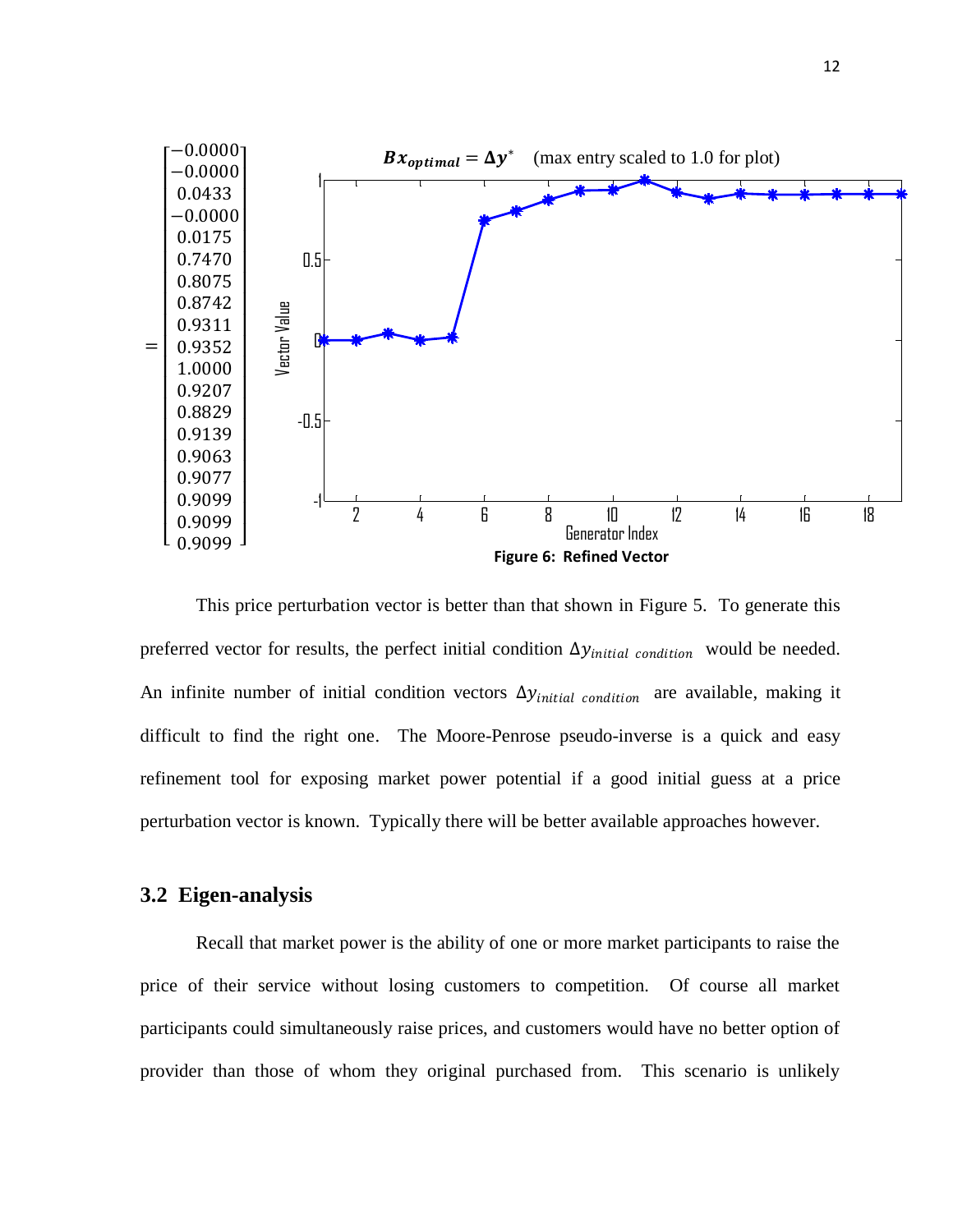$$= \begin{bmatrix} -0.0000 \\ -0.0000 \\ 0.0433 \\ -0.0000 \\ 0.0175 \\ 0.7470 \\ 0.8075 \\ 0.8742 \\ 0.9311 \\ 0.9352 \\ 1.0000 \\ 0.9207 \\ 0.8829 \\ 0.9139 \\ 0.9063 \\ 0.9077 \\ 0.9099 \\ 0.9099 \\ 0.9099 \end{bmatrix}$$

$\boldsymbol{Bx_{optimal}} = \boldsymbol{\Delta y}^*$ (max entry scaled to 1.0 for plot)

**Figure 6: Refined Vector**

This price perturbation vector is better than that shown in Figure 5. To generate this preferred vector for results, the perfect initial condition $\Delta y_{initial\ condition}$ would be needed. An infinite number of initial condition vectors $\Delta y_{initial\ condition}$ are available, making it difficult to find the right one. The Moore-Penrose pseudo-inverse is a quick and easy refinement tool for exposing market power potential if a good initial guess at a price perturbation vector is known. Typically there will be better available approaches however.

## 3.2 Eigen-analysis

Recall that market power is the ability of one or more market participants to raise the price of their service without losing customers to competition. Of course all market participants could simultaneously raise prices, and customers would have no better option of provider than those of whom they original purchased from. This scenario is unlikely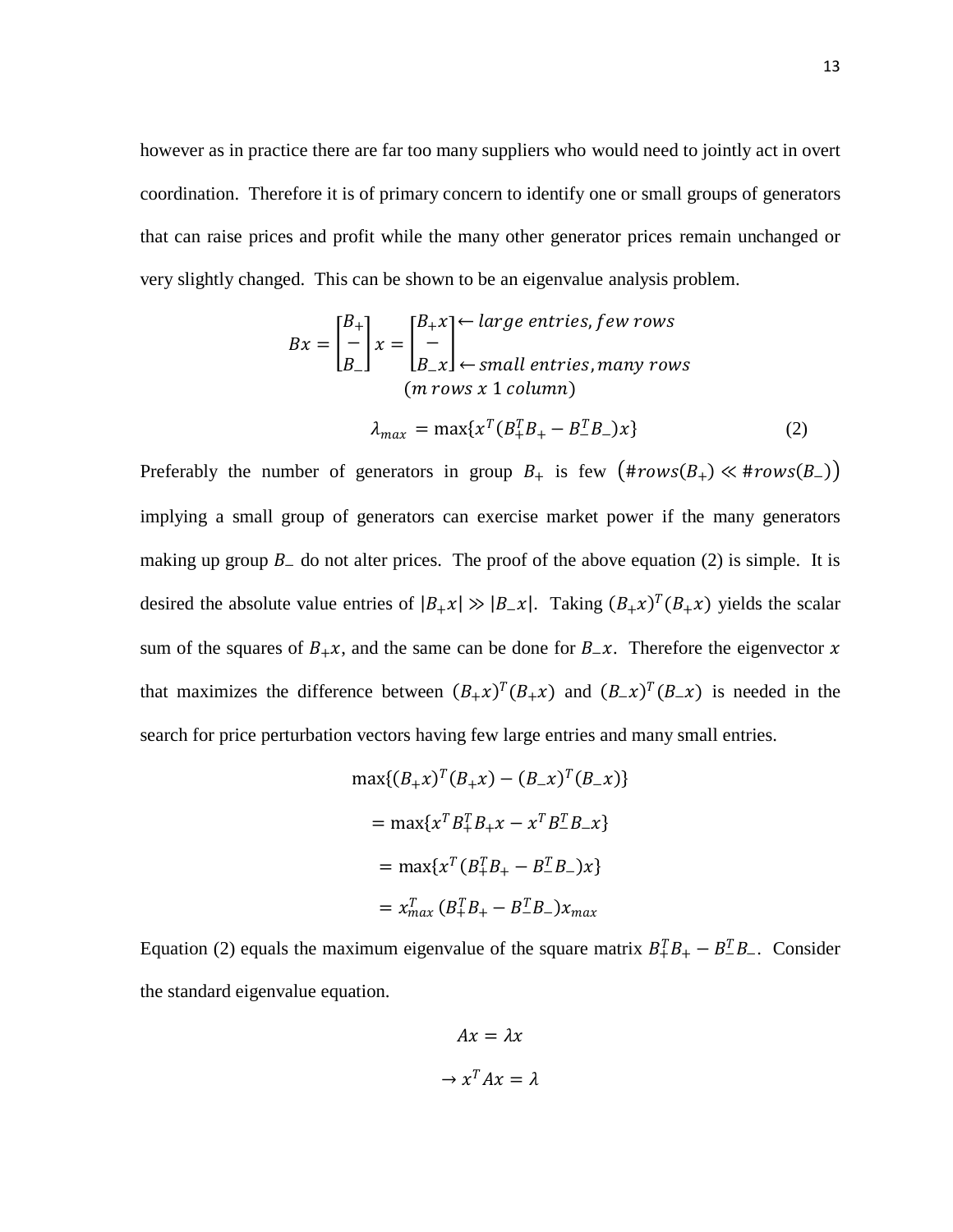however as in practice there are far too many suppliers who would need to jointly act in overt coordination. Therefore it is of primary concern to identify one or small groups of generators that can raise prices and profit while the many other generator prices remain unchanged or very slightly changed. This can be shown to be an eigenvalue analysis problem.

$$Bx = \begin{bmatrix} B_+ \\ - \\ B_- \end{bmatrix} x = \begin{bmatrix} B_+x \\ - \\ B_-x \end{bmatrix} \begin{matrix} \leftarrow large\ entries, few\ rows \\ \\ \leftarrow small\ entries, many\ rows \end{matrix}$$

$$(m\ rows\ x\ 1\ column)$$

$$\lambda_{max} = \max\{x^T(B_+^T B_+ - B_-^T B_-)x\} \tag{2}$$

Preferably the number of generators in group $B_+$ is few $\left(\#rows(B_+) \ll \#rows(B_-)\right)$ implying a small group of generators can exercise market power if the many generators making up group $B_-$ do not alter prices. The proof of the above equation (2) is simple. It is desired the absolute value entries of $|B_+x| \gg |B_-x|$. Taking $(B_+x)^T(B_+x)$ yields the scalar sum of the squares of $B_+x$, and the same can be done for $B_-x$. Therefore the eigenvector $x$ that maximizes the difference between $(B_+x)^T(B_+x)$ and $(B_-x)^T(B_-x)$ is needed in the search for price perturbation vectors having few large entries and many small entries.

$$\max\{(B_+x)^T(B_+x) - (B_-x)^T(B_-x)\}$$

$$= \max\{x^T B_+^T B_+ x - x^T B_-^T B_- x\}$$

$$= \max\{x^T(B_+^T B_+ - B_-^T B_-)x\}$$

$$= x_{max}^T(B_+^T B_+ - B_-^T B_-)x_{max}$$

Equation (2) equals the maximum eigenvalue of the square matrix $B_+^T B_+ - B_-^T B_-$. Consider the standard eigenvalue equation.

$$Ax = \lambda x$$

$$\rightarrow x^T A x = \lambda$$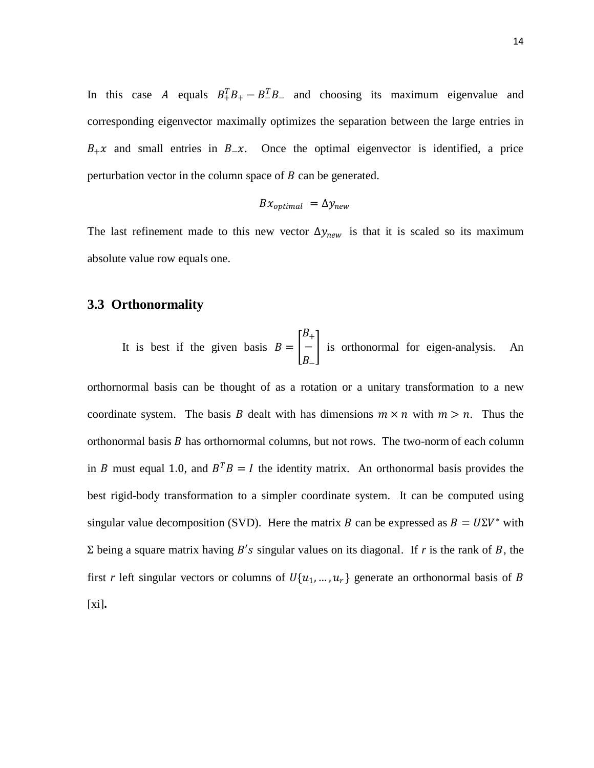In this case $A$ equals $B_+^T B_+ - B_-^T B_-$ and choosing its maximum eigenvalue and corresponding eigenvector maximally optimizes the separation between the large entries in $B_+ x$ and small entries in $B_- x$. Once the optimal eigenvector is identified, a price perturbation vector in the column space of $B$ can be generated.

$$Bx_{optimal} = \Delta y_{new}$$

The last refinement made to this new vector $\Delta y_{new}$ is that it is scaled so its maximum absolute value row equals one.

## 3.3 Orthonormality

It is best if the given basis $B = \begin{bmatrix} B_+ \\ - \\ B_- \end{bmatrix}$ is orthonormal for eigen-analysis. An orthornormal basis can be thought of as a rotation or a unitary transformation to a new coordinate system. The basis $B$ dealt with has dimensions $m \times n$ with $m > n$. Thus the orthonormal basis $B$ has orthornormal columns, but not rows. The two-norm of each column in $B$ must equal 1.0, and $B^T B = I$ the identity matrix. An orthonormal basis provides the best rigid-body transformation to a simpler coordinate system. It can be computed using singular value decomposition (SVD). Here the matrix $B$ can be expressed as $B = U\Sigma V^*$ with $\Sigma$ being a square matrix having $B's$ singular values on its diagonal. If *r* is the rank of $B$, the first *r* left singular vectors or columns of $U\{u_1, \ldots, u_r\}$ generate an orthonormal basis of $B$ [xi]**.**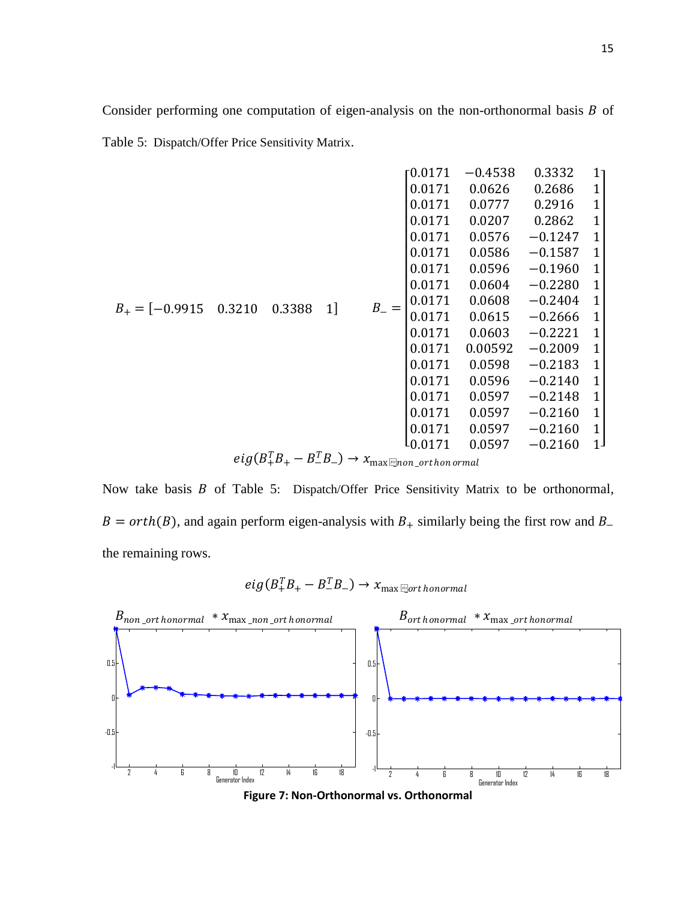Consider performing one computation of eigen-analysis on the non-orthonormal basis $B$ of Table 5: Dispatch/Offer Price Sensitivity Matrix.

$$B_+ = [-0.9915 \quad 0.3210 \quad 0.3388 \quad 1] \qquad B_- = \begin{bmatrix} 0.0171 & -0.4538 & 0.3332 & 1 \\ 0.0171 & 0.0626 & 0.2686 & 1 \\ 0.0171 & 0.0777 & 0.2916 & 1 \\ 0.0171 & 0.0207 & 0.2862 & 1 \\ 0.0171 & 0.0576 & -0.1247 & 1 \\ 0.0171 & 0.0586 & -0.1587 & 1 \\ 0.0171 & 0.0596 & -0.1960 & 1 \\ 0.0171 & 0.0604 & -0.2280 & 1 \\ 0.0171 & 0.0608 & -0.2404 & 1 \\ 0.0171 & 0.0615 & -0.2666 & 1 \\ 0.0171 & 0.0603 & -0.2221 & 1 \\ 0.0171 & 0.00592 & -0.2009 & 1 \\ 0.0171 & 0.0598 & -0.2183 & 1 \\ 0.0171 & 0.0596 & -0.2140 & 1 \\ 0.0171 & 0.0597 & -0.2148 & 1 \\ 0.0171 & 0.0597 & -0.2160 & 1 \\ 0.0171 & 0.0597 & -0.2160 & 1 \\ 0.0171 & 0.0597 & -0.2160 & 1 \end{bmatrix}$$

$$eig(B_+^T B_+ - B_-^T B_-) \rightarrow x_{\max\_non\_orthonormal}$$

Now take basis $B$ of Table 5: Dispatch/Offer Price Sensitivity Matrix to be orthonormal, $B = orth(B)$, and again perform eigen-analysis with $B_+$ similarly being the first row and $B_-$ the remaining rows.

$$eig(B_+^T B_+ - B_-^T B_-) \rightarrow x_{\max\_orthonormal}$$

$B_{non\_orthonormal} * x_{\max\_non\_orthonormal}$ | $B_{orthonormal} * x_{\max\_orthonormal}$

**Figure 7: Non-Orthonormal vs. Orthonormal**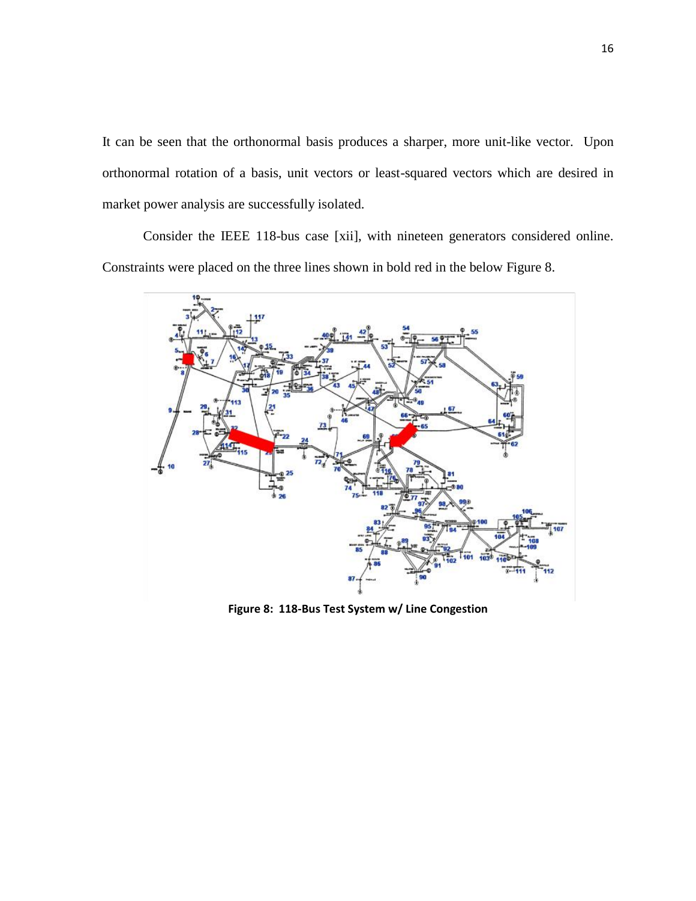It can be seen that the orthonormal basis produces a sharper, more unit-like vector. Upon orthonormal rotation of a basis, unit vectors or least-squared vectors which are desired in market power analysis are successfully isolated.

Consider the IEEE 118-bus case [xii], with nineteen generators considered online. Constraints were placed on the three lines shown in bold red in the below Figure 8.

**Figure 8: 118-Bus Test System w/ Line Congestion**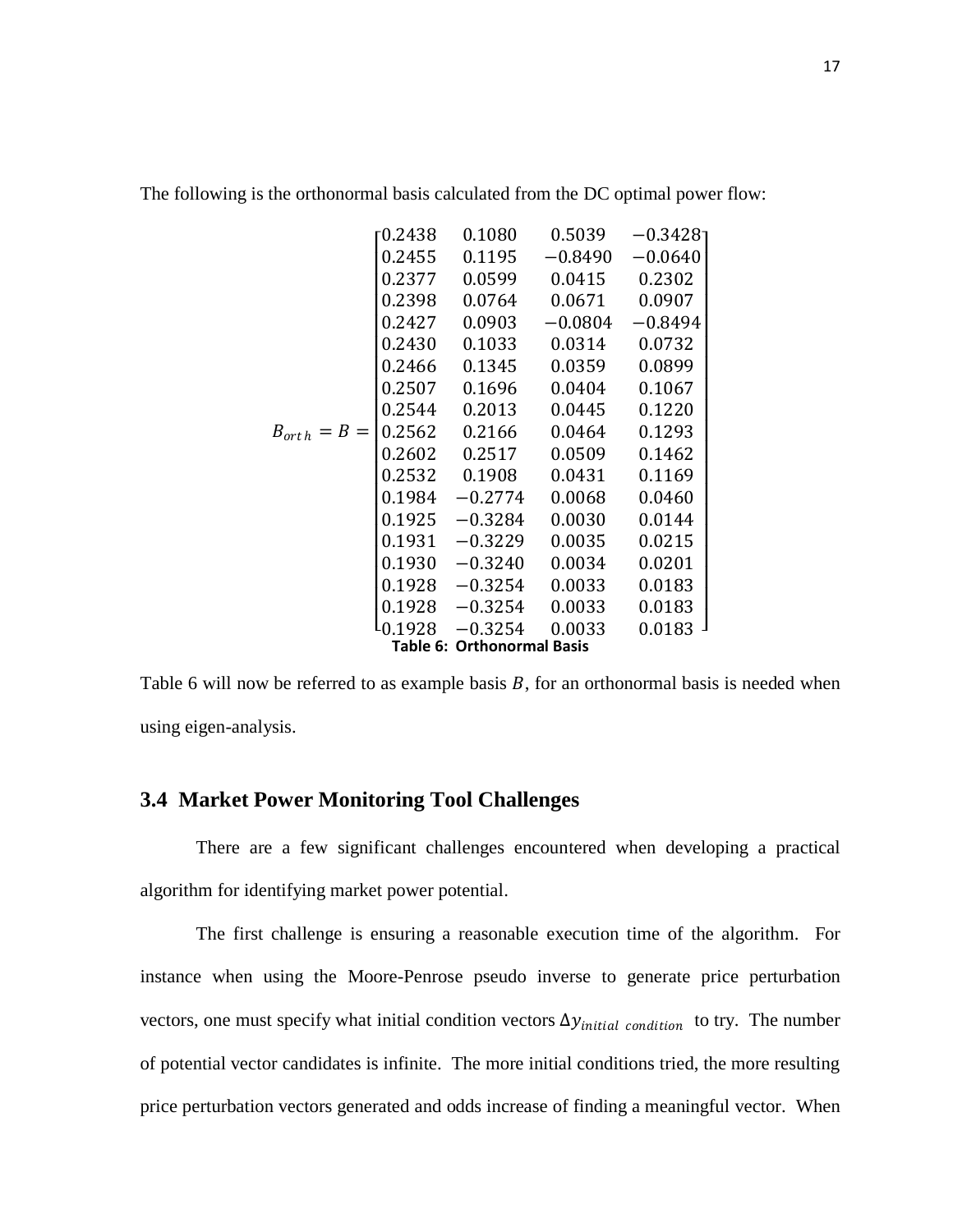The following is the orthonormal basis calculated from the DC optimal power flow:

$$
B_{orth} = B = \begin{bmatrix}
0.2438 & 0.1080 & 0.5039 & -0.3428 \\
0.2455 & 0.1195 & -0.8490 & -0.0640 \\
0.2377 & 0.0599 & 0.0415 & 0.2302 \\
0.2398 & 0.0764 & 0.0671 & 0.0907 \\
0.2427 & 0.0903 & -0.0804 & -0.8494 \\
0.2430 & 0.1033 & 0.0314 & 0.0732 \\
0.2466 & 0.1345 & 0.0359 & 0.0899 \\
0.2507 & 0.1696 & 0.0404 & 0.1067 \\
0.2544 & 0.2013 & 0.0445 & 0.1220 \\
0.2562 & 0.2166 & 0.0464 & 0.1293 \\
0.2602 & 0.2517 & 0.0509 & 0.1462 \\
0.2532 & 0.1908 & 0.0431 & 0.1169 \\
0.1984 & -0.2774 & 0.0068 & 0.0460 \\
0.1925 & -0.3284 & 0.0030 & 0.0144 \\
0.1931 & -0.3229 & 0.0035 & 0.0215 \\
0.1930 & -0.3240 & 0.0034 & 0.0201 \\
0.1928 & -0.3254 & 0.0033 & 0.0183 \\
0.1928 & -0.3254 & 0.0033 & 0.0183 \\
0.1928 & -0.3254 & 0.0033 & 0.0183
\end{bmatrix}
$$

**Table 6: Orthonormal Basis**

Table 6 will now be referred to as example basis $B$, for an orthonormal basis is needed when using eigen-analysis.

## 3.4 Market Power Monitoring Tool Challenges

There are a few significant challenges encountered when developing a practical algorithm for identifying market power potential.

The first challenge is ensuring a reasonable execution time of the algorithm. For instance when using the Moore-Penrose pseudo inverse to generate price perturbation vectors, one must specify what initial condition vectors $\Delta y_{initial\ condition}$ to try. The number of potential vector candidates is infinite. The more initial conditions tried, the more resulting price perturbation vectors generated and odds increase of finding a meaningful vector. When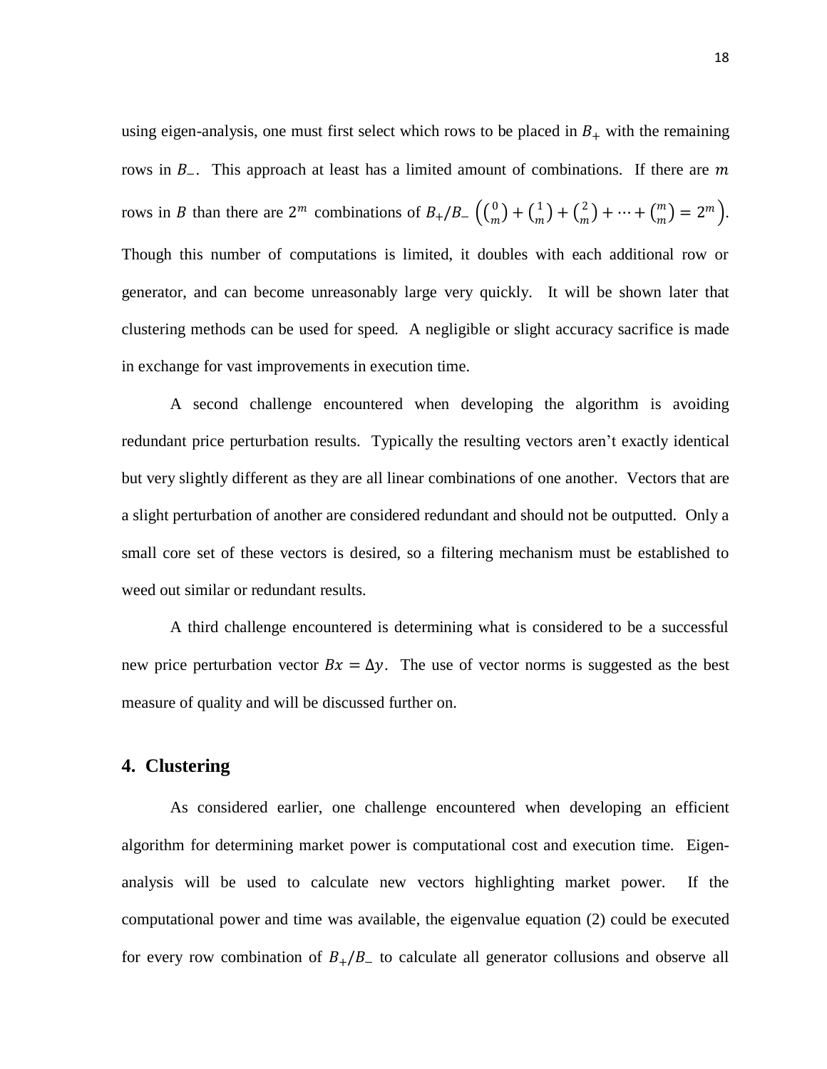using eigen-analysis, one must first select which rows to be placed in $B_+$ with the remaining rows in $B_-$. This approach at least has a limited amount of combinations. If there are $m$ rows in $B$ than there are $2^m$ combinations of $B_+/B_-$ $\left(\binom{0}{m}+\binom{1}{m}+\binom{2}{m}+\cdots+\binom{m}{m}=2^m\right)$. Though this number of computations is limited, it doubles with each additional row or generator, and can become unreasonably large very quickly. It will be shown later that clustering methods can be used for speed. A negligible or slight accuracy sacrifice is made in exchange for vast improvements in execution time.

A second challenge encountered when developing the algorithm is avoiding redundant price perturbation results. Typically the resulting vectors aren't exactly identical but very slightly different as they are all linear combinations of one another. Vectors that are a slight perturbation of another are considered redundant and should not be outputted. Only a small core set of these vectors is desired, so a filtering mechanism must be established to weed out similar or redundant results.

A third challenge encountered is determining what is considered to be a successful new price perturbation vector $Bx = \Delta y$. The use of vector norms is suggested as the best measure of quality and will be discussed further on.

## 4. Clustering

As considered earlier, one challenge encountered when developing an efficient algorithm for determining market power is computational cost and execution time. Eigen-analysis will be used to calculate new vectors highlighting market power. If the computational power and time was available, the eigenvalue equation (2) could be executed for every row combination of $B_+/B_-$ to calculate all generator collusions and observe all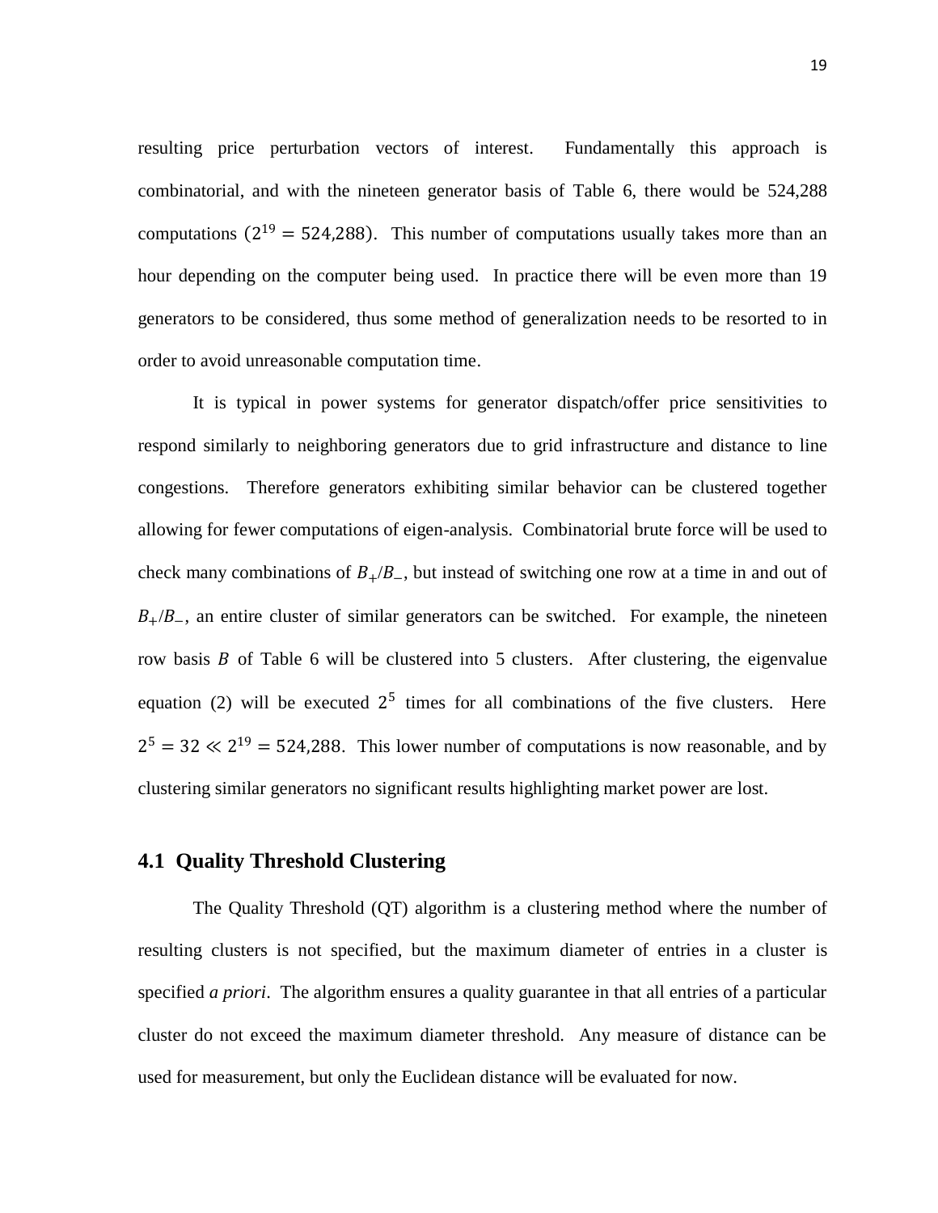resulting price perturbation vectors of interest. Fundamentally this approach is combinatorial, and with the nineteen generator basis of Table 6, there would be 524,288 computations ($2^{19} = 524{,}288$). This number of computations usually takes more than an hour depending on the computer being used. In practice there will be even more than 19 generators to be considered, thus some method of generalization needs to be resorted to in order to avoid unreasonable computation time.

It is typical in power systems for generator dispatch/offer price sensitivities to respond similarly to neighboring generators due to grid infrastructure and distance to line congestions. Therefore generators exhibiting similar behavior can be clustered together allowing for fewer computations of eigen-analysis. Combinatorial brute force will be used to check many combinations of $B_+/B_-$, but instead of switching one row at a time in and out of $B_+/B_-$, an entire cluster of similar generators can be switched. For example, the nineteen row basis $B$ of Table 6 will be clustered into 5 clusters. After clustering, the eigenvalue equation (2) will be executed $2^5$ times for all combinations of the five clusters. Here $2^5 = 32 \ll 2^{19} = 524{,}288$. This lower number of computations is now reasonable, and by clustering similar generators no significant results highlighting market power are lost.

## 4.1 Quality Threshold Clustering

The Quality Threshold (QT) algorithm is a clustering method where the number of resulting clusters is not specified, but the maximum diameter of entries in a cluster is specified *a priori*. The algorithm ensures a quality guarantee in that all entries of a particular cluster do not exceed the maximum diameter threshold. Any measure of distance can be used for measurement, but only the Euclidean distance will be evaluated for now.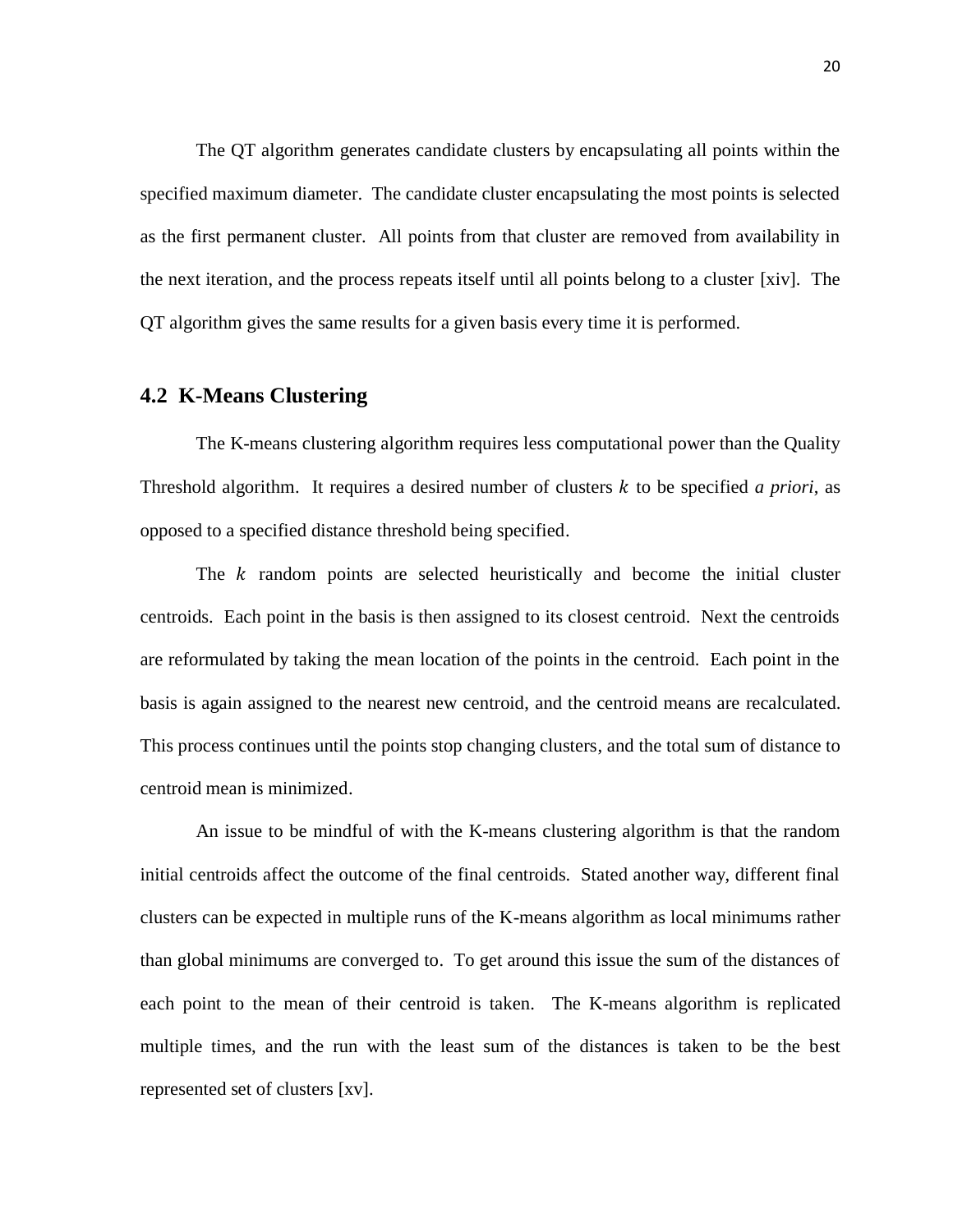The QT algorithm generates candidate clusters by encapsulating all points within the specified maximum diameter. The candidate cluster encapsulating the most points is selected as the first permanent cluster. All points from that cluster are removed from availability in the next iteration, and the process repeats itself until all points belong to a cluster [xiv]. The QT algorithm gives the same results for a given basis every time it is performed.

## 4.2 K-Means Clustering

The K-means clustering algorithm requires less computational power than the Quality Threshold algorithm. It requires a desired number of clusters $k$ to be specified *a priori*, as opposed to a specified distance threshold being specified.

The $k$ random points are selected heuristically and become the initial cluster centroids. Each point in the basis is then assigned to its closest centroid. Next the centroids are reformulated by taking the mean location of the points in the centroid. Each point in the basis is again assigned to the nearest new centroid, and the centroid means are recalculated. This process continues until the points stop changing clusters, and the total sum of distance to centroid mean is minimized.

An issue to be mindful of with the K-means clustering algorithm is that the random initial centroids affect the outcome of the final centroids. Stated another way, different final clusters can be expected in multiple runs of the K-means algorithm as local minimums rather than global minimums are converged to. To get around this issue the sum of the distances of each point to the mean of their centroid is taken. The K-means algorithm is replicated multiple times, and the run with the least sum of the distances is taken to be the best represented set of clusters [xv].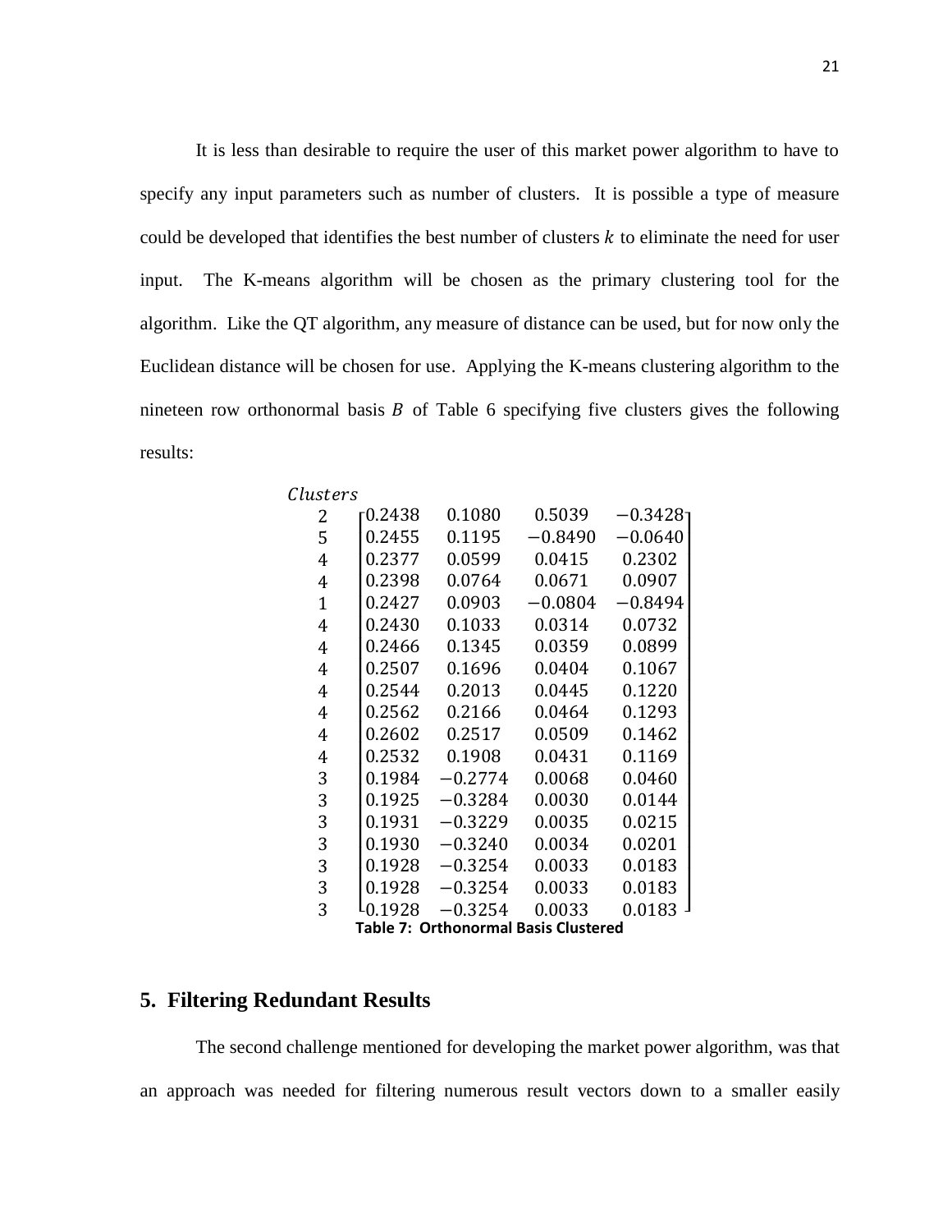It is less than desirable to require the user of this market power algorithm to have to specify any input parameters such as number of clusters. It is possible a type of measure could be developed that identifies the best number of clusters $k$ to eliminate the need for user input. The K-means algorithm will be chosen as the primary clustering tool for the algorithm. Like the QT algorithm, any measure of distance can be used, but for now only the Euclidean distance will be chosen for use. Applying the K-means clustering algorithm to the nineteen row orthonormal basis $B$ of Table 6 specifying five clusters gives the following results:

$$
\begin{array}{c}
Clusters \\
2 \\ 5 \\ 4 \\ 4 \\ 1 \\ 4 \\ 4 \\ 4 \\ 4 \\ 4 \\ 4 \\ 4 \\ 3 \\ 3 \\ 3 \\ 3 \\ 3 \\ 3 \\ 3
\end{array}
\begin{array}{c}
\\
\begin{bmatrix}
0.2438 & 0.1080 & 0.5039 & -0.3428 \\
0.2455 & 0.1195 & -0.8490 & -0.0640 \\
0.2377 & 0.0599 & 0.0415 & 0.2302 \\
0.2398 & 0.0764 & 0.0671 & 0.0907 \\
0.2427 & 0.0903 & -0.0804 & -0.8494 \\
0.2430 & 0.1033 & 0.0314 & 0.0732 \\
0.2466 & 0.1345 & 0.0359 & 0.0899 \\
0.2507 & 0.1696 & 0.0404 & 0.1067 \\
0.2544 & 0.2013 & 0.0445 & 0.1220 \\
0.2562 & 0.2166 & 0.0464 & 0.1293 \\
0.2602 & 0.2517 & 0.0509 & 0.1462 \\
0.2532 & 0.1908 & 0.0431 & 0.1169 \\
0.1984 & -0.2774 & 0.0068 & 0.0460 \\
0.1925 & -0.3284 & 0.0030 & 0.0144 \\
0.1931 & -0.3229 & 0.0035 & 0.0215 \\
0.1930 & -0.3240 & 0.0034 & 0.0201 \\
0.1928 & -0.3254 & 0.0033 & 0.0183 \\
0.1928 & -0.3254 & 0.0033 & 0.0183 \\
0.1928 & -0.3254 & 0.0033 & 0.0183
\end{bmatrix}
\end{array}
$$

**Table 7: Orthonormal Basis Clustered**

## 5. Filtering Redundant Results

The second challenge mentioned for developing the market power algorithm, was that an approach was needed for filtering numerous result vectors down to a smaller easily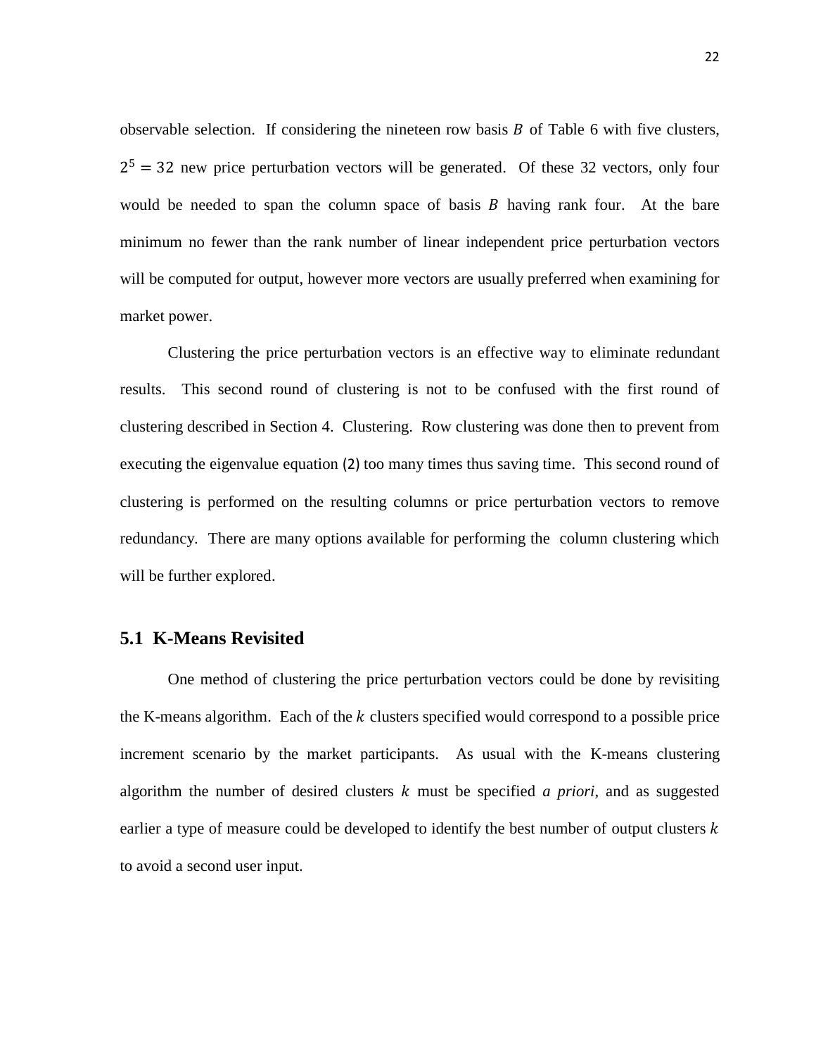observable selection. If considering the nineteen row basis $B$ of Table 6 with five clusters, $2^5 = 32$ new price perturbation vectors will be generated. Of these 32 vectors, only four would be needed to span the column space of basis $B$ having rank four. At the bare minimum no fewer than the rank number of linear independent price perturbation vectors will be computed for output, however more vectors are usually preferred when examining for market power.

Clustering the price perturbation vectors is an effective way to eliminate redundant results. This second round of clustering is not to be confused with the first round of clustering described in Section 4. Clustering. Row clustering was done then to prevent from executing the eigenvalue equation (2) too many times thus saving time. This second round of clustering is performed on the resulting columns or price perturbation vectors to remove redundancy. There are many options available for performing the column clustering which will be further explored.

## 5.1 K-Means Revisited

One method of clustering the price perturbation vectors could be done by revisiting the K-means algorithm. Each of the $k$ clusters specified would correspond to a possible price increment scenario by the market participants. As usual with the K-means clustering algorithm the number of desired clusters $k$ must be specified *a priori*, and as suggested earlier a type of measure could be developed to identify the best number of output clusters $k$ to avoid a second user input.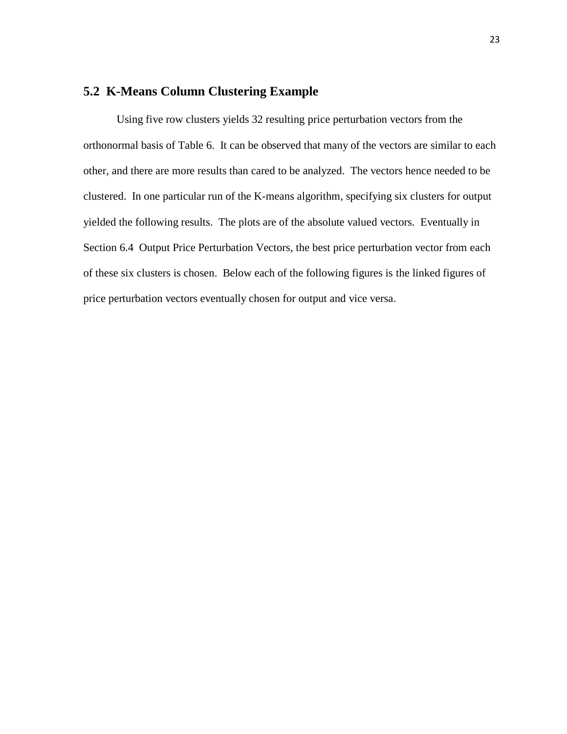## 5.2 K-Means Column Clustering Example

Using five row clusters yields 32 resulting price perturbation vectors from the orthonormal basis of Table 6. It can be observed that many of the vectors are similar to each other, and there are more results than cared to be analyzed. The vectors hence needed to be clustered. In one particular run of the K-means algorithm, specifying six clusters for output yielded the following results. The plots are of the absolute valued vectors. Eventually in Section 6.4 Output Price Perturbation Vectors, the best price perturbation vector from each of these six clusters is chosen. Below each of the following figures is the linked figures of price perturbation vectors eventually chosen for output and vice versa.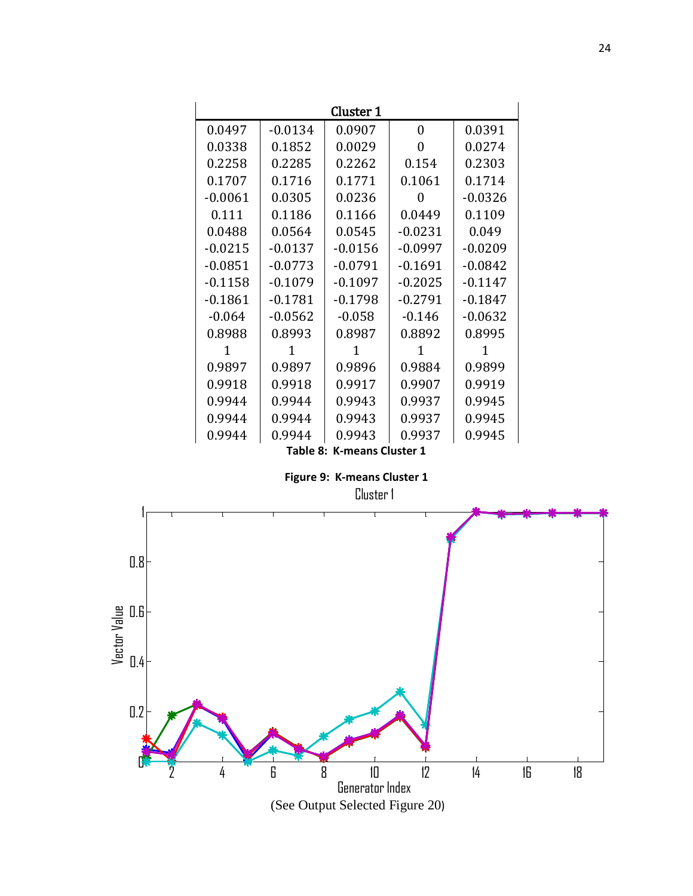| Cluster 1 | | | | |
|---|---|---|---|---|
| 0.0497 | -0.0134 | 0.0907 | 0 | 0.0391 |
| 0.0338 | 0.1852 | 0.0029 | 0 | 0.0274 |
| 0.2258 | 0.2285 | 0.2262 | 0.154 | 0.2303 |
| 0.1707 | 0.1716 | 0.1771 | 0.1061 | 0.1714 |
| -0.0061 | 0.0305 | 0.0236 | 0 | -0.0326 |
| 0.111 | 0.1186 | 0.1166 | 0.0449 | 0.1109 |
| 0.0488 | 0.0564 | 0.0545 | -0.0231 | 0.049 |
| -0.0215 | -0.0137 | -0.0156 | -0.0997 | -0.0209 |
| -0.0851 | -0.0773 | -0.0791 | -0.1691 | -0.0842 |
| -0.1158 | -0.1079 | -0.1097 | -0.2025 | -0.1147 |
| -0.1861 | -0.1781 | -0.1798 | -0.2791 | -0.1847 |
| -0.064 | -0.0562 | -0.058 | -0.146 | -0.0632 |
| 0.8988 | 0.8993 | 0.8987 | 0.8892 | 0.8995 |
| 1 | 1 | 1 | 1 | 1 |
| 0.9897 | 0.9897 | 0.9896 | 0.9884 | 0.9899 |
| 0.9918 | 0.9918 | 0.9917 | 0.9907 | 0.9919 |
| 0.9944 | 0.9944 | 0.9943 | 0.9937 | 0.9945 |
| 0.9944 | 0.9944 | 0.9943 | 0.9937 | 0.9945 |
| 0.9944 | 0.9944 | 0.9943 | 0.9937 | 0.9945 |

**Table 8: K-means Cluster 1**

**Figure 9: K-means Cluster 1**

(See Output Selected Figure 20)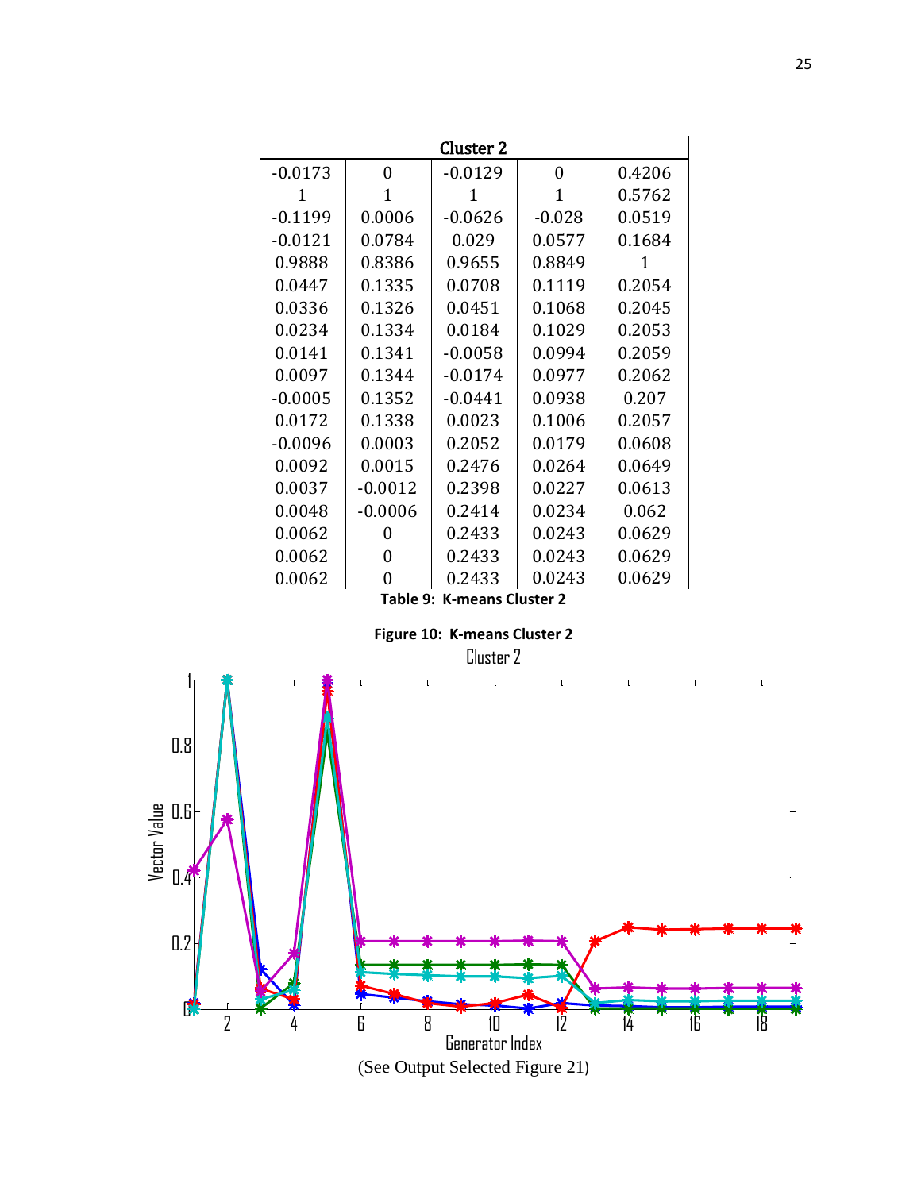| Cluster 2 | | | | |
|---|---|---|---|---|
| -0.0173 | 0 | -0.0129 | 0 | 0.4206 |
| 1 | 1 | 1 | 1 | 0.5762 |
| -0.1199 | 0.0006 | -0.0626 | -0.028 | 0.0519 |
| -0.0121 | 0.0784 | 0.029 | 0.0577 | 0.1684 |
| 0.9888 | 0.8386 | 0.9655 | 0.8849 | 1 |
| 0.0447 | 0.1335 | 0.0708 | 0.1119 | 0.2054 |
| 0.0336 | 0.1326 | 0.0451 | 0.1068 | 0.2045 |
| 0.0234 | 0.1334 | 0.0184 | 0.1029 | 0.2053 |
| 0.0141 | 0.1341 | -0.0058 | 0.0994 | 0.2059 |
| 0.0097 | 0.1344 | -0.0174 | 0.0977 | 0.2062 |
| -0.0005 | 0.1352 | -0.0441 | 0.0938 | 0.207 |
| 0.0172 | 0.1338 | 0.0023 | 0.1006 | 0.2057 |
| -0.0096 | 0.0003 | 0.2052 | 0.0179 | 0.0608 |
| 0.0092 | 0.0015 | 0.2476 | 0.0264 | 0.0649 |
| 0.0037 | -0.0012 | 0.2398 | 0.0227 | 0.0613 |
| 0.0048 | -0.0006 | 0.2414 | 0.0234 | 0.062 |
| 0.0062 | 0 | 0.2433 | 0.0243 | 0.0629 |
| 0.0062 | 0 | 0.2433 | 0.0243 | 0.0629 |
| 0.0062 | 0 | 0.2433 | 0.0243 | 0.0629 |

**Table 9: K-means Cluster 2**

**Figure 10: K-means Cluster 2**

(See Output Selected Figure 21)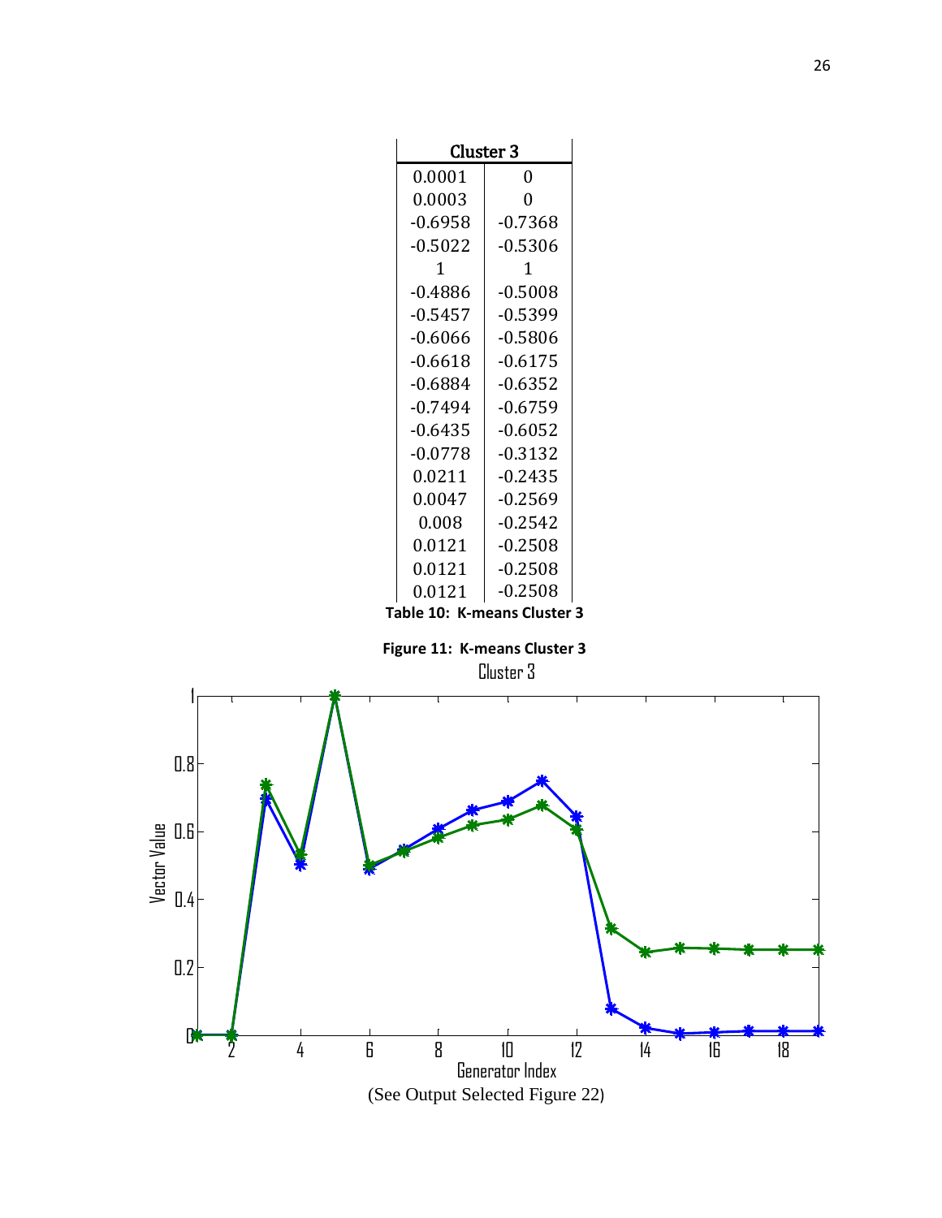| Cluster 3 | |
|---|---|
| 0.0001 | 0 |
| 0.0003 | 0 |
| -0.6958 | -0.7368 |
| -0.5022 | -0.5306 |
| 1 | 1 |
| -0.4886 | -0.5008 |
| -0.5457 | -0.5399 |
| -0.6066 | -0.5806 |
| -0.6618 | -0.6175 |
| -0.6884 | -0.6352 |
| -0.7494 | -0.6759 |
| -0.6435 | -0.6052 |
| -0.0778 | -0.3132 |
| 0.0211 | -0.2435 |
| 0.0047 | -0.2569 |
| 0.008 | -0.2542 |
| 0.0121 | -0.2508 |
| 0.0121 | -0.2508 |
| 0.0121 | -0.2508 |

**Table 10: K-means Cluster 3**

**Figure 11: K-means Cluster 3**

(See Output Selected Figure 22)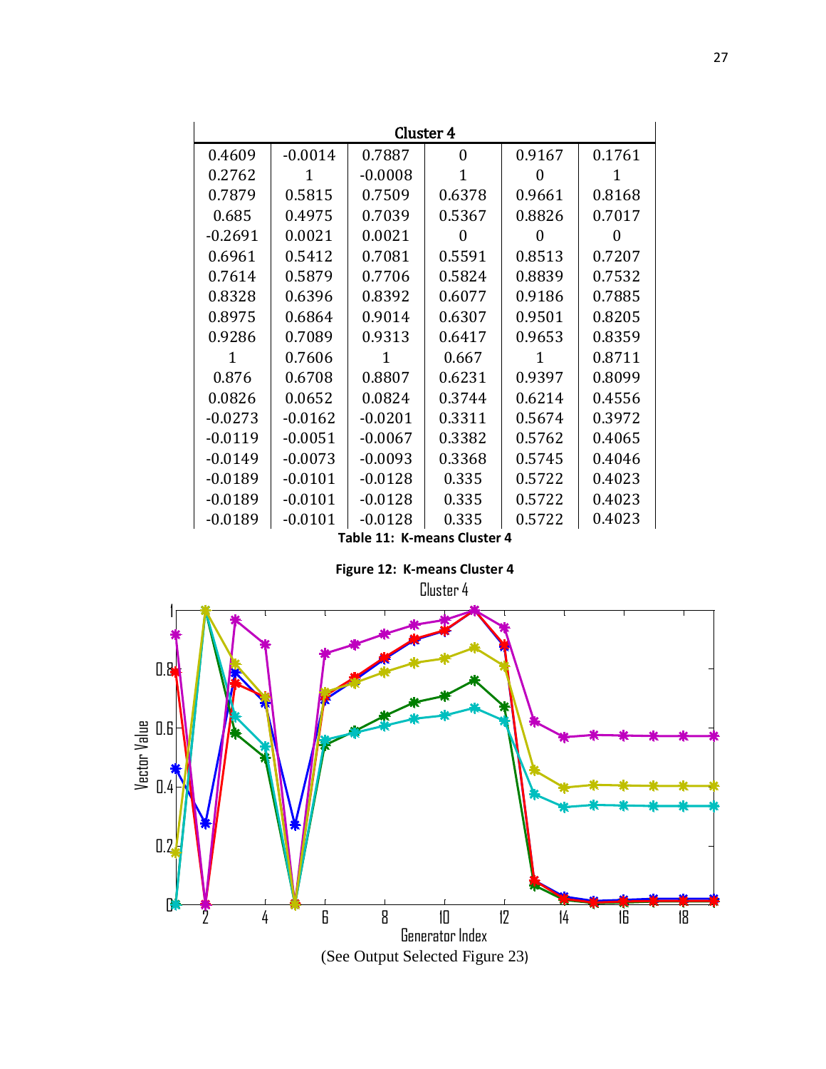| Cluster 4 | | | | | |
|---|---|---|---|---|---|
| 0.4609 | -0.0014 | 0.7887 | 0 | 0.9167 | 0.1761 |
| 0.2762 | 1 | -0.0008 | 1 | 0 | 1 |
| 0.7879 | 0.5815 | 0.7509 | 0.6378 | 0.9661 | 0.8168 |
| 0.685 | 0.4975 | 0.7039 | 0.5367 | 0.8826 | 0.7017 |
| -0.2691 | 0.0021 | 0.0021 | 0 | 0 | 0 |
| 0.6961 | 0.5412 | 0.7081 | 0.5591 | 0.8513 | 0.7207 |
| 0.7614 | 0.5879 | 0.7706 | 0.5824 | 0.8839 | 0.7532 |
| 0.8328 | 0.6396 | 0.8392 | 0.6077 | 0.9186 | 0.7885 |
| 0.8975 | 0.6864 | 0.9014 | 0.6307 | 0.9501 | 0.8205 |
| 0.9286 | 0.7089 | 0.9313 | 0.6417 | 0.9653 | 0.8359 |
| 1 | 0.7606 | 1 | 0.667 | 1 | 0.8711 |
| 0.876 | 0.6708 | 0.8807 | 0.6231 | 0.9397 | 0.8099 |
| 0.0826 | 0.0652 | 0.0824 | 0.3744 | 0.6214 | 0.4556 |
| -0.0273 | -0.0162 | -0.0201 | 0.3311 | 0.5674 | 0.3972 |
| -0.0119 | -0.0051 | -0.0067 | 0.3382 | 0.5762 | 0.4065 |
| -0.0149 | -0.0073 | -0.0093 | 0.3368 | 0.5745 | 0.4046 |
| -0.0189 | -0.0101 | -0.0128 | 0.335 | 0.5722 | 0.4023 |
| -0.0189 | -0.0101 | -0.0128 | 0.335 | 0.5722 | 0.4023 |
| -0.0189 | -0.0101 | -0.0128 | 0.335 | 0.5722 | 0.4023 |

**Table 11: K-means Cluster 4**

**Figure 12: K-means Cluster 4**

(See Output Selected Figure 23)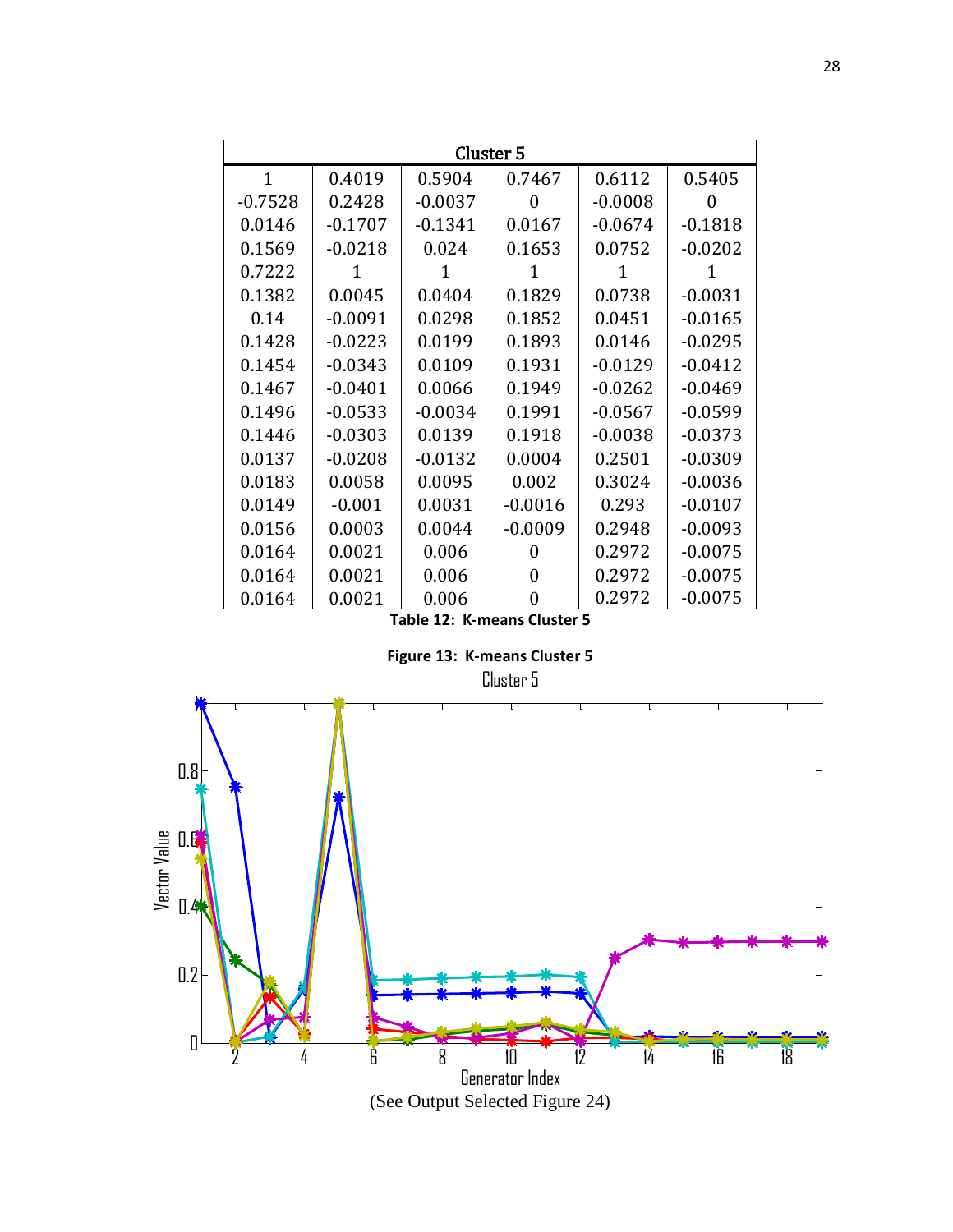| Cluster 5 | | | | | |
|---|---|---|---|---|---|
| 1 | 0.4019 | 0.5904 | 0.7467 | 0.6112 | 0.5405 |
| -0.7528 | 0.2428 | -0.0037 | 0 | -0.0008 | 0 |
| 0.0146 | -0.1707 | -0.1341 | 0.0167 | -0.0674 | -0.1818 |
| 0.1569 | -0.0218 | 0.024 | 0.1653 | 0.0752 | -0.0202 |
| 0.7222 | 1 | 1 | 1 | 1 | 1 |
| 0.1382 | 0.0045 | 0.0404 | 0.1829 | 0.0738 | -0.0031 |
| 0.14 | -0.0091 | 0.0298 | 0.1852 | 0.0451 | -0.0165 |
| 0.1428 | -0.0223 | 0.0199 | 0.1893 | 0.0146 | -0.0295 |
| 0.1454 | -0.0343 | 0.0109 | 0.1931 | -0.0129 | -0.0412 |
| 0.1467 | -0.0401 | 0.0066 | 0.1949 | -0.0262 | -0.0469 |
| 0.1496 | -0.0533 | -0.0034 | 0.1991 | -0.0567 | -0.0599 |
| 0.1446 | -0.0303 | 0.0139 | 0.1918 | -0.0038 | -0.0373 |
| 0.0137 | -0.0208 | -0.0132 | 0.0004 | 0.2501 | -0.0309 |
| 0.0183 | 0.0058 | 0.0095 | 0.002 | 0.3024 | -0.0036 |
| 0.0149 | -0.001 | 0.0031 | -0.0016 | 0.293 | -0.0107 |
| 0.0156 | 0.0003 | 0.0044 | -0.0009 | 0.2948 | -0.0093 |
| 0.0164 | 0.0021 | 0.006 | 0 | 0.2972 | -0.0075 |
| 0.0164 | 0.0021 | 0.006 | 0 | 0.2972 | -0.0075 |
| 0.0164 | 0.0021 | 0.006 | 0 | 0.2972 | -0.0075 |

**Table 12: K-means Cluster 5**

**Figure 13: K-means Cluster 5**

(See Output Selected Figure 24)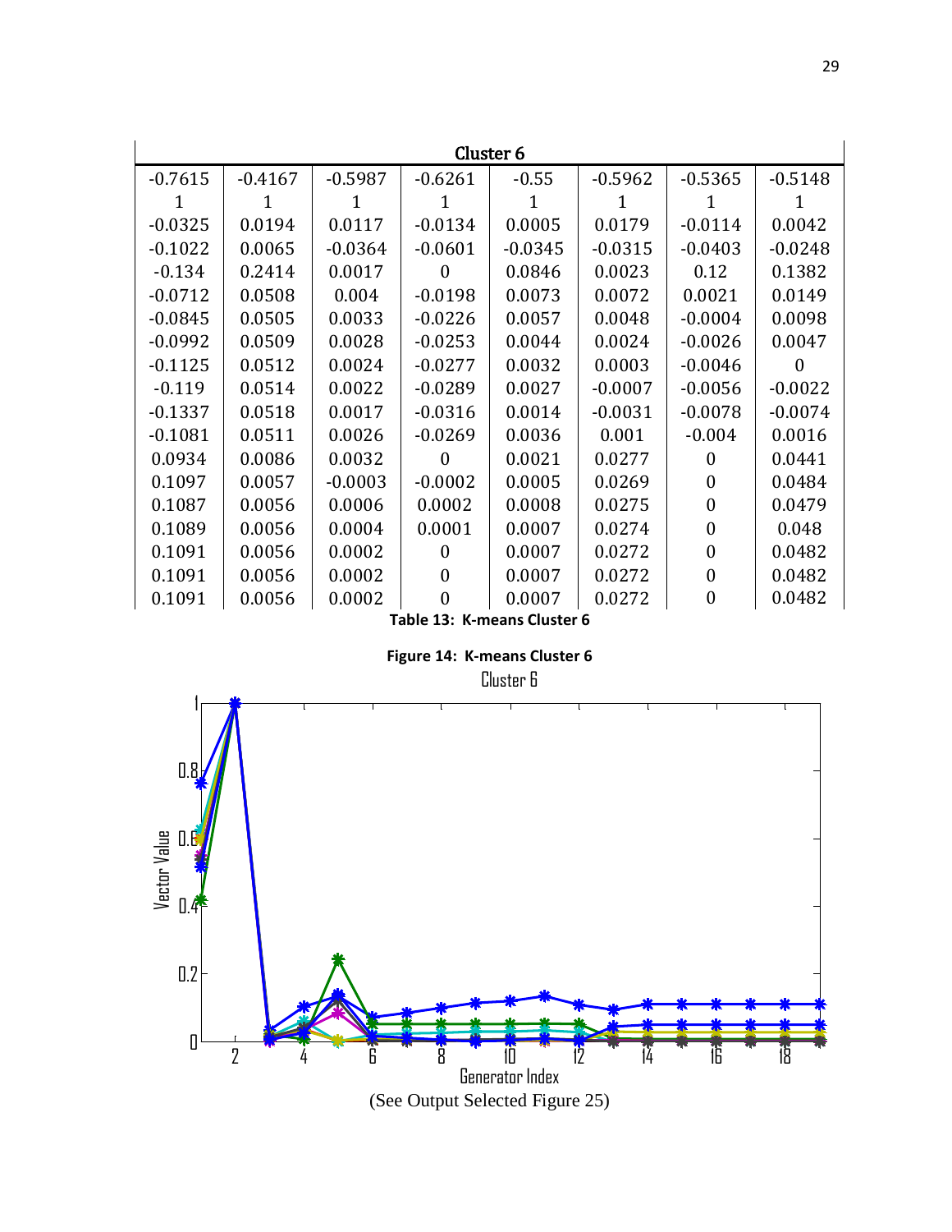| Cluster 6 | | | | | | | |
|---|---|---|---|---|---|---|---|
| -0.7615 | -0.4167 | -0.5987 | -0.6261 | -0.55 | -0.5962 | -0.5365 | -0.5148 |
| 1 | 1 | 1 | 1 | 1 | 1 | 1 | 1 |
| -0.0325 | 0.0194 | 0.0117 | -0.0134 | 0.0005 | 0.0179 | -0.0114 | 0.0042 |
| -0.1022 | 0.0065 | -0.0364 | -0.0601 | -0.0345 | -0.0315 | -0.0403 | -0.0248 |
| -0.134 | 0.2414 | 0.0017 | 0 | 0.0846 | 0.0023 | 0.12 | 0.1382 |
| -0.0712 | 0.0508 | 0.004 | -0.0198 | 0.0073 | 0.0072 | 0.0021 | 0.0149 |
| -0.0845 | 0.0505 | 0.0033 | -0.0226 | 0.0057 | 0.0048 | -0.0004 | 0.0098 |
| -0.0992 | 0.0509 | 0.0028 | -0.0253 | 0.0044 | 0.0024 | -0.0026 | 0.0047 |
| -0.1125 | 0.0512 | 0.0024 | -0.0277 | 0.0032 | 0.0003 | -0.0046 | 0 |
| -0.119 | 0.0514 | 0.0022 | -0.0289 | 0.0027 | -0.0007 | -0.0056 | -0.0022 |
| -0.1337 | 0.0518 | 0.0017 | -0.0316 | 0.0014 | -0.0031 | -0.0078 | -0.0074 |
| -0.1081 | 0.0511 | 0.0026 | -0.0269 | 0.0036 | 0.001 | -0.004 | 0.0016 |
| 0.0934 | 0.0086 | 0.0032 | 0 | 0.0021 | 0.0277 | 0 | 0.0441 |
| 0.1097 | 0.0057 | -0.0003 | -0.0002 | 0.0005 | 0.0269 | 0 | 0.0484 |
| 0.1087 | 0.0056 | 0.0006 | 0.0002 | 0.0008 | 0.0275 | 0 | 0.0479 |
| 0.1089 | 0.0056 | 0.0004 | 0.0001 | 0.0007 | 0.0274 | 0 | 0.048 |
| 0.1091 | 0.0056 | 0.0002 | 0 | 0.0007 | 0.0272 | 0 | 0.0482 |
| 0.1091 | 0.0056 | 0.0002 | 0 | 0.0007 | 0.0272 | 0 | 0.0482 |
| 0.1091 | 0.0056 | 0.0002 | 0 | 0.0007 | 0.0272 | 0 | 0.0482 |

**Table 13: K-means Cluster 6**

**Figure 14: K-means Cluster 6**

(See Output Selected Figure 25)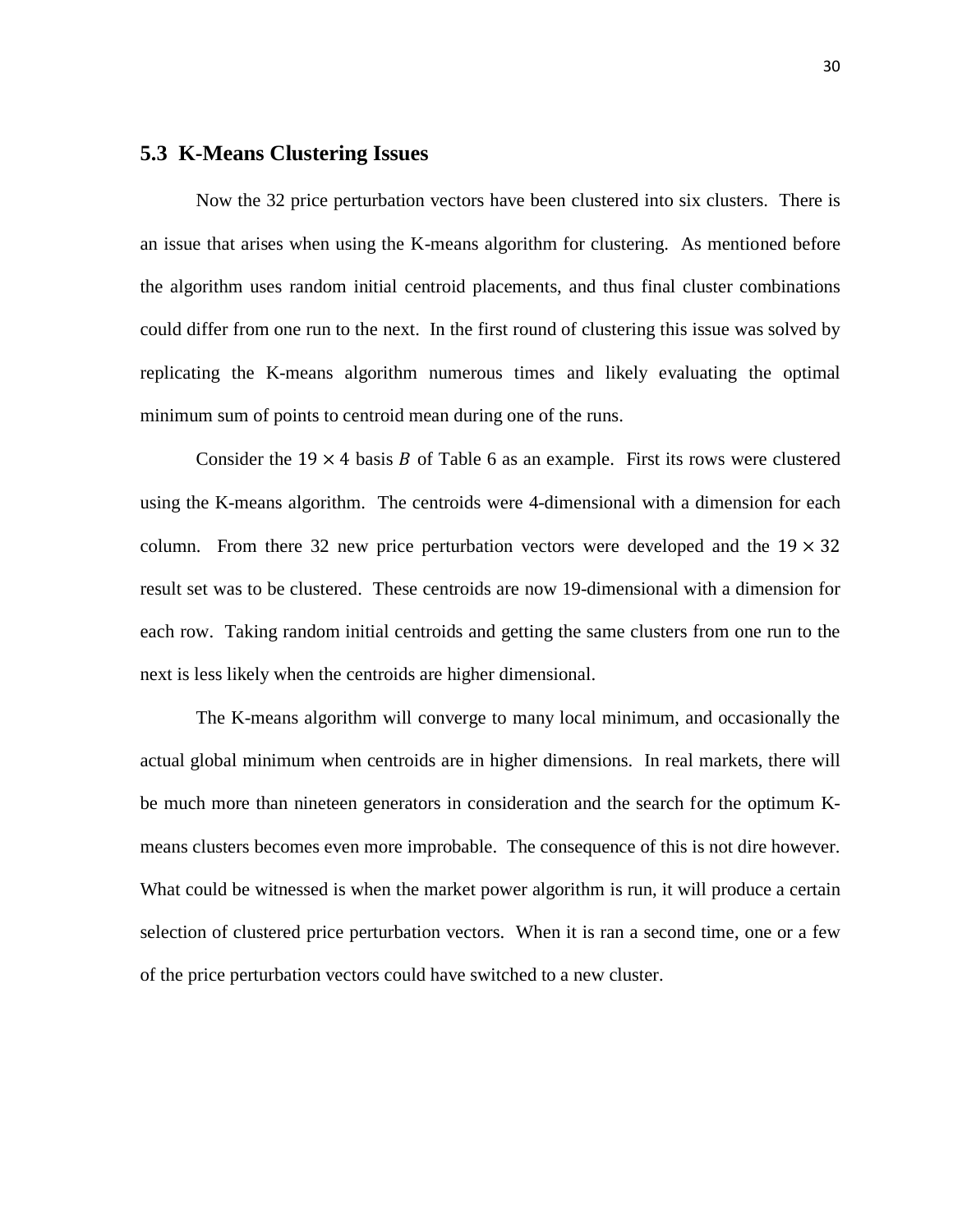## 5.3 K-Means Clustering Issues

Now the 32 price perturbation vectors have been clustered into six clusters. There is an issue that arises when using the K-means algorithm for clustering. As mentioned before the algorithm uses random initial centroid placements, and thus final cluster combinations could differ from one run to the next. In the first round of clustering this issue was solved by replicating the K-means algorithm numerous times and likely evaluating the optimal minimum sum of points to centroid mean during one of the runs.

Consider the $19 \times 4$ basis $B$ of Table 6 as an example. First its rows were clustered using the K-means algorithm. The centroids were 4-dimensional with a dimension for each column. From there 32 new price perturbation vectors were developed and the $19 \times 32$ result set was to be clustered. These centroids are now 19-dimensional with a dimension for each row. Taking random initial centroids and getting the same clusters from one run to the next is less likely when the centroids are higher dimensional.

The K-means algorithm will converge to many local minimum, and occasionally the actual global minimum when centroids are in higher dimensions. In real markets, there will be much more than nineteen generators in consideration and the search for the optimum K-means clusters becomes even more improbable. The consequence of this is not dire however. What could be witnessed is when the market power algorithm is run, it will produce a certain selection of clustered price perturbation vectors. When it is ran a second time, one or a few of the price perturbation vectors could have switched to a new cluster.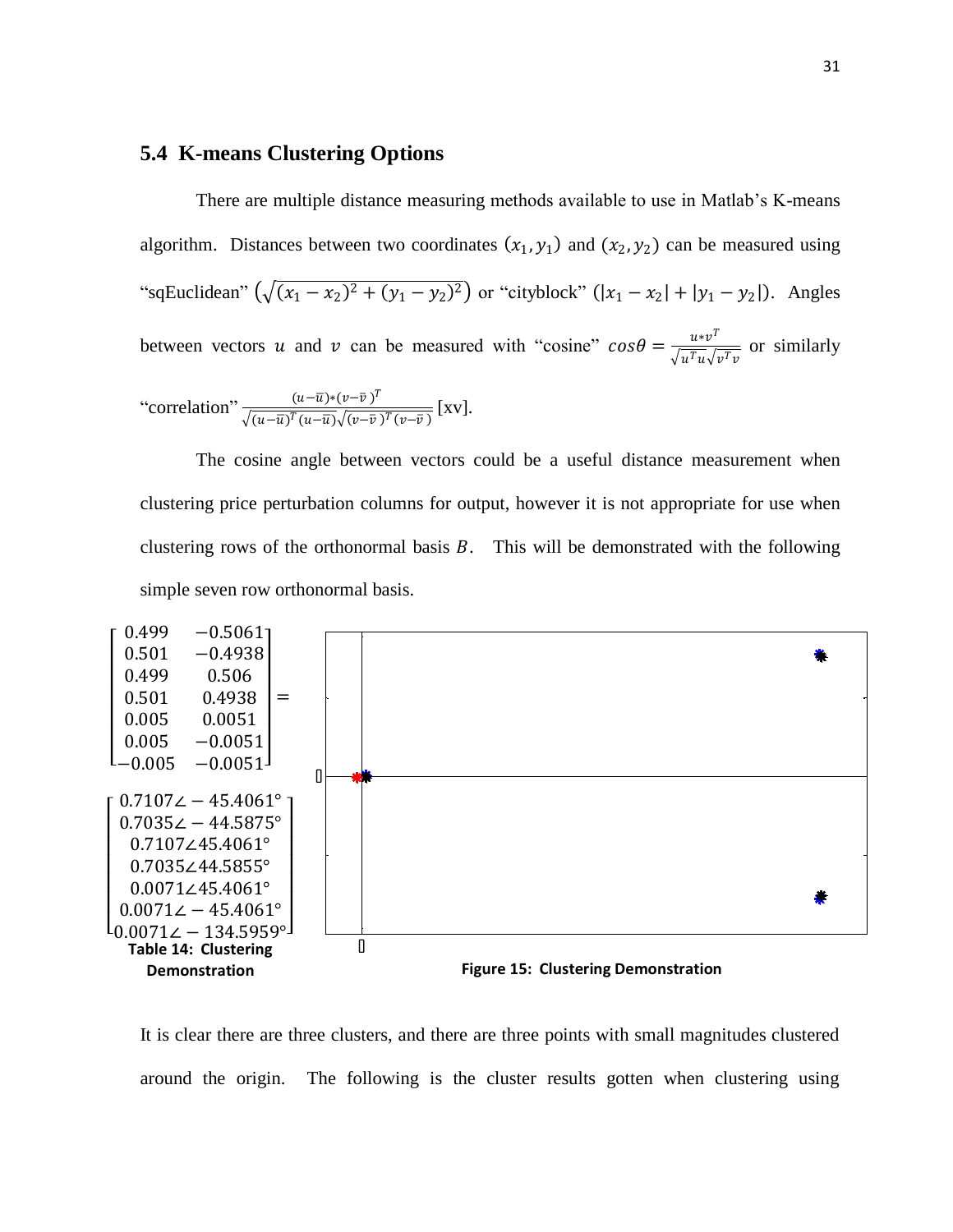## 5.4 K-means Clustering Options

There are multiple distance measuring methods available to use in Matlab's K-means algorithm. Distances between two coordinates $(x_1, y_1)$ and $(x_2, y_2)$ can be measured using "sqEuclidean" $\left(\sqrt{(x_1 - x_2)^2 + (y_1 - y_2)^2}\right)$ or "cityblock" $(|x_1 - x_2| + |y_1 - y_2|)$. Angles between vectors $u$ and $v$ can be measured with "cosine" $cos\theta = \frac{u * v^T}{\sqrt{u^T u}\sqrt{v^T v}}$ or similarly "correlation" $\frac{(u-\bar{u})*(v-\bar{v})^T}{\sqrt{(u-\bar{u})^T(u-\bar{u})}\sqrt{(v-\bar{v})^T(v-\bar{v})}}$ [xv].

The cosine angle between vectors could be a useful distance measurement when clustering price perturbation columns for output, however it is not appropriate for use when clustering rows of the orthonormal basis $B$. This will be demonstrated with the following simple seven row orthonormal basis.

$$
\begin{bmatrix}
0.499 & -0.5061 \\
0.501 & -0.4938 \\
0.499 & 0.506 \\
0.501 & 0.4938 \\
0.005 & 0.0051 \\
0.005 & -0.0051 \\
-0.005 & -0.0051
\end{bmatrix}
=
\begin{bmatrix}
0.7107\angle -45.4061^\circ \\
0.7035\angle -44.5875^\circ \\
0.7107\angle 45.4061^\circ \\
0.7035\angle 44.5855^\circ \\
0.0071\angle 45.4061^\circ \\
0.0071\angle -45.4061^\circ \\
0.0071\angle -134.5959^\circ
\end{bmatrix}
$$

**Table 14: Clustering Demonstration**

**Figure 15: Clustering Demonstration**

It is clear there are three clusters, and there are three points with small magnitudes clustered around the origin. The following is the cluster results gotten when clustering using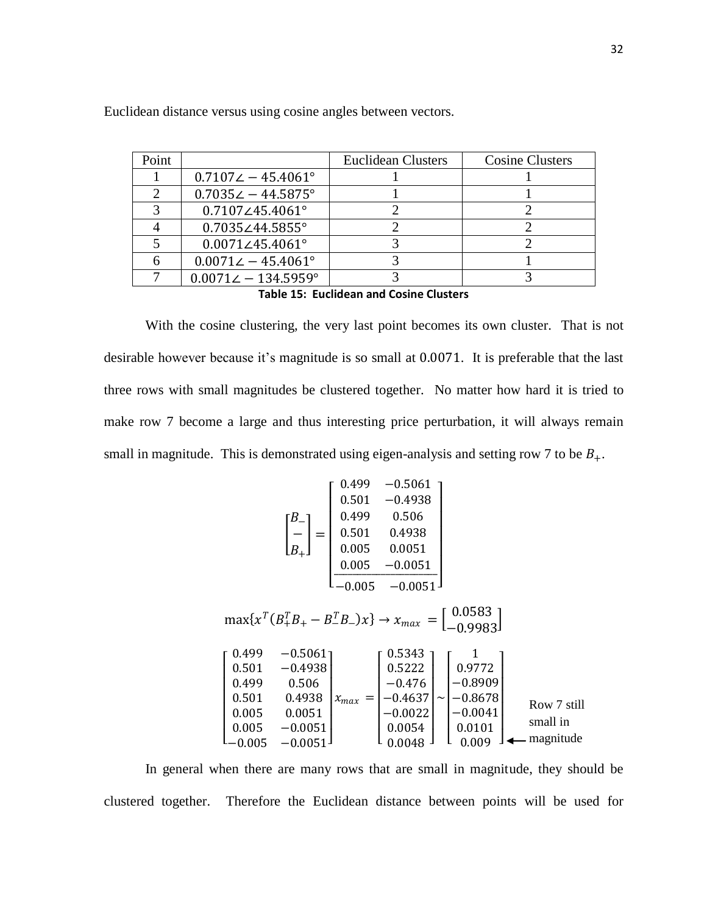Euclidean distance versus using cosine angles between vectors.

| Point | | Euclidean Clusters | Cosine Clusters |
|---|---|---|---|
| 1 | $0.7107\angle -45.4061°$ | 1 | 1 |
| 2 | $0.7035\angle -44.5875°$ | 1 | 1 |
| 3 | $0.7107\angle 45.4061°$ | 2 | 2 |
| 4 | $0.7035\angle 44.5855°$ | 2 | 2 |
| 5 | $0.0071\angle 45.4061°$ | 3 | 2 |
| 6 | $0.0071\angle -45.4061°$ | 3 | 1 |
| 7 | $0.0071\angle -134.5959°$ | 3 | 3 |

**Table 15: Euclidean and Cosine Clusters**

With the cosine clustering, the very last point becomes its own cluster. That is not desirable however because it's magnitude is so small at $0.0071$. It is preferable that the last three rows with small magnitudes be clustered together. No matter how hard it is tried to make row 7 become a large and thus interesting price perturbation, it will always remain small in magnitude. This is demonstrated using eigen-analysis and setting row 7 to be $B_+$.

$$\begin{bmatrix} B_- \\ - \\ B_+ \end{bmatrix} = \begin{bmatrix} 0.499 & -0.5061 \\ 0.501 & -0.4938 \\ 0.499 & 0.506 \\ 0.501 & 0.4938 \\ 0.005 & 0.0051 \\ 0.005 & -0.0051 \\ \hline -0.005 & -0.0051 \end{bmatrix}$$

$$\max\{x^T(B_+^T B_+ - B_-^T B_-)x\} \rightarrow x_{max} = \begin{bmatrix} 0.0583 \\ -0.9983 \end{bmatrix}$$

$$\begin{bmatrix} 0.499 & -0.5061 \\ 0.501 & -0.4938 \\ 0.499 & 0.506 \\ 0.501 & 0.4938 \\ 0.005 & 0.0051 \\ 0.005 & -0.0051 \\ -0.005 & -0.0051 \end{bmatrix} x_{max} = \begin{bmatrix} 0.5343 \\ 0.5222 \\ -0.476 \\ -0.4637 \\ -0.0022 \\ 0.0054 \\ 0.0048 \end{bmatrix} \sim \begin{bmatrix} 1 \\ 0.9772 \\ -0.8909 \\ -0.8678 \\ -0.0041 \\ 0.0101 \\ 0.009 \end{bmatrix} \leftarrow \text{Row 7 still small in magnitude}$$

In general when there are many rows that are small in magnitude, they should be clustered together. Therefore the Euclidean distance between points will be used for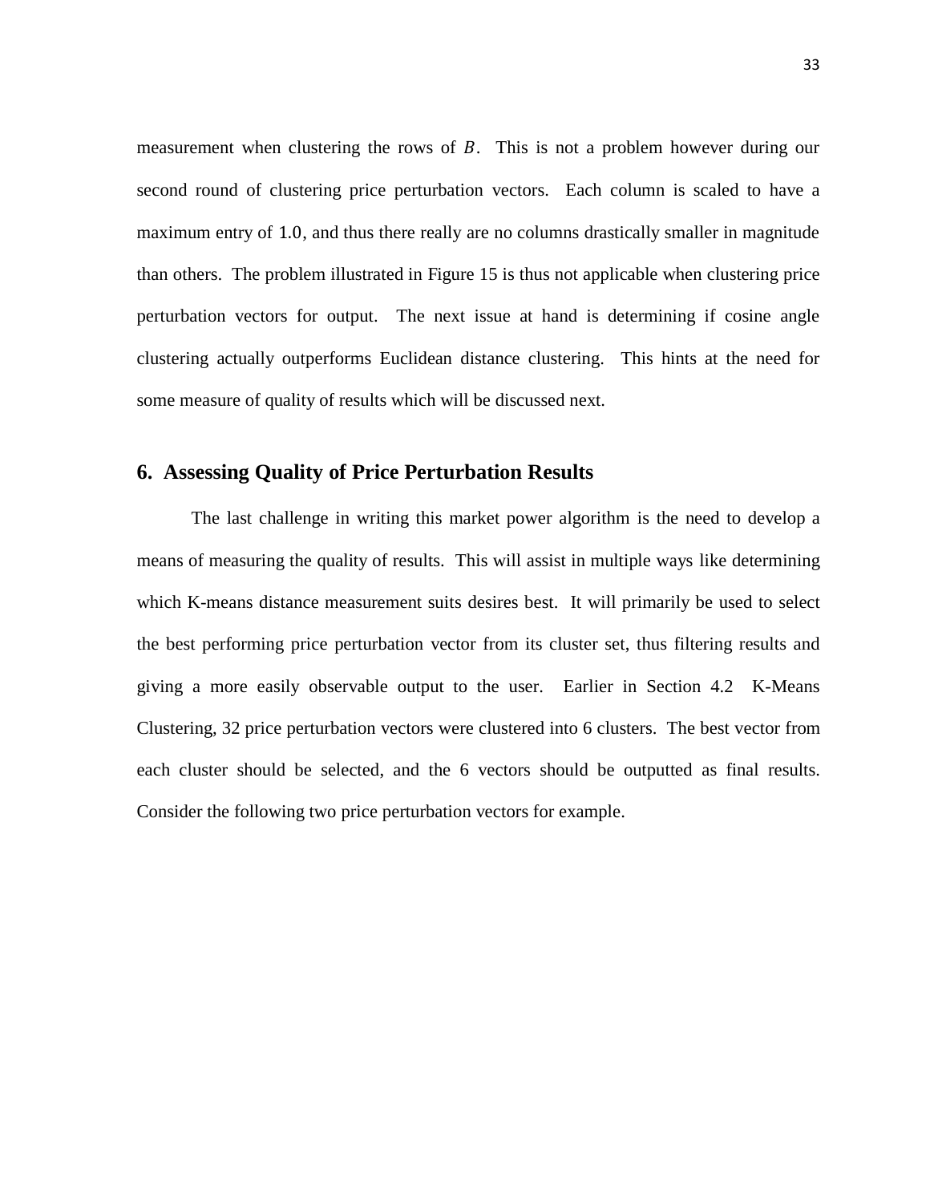measurement when clustering the rows of $B$. This is not a problem however during our second round of clustering price perturbation vectors. Each column is scaled to have a maximum entry of 1.0, and thus there really are no columns drastically smaller in magnitude than others. The problem illustrated in Figure 15 is thus not applicable when clustering price perturbation vectors for output. The next issue at hand is determining if cosine angle clustering actually outperforms Euclidean distance clustering. This hints at the need for some measure of quality of results which will be discussed next.

## 6. Assessing Quality of Price Perturbation Results

The last challenge in writing this market power algorithm is the need to develop a means of measuring the quality of results. This will assist in multiple ways like determining which K-means distance measurement suits desires best. It will primarily be used to select the best performing price perturbation vector from its cluster set, thus filtering results and giving a more easily observable output to the user. Earlier in Section 4.2 K-Means Clustering, 32 price perturbation vectors were clustered into 6 clusters. The best vector from each cluster should be selected, and the 6 vectors should be outputted as final results. Consider the following two price perturbation vectors for example.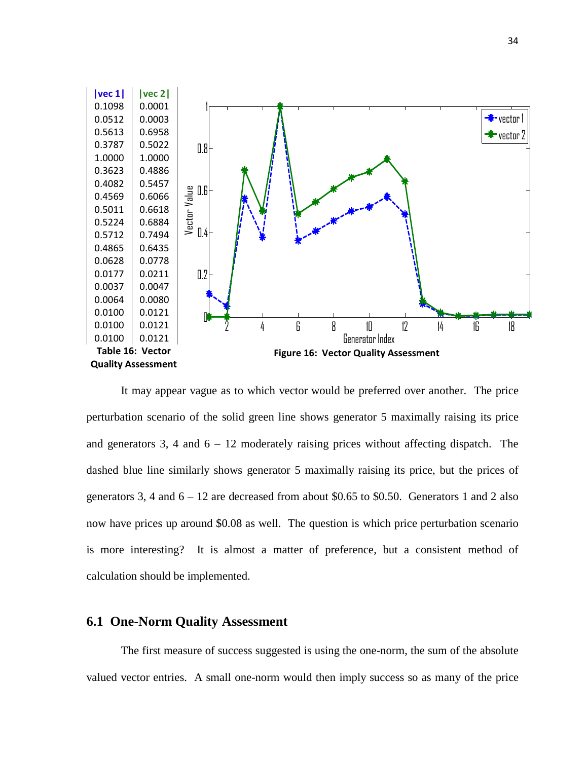| \|vec 1\| | \|vec 2\| |
|---|---|
| 0.1098 | 0.0001 |
| 0.0512 | 0.0003 |
| 0.5613 | 0.6958 |
| 0.3787 | 0.5022 |
| 1.0000 | 1.0000 |
| 0.3623 | 0.4886 |
| 0.4082 | 0.5457 |
| 0.4569 | 0.6066 |
| 0.5011 | 0.6618 |
| 0.5224 | 0.6884 |
| 0.5712 | 0.7494 |
| 0.4865 | 0.6435 |
| 0.0628 | 0.0778 |
| 0.0177 | 0.0211 |
| 0.0037 | 0.0047 |
| 0.0064 | 0.0080 |
| 0.0100 | 0.0121 |
| 0.0100 | 0.0121 |
| 0.0100 | 0.0121 |

**Table 16: Vector Quality Assessment**

**Figure 16: Vector Quality Assessment**

It may appear vague as to which vector would be preferred over another. The price perturbation scenario of the solid green line shows generator 5 maximally raising its price and generators 3, 4 and 6 – 12 moderately raising prices without affecting dispatch. The dashed blue line similarly shows generator 5 maximally raising its price, but the prices of generators 3, 4 and 6 – 12 are decreased from about \$0.65 to \$0.50. Generators 1 and 2 also now have prices up around \$0.08 as well. The question is which price perturbation scenario is more interesting? It is almost a matter of preference, but a consistent method of calculation should be implemented.

## 6.1 One-Norm Quality Assessment

The first measure of success suggested is using the one-norm, the sum of the absolute valued vector entries. A small one-norm would then imply success so as many of the price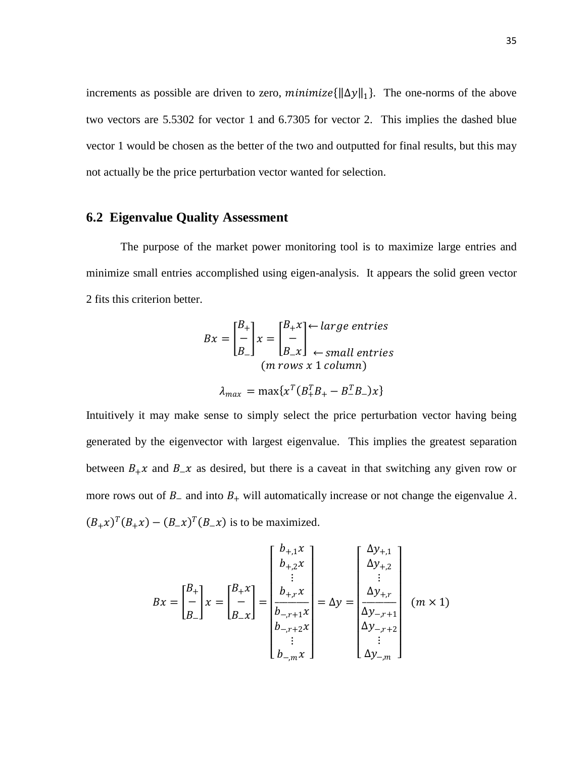increments as possible are driven to zero, $minimize\{\|\Delta y\|_1\}$. The one-norms of the above two vectors are 5.5302 for vector 1 and 6.7305 for vector 2. This implies the dashed blue vector 1 would be chosen as the better of the two and outputted for final results, but this may not actually be the price perturbation vector wanted for selection.

## 6.2 Eigenvalue Quality Assessment

The purpose of the market power monitoring tool is to maximize large entries and minimize small entries accomplished using eigen-analysis. It appears the solid green vector 2 fits this criterion better.

$$Bx = \begin{bmatrix} B_+ \\ - \\ B_- \end{bmatrix} x = \begin{bmatrix} B_+ x \\ - \\ B_- x \end{bmatrix} \begin{matrix} \leftarrow large\ entries \\ \\ \leftarrow small\ entries \end{matrix}$$

$$(m\ rows\ x\ 1\ column)$$

$$\lambda_{max} = \max\{x^T(B_+^T B_+ - B_-^T B_-)x\}$$

Intuitively it may make sense to simply select the price perturbation vector having being generated by the eigenvector with largest eigenvalue. This implies the greatest separation between $B_+ x$ and $B_- x$ as desired, but there is a caveat in that switching any given row or more rows out of $B_-$ and into $B_+$ will automatically increase or not change the eigenvalue $\lambda$. $(B_+ x)^T(B_+ x) - (B_- x)^T(B_- x)$ is to be maximized.

$$Bx = \begin{bmatrix} B_+ \\ - \\ B_- \end{bmatrix} x = \begin{bmatrix} B_+ x \\ - \\ B_- x \end{bmatrix} = \begin{bmatrix} b_{+,1}x \\ b_{+,2}x \\ \vdots \\ b_{+,r}x \\ \hline b_{-,r+1}x \\ b_{-,r+2}x \\ \vdots \\ b_{-,m}x \end{bmatrix} = \Delta y = \begin{bmatrix} \Delta y_{+,1} \\ \Delta y_{+,2} \\ \vdots \\ \Delta y_{+,r} \\ \hline \Delta y_{-,r+1} \\ \Delta y_{-,r+2} \\ \vdots \\ \Delta y_{-,m} \end{bmatrix} \quad (m \times 1)$$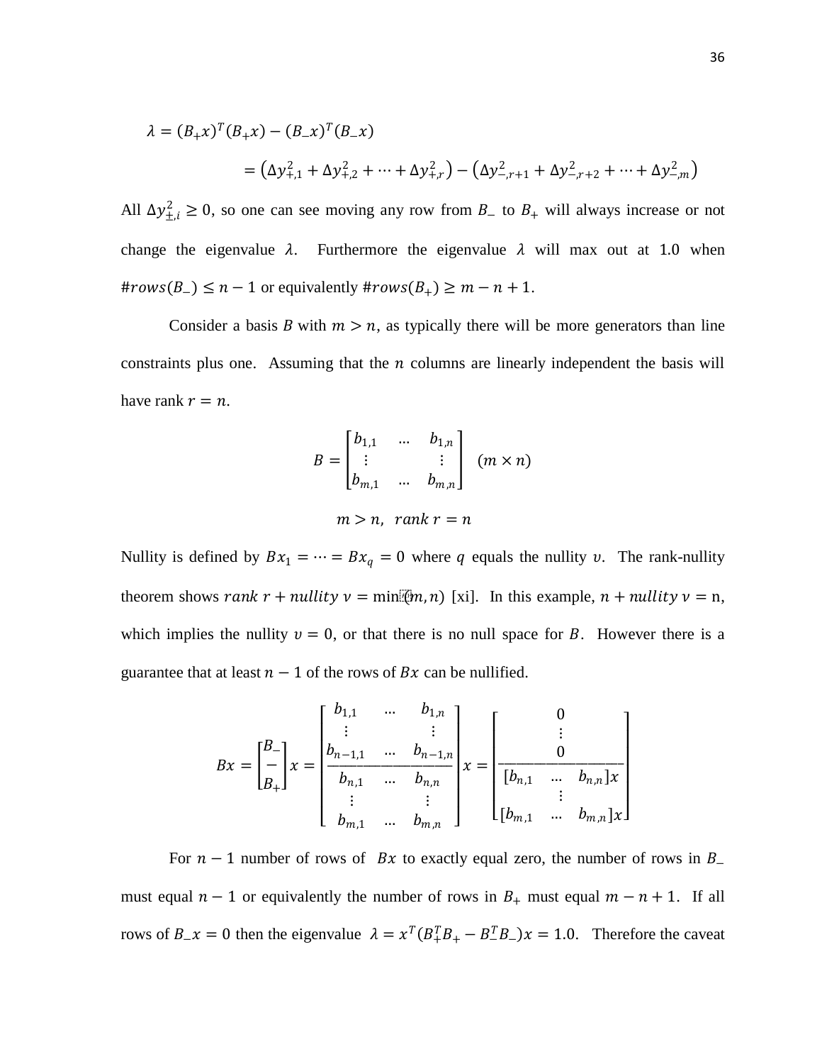$$\lambda = (B_+x)^T(B_+x) - (B_-x)^T(B_-x)$$

$$= \left(\Delta y_{+,1}^2 + \Delta y_{+,2}^2 + \cdots + \Delta y_{+,r}^2\right) - \left(\Delta y_{-,r+1}^2 + \Delta y_{-,r+2}^2 + \cdots + \Delta y_{-,m}^2\right)$$

All $\Delta y_{\pm,i}^2 \geq 0$, so one can see moving any row from $B_-$ to $B_+$ will always increase or not change the eigenvalue $\lambda$. Furthermore the eigenvalue $\lambda$ will max out at 1.0 when $\#rows(B_-) \leq n-1$ or equivalently $\#rows(B_+) \geq m-n+1$.

Consider a basis $B$ with $m > n$, as typically there will be more generators than line constraints plus one. Assuming that the $n$ columns are linearly independent the basis will have rank $r = n$.

$$B = \begin{bmatrix} b_{1,1} & \dots & b_{1,n} \\ \vdots & & \vdots \\ b_{m,1} & \dots & b_{m,n} \end{bmatrix} \quad (m \times n)$$

$$m > n, \;\; rank\; r = n$$

Nullity is defined by $Bx_1 = \cdots = Bx_q = 0$ where $q$ equals the nullity $\upsilon$. The rank-nullity theorem shows $rank\; r + nullity\; \nu = \min(m,n)$ [xi]. In this example, $n + nullity\; \nu = \mathrm{n}$, which implies the nullity $\upsilon = 0$, or that there is no null space for $B$. However there is a guarantee that at least $n-1$ of the rows of $Bx$ can be nullified.

$$Bx = \begin{bmatrix} B_- \\ - \\ B_+ \end{bmatrix} x = \begin{bmatrix} b_{1,1} & \dots & b_{1,n} \\ \vdots & & \vdots \\ b_{n-1,1} & \dots & b_{n-1,n} \\ \hline b_{n,1} & \dots & b_{n,n} \\ \vdots & & \vdots \\ b_{m,1} & \dots & b_{m,n} \end{bmatrix} x = \begin{bmatrix} 0 \\ \vdots \\ 0 \\ \hline [b_{n,1} \;\; \dots \;\; b_{n,n}]x \\ \vdots \\ [b_{m,1} \;\; \dots \;\; b_{m,n}]x \end{bmatrix}$$

For $n-1$ number of rows of $Bx$ to exactly equal zero, the number of rows in $B_-$ must equal $n-1$ or equivalently the number of rows in $B_+$ must equal $m-n+1$. If all rows of $B_-x = 0$ then the eigenvalue $\lambda = x^T(B_+^TB_+ - B_-^TB_-)x = 1.0$. Therefore the caveat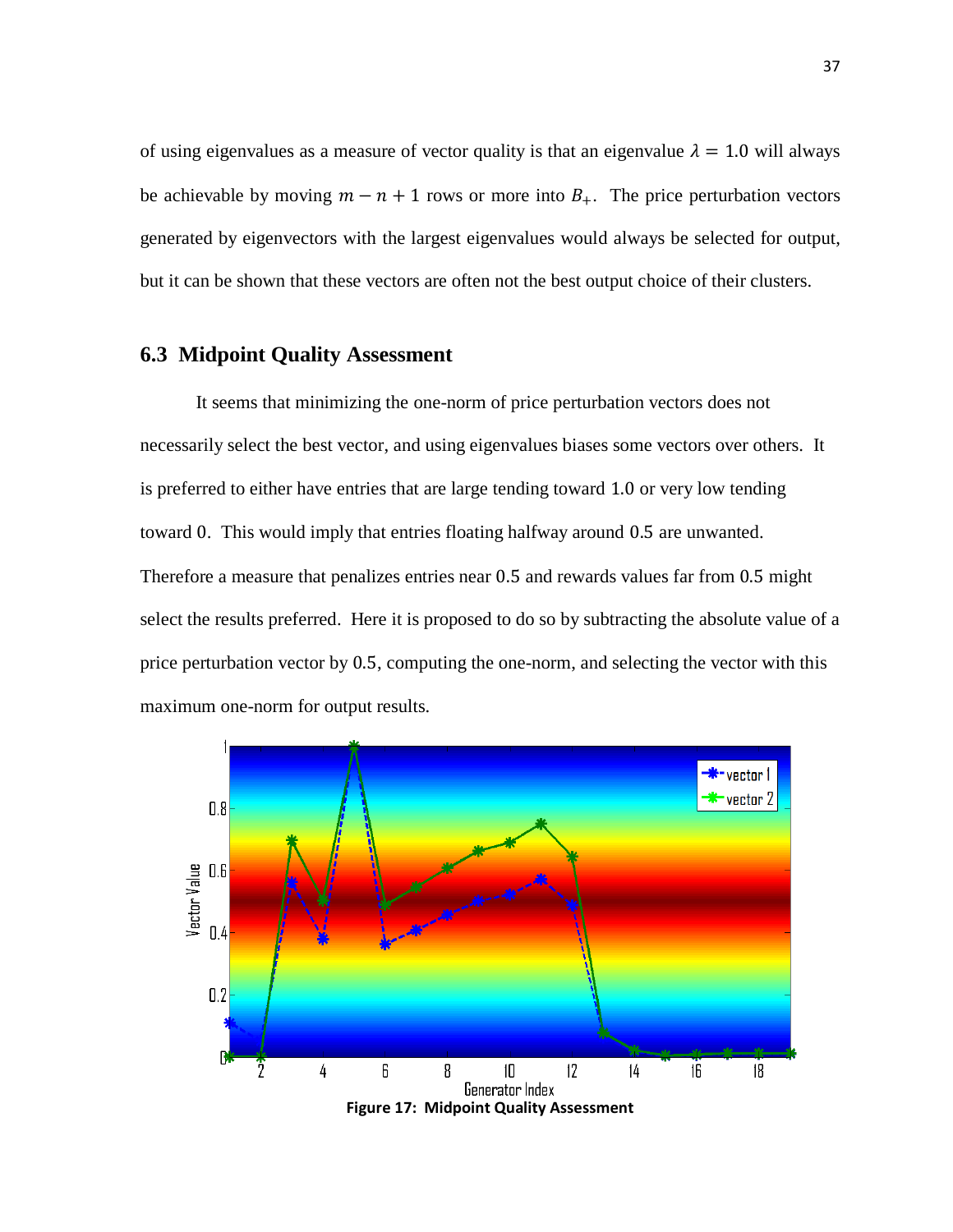of using eigenvalues as a measure of vector quality is that an eigenvalue $\lambda = 1.0$ will always be achievable by moving $m - n + 1$ rows or more into $B_+$. The price perturbation vectors generated by eigenvectors with the largest eigenvalues would always be selected for output, but it can be shown that these vectors are often not the best output choice of their clusters.

### 6.3 Midpoint Quality Assessment

It seems that minimizing the one-norm of price perturbation vectors does not necessarily select the best vector, and using eigenvalues biases some vectors over others. It is preferred to either have entries that are large tending toward 1.0 or very low tending toward 0. This would imply that entries floating halfway around 0.5 are unwanted. Therefore a measure that penalizes entries near 0.5 and rewards values far from 0.5 might select the results preferred. Here it is proposed to do so by subtracting the absolute value of a price perturbation vector by 0.5, computing the one-norm, and selecting the vector with this maximum one-norm for output results.

**Figure 17: Midpoint Quality Assessment**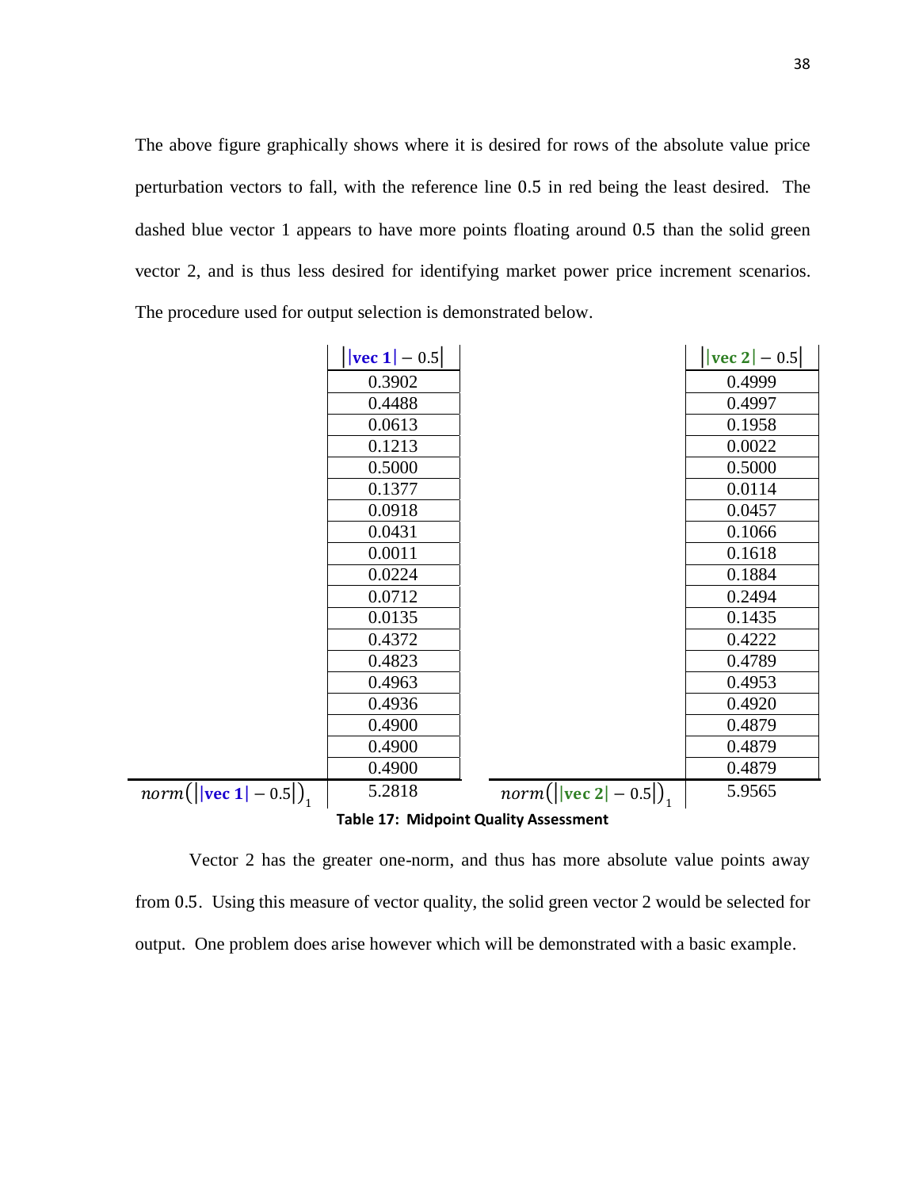The above figure graphically shows where it is desired for rows of the absolute value price perturbation vectors to fall, with the reference line 0.5 in red being the least desired. The dashed blue vector 1 appears to have more points floating around 0.5 than the solid green vector 2, and is thus less desired for identifying market power price increment scenarios. The procedure used for output selection is demonstrated below.

| | $\left\| \|\mathbf{vec\ 1}\| - 0.5 \right\|$ | | $\left\| \|\mathbf{vec\ 2}\| - 0.5 \right\|$ |
|---|---|---|---|
| | 0.3902 | | 0.4999 |
| | 0.4488 | | 0.4997 |
| | 0.0613 | | 0.1958 |
| | 0.1213 | | 0.0022 |
| | 0.5000 | | 0.5000 |
| | 0.1377 | | 0.0114 |
| | 0.0918 | | 0.0457 |
| | 0.0431 | | 0.1066 |
| | 0.0011 | | 0.1618 |
| | 0.0224 | | 0.1884 |
| | 0.0712 | | 0.2494 |
| | 0.0135 | | 0.1435 |
| | 0.4372 | | 0.4222 |
| | 0.4823 | | 0.4789 |
| | 0.4963 | | 0.4953 |
| | 0.4936 | | 0.4920 |
| | 0.4900 | | 0.4879 |
| | 0.4900 | | 0.4879 |
| | 0.4900 | | 0.4879 |
| $norm\left(\left\| \|\mathbf{vec\ 1}\| - 0.5 \right\|\right)_1$ | 5.2818 | $norm\left(\left\| \|\mathbf{vec\ 2}\| - 0.5 \right\|\right)_1$ | 5.9565 |

**Table 17: Midpoint Quality Assessment**

Vector 2 has the greater one-norm, and thus has more absolute value points away from 0.5. Using this measure of vector quality, the solid green vector 2 would be selected for output. One problem does arise however which will be demonstrated with a basic example.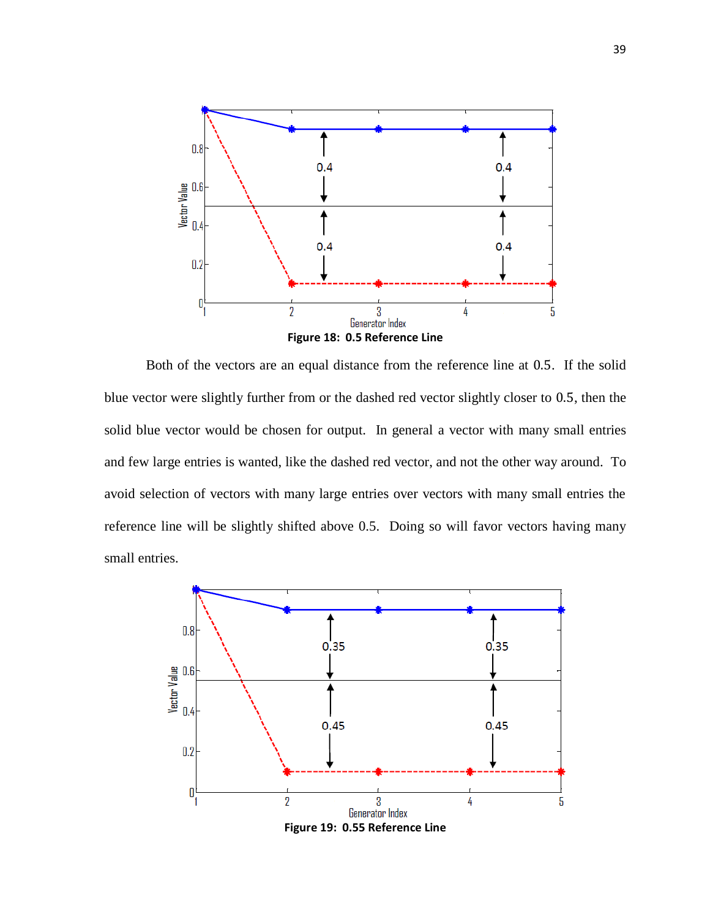Figure 18: 0.5 Reference Line

Both of the vectors are an equal distance from the reference line at 0.5. If the solid blue vector were slightly further from or the dashed red vector slightly closer to 0.5, then the solid blue vector would be chosen for output. In general a vector with many small entries and few large entries is wanted, like the dashed red vector, and not the other way around. To avoid selection of vectors with many large entries over vectors with many small entries the reference line will be slightly shifted above 0.5. Doing so will favor vectors having many small entries.

Figure 19: 0.55 Reference Line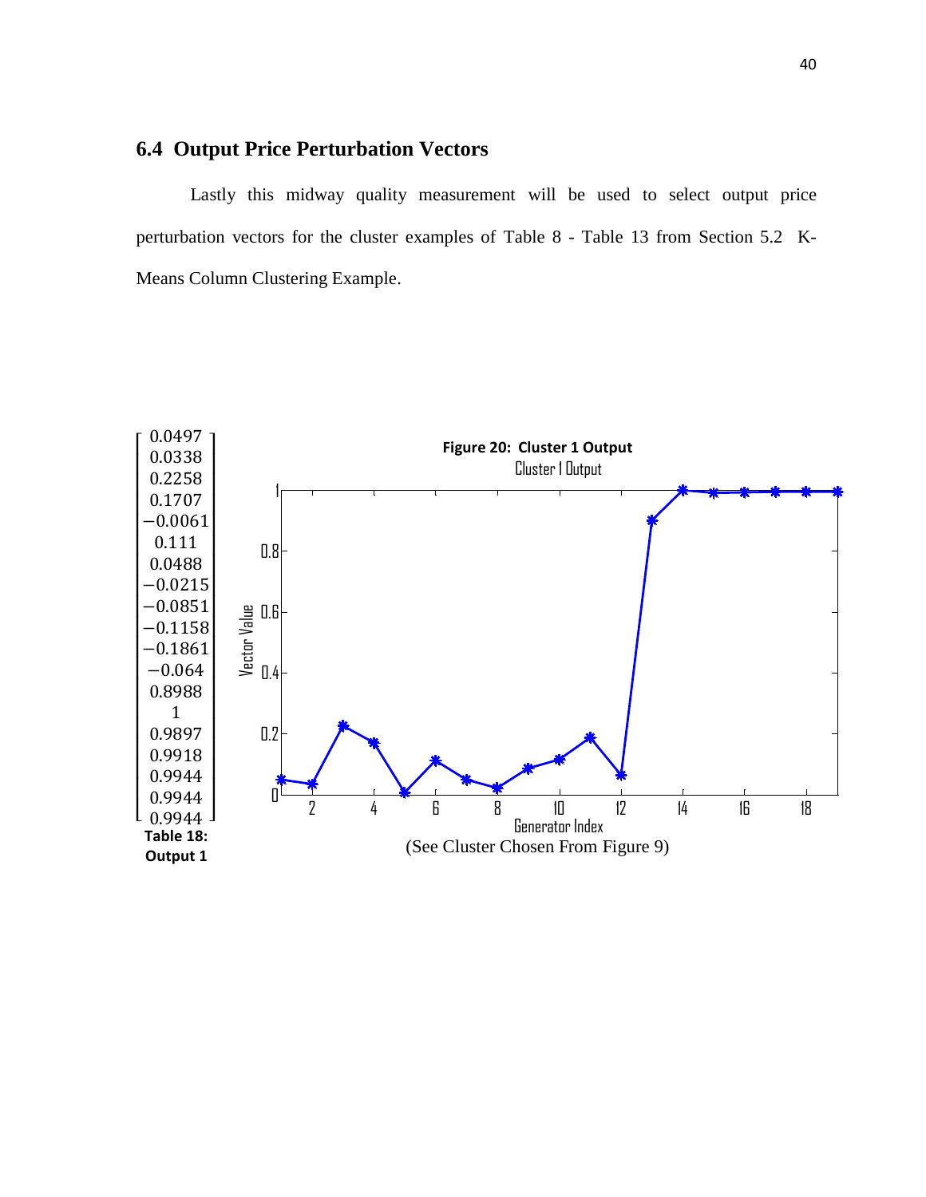## 6.4 Output Price Perturbation Vectors

Lastly this midway quality measurement will be used to select output price perturbation vectors for the cluster examples of Table 8 - Table 13 from Section 5.2 K-Means Column Clustering Example.

$$
\begin{bmatrix}
0.0497 \\
0.0338 \\
0.2258 \\
0.1707 \\
-0.0061 \\
0.111 \\
0.0488 \\
-0.0215 \\
-0.0851 \\
-0.1158 \\
-0.1861 \\
-0.064 \\
0.8988 \\
1 \\
0.9897 \\
0.9918 \\
0.9944 \\
0.9944 \\
0.9944
\end{bmatrix}
$$

**Table 18: Output 1**

**Figure 20: Cluster 1 Output**

(See Cluster Chosen From Figure 9)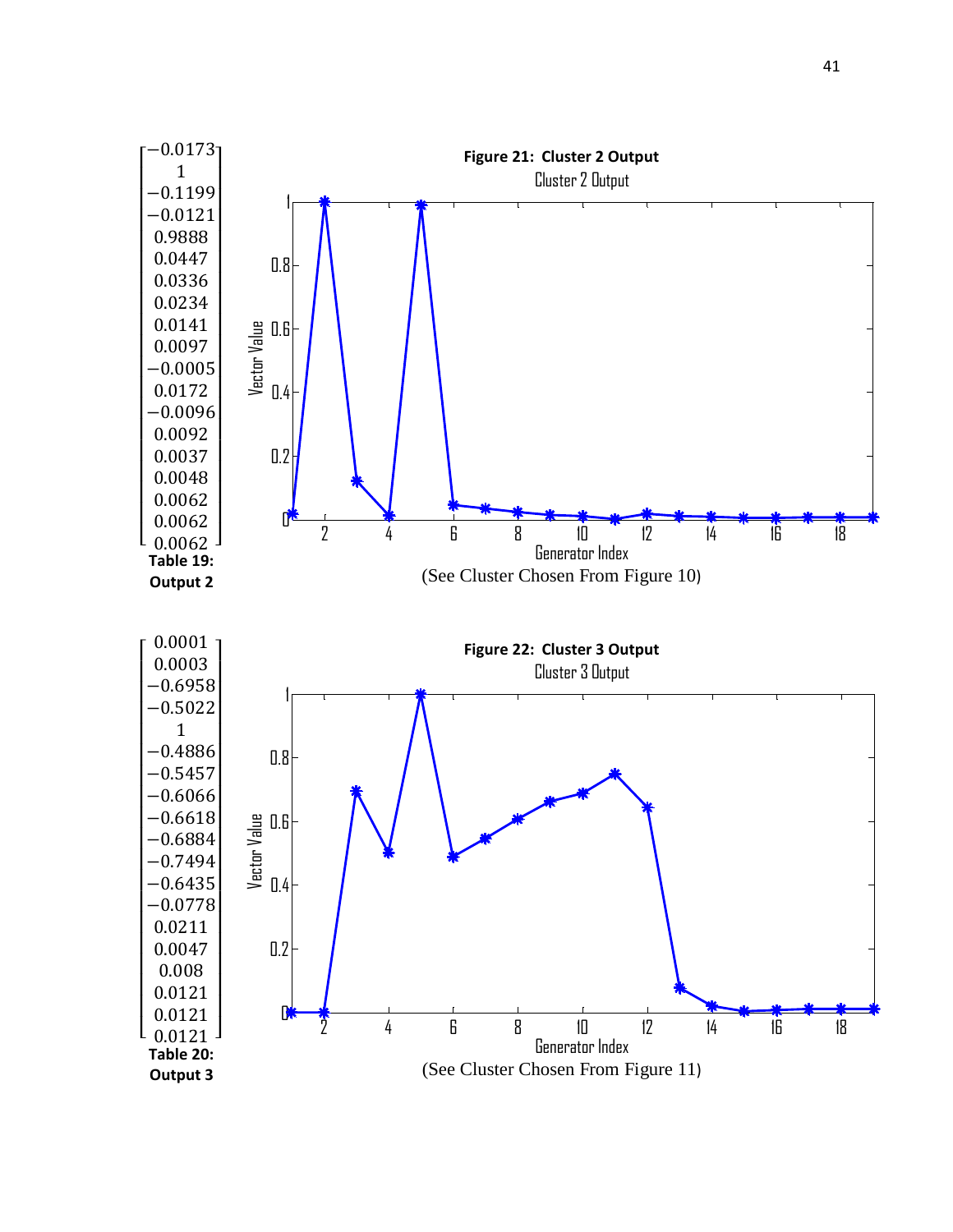$$\begin{bmatrix} -0.0173 \\ 1 \\ -0.1199 \\ -0.0121 \\ 0.9888 \\ 0.0447 \\ 0.0336 \\ 0.0234 \\ 0.0141 \\ 0.0097 \\ -0.0005 \\ 0.0172 \\ -0.0096 \\ 0.0092 \\ 0.0037 \\ 0.0048 \\ 0.0062 \\ 0.0062 \\ 0.0062 \end{bmatrix}$$

**Table 19: Output 2**

**Figure 21: Cluster 2 Output**

(See Cluster Chosen From Figure 10)

$$\begin{bmatrix} 0.0001 \\ 0.0003 \\ -0.6958 \\ -0.5022 \\ 1 \\ -0.4886 \\ -0.5457 \\ -0.6066 \\ -0.6618 \\ -0.6884 \\ -0.7494 \\ -0.6435 \\ -0.0778 \\ 0.0211 \\ 0.0047 \\ 0.008 \\ 0.0121 \\ 0.0121 \\ 0.0121 \end{bmatrix}$$

**Table 20: Output 3**

**Figure 22: Cluster 3 Output**

(See Cluster Chosen From Figure 11)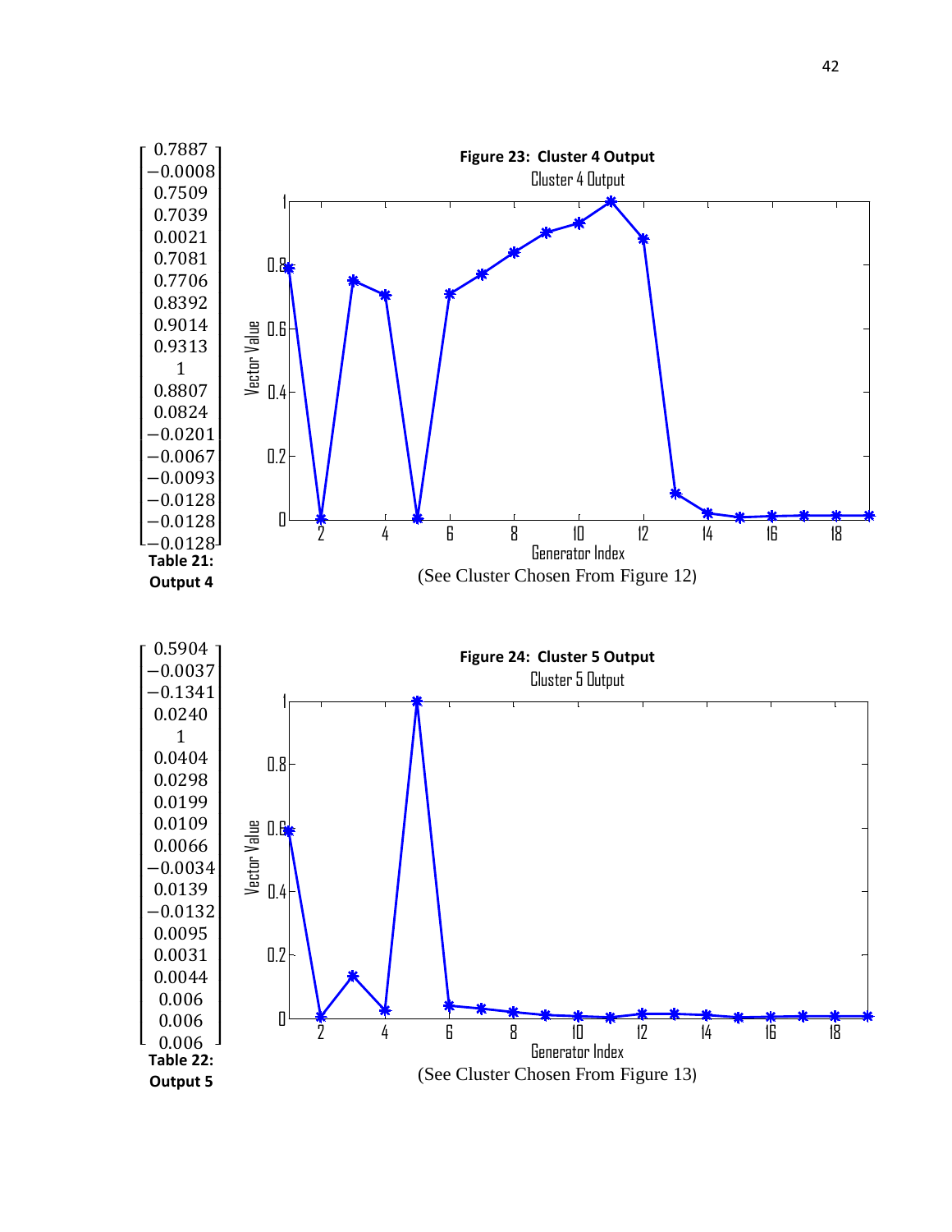$$
\begin{bmatrix}
0.7887 \\
-0.0008 \\
0.7509 \\
0.7039 \\
0.0021 \\
0.7081 \\
0.7706 \\
0.8392 \\
0.9014 \\
0.9313 \\
1 \\
0.8807 \\
0.0824 \\
-0.0201 \\
-0.0067 \\
-0.0093 \\
-0.0128 \\
-0.0128 \\
-0.0128
\end{bmatrix}
$$

**Table 21: Output 4**

**Figure 23: Cluster 4 Output**

(See Cluster Chosen From Figure 12)

$$
\begin{bmatrix}
0.5904 \\
-0.0037 \\
-0.1341 \\
0.0240 \\
1 \\
0.0404 \\
0.0298 \\
0.0199 \\
0.0109 \\
0.0066 \\
-0.0034 \\
0.0139 \\
-0.0132 \\
0.0095 \\
0.0031 \\
0.0044 \\
0.006 \\
0.006 \\
0.006
\end{bmatrix}
$$

**Table 22: Output 5**

**Figure 24: Cluster 5 Output**

(See Cluster Chosen From Figure 13)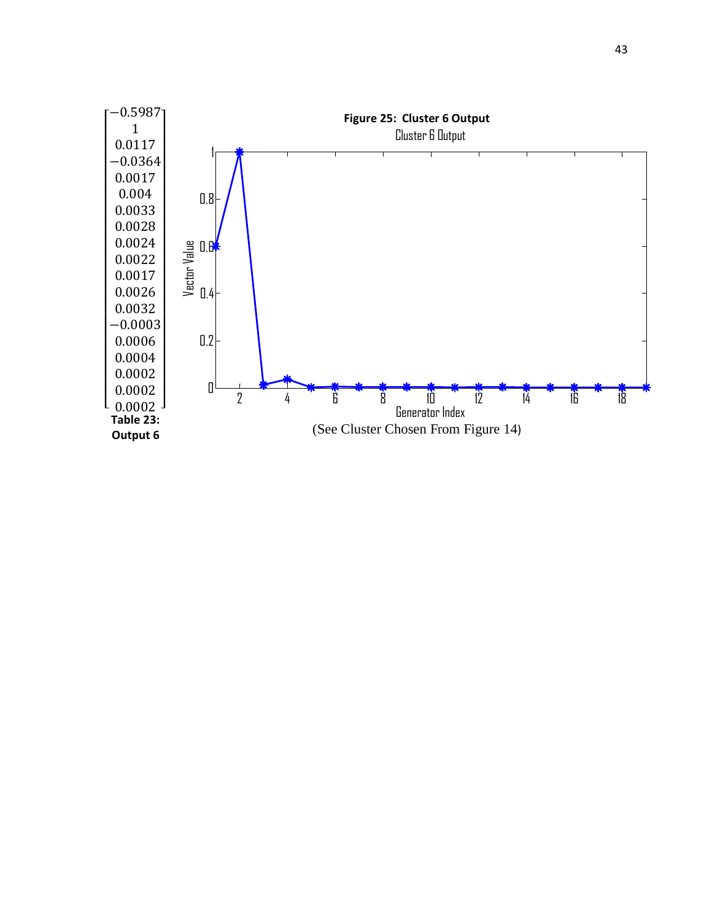$$
\begin{bmatrix} -0.5987 \\ 1 \\ 0.0117 \\ -0.0364 \\ 0.0017 \\ 0.004 \\ 0.0033 \\ 0.0028 \\ 0.0024 \\ 0.0022 \\ 0.0017 \\ 0.0026 \\ 0.0032 \\ -0.0003 \\ 0.0006 \\ 0.0004 \\ 0.0002 \\ 0.0002 \\ 0.0002 \end{bmatrix}
$$

**Table 23: Output 6**

**Figure 25: Cluster 6 Output**

(See Cluster Chosen From Figure 14)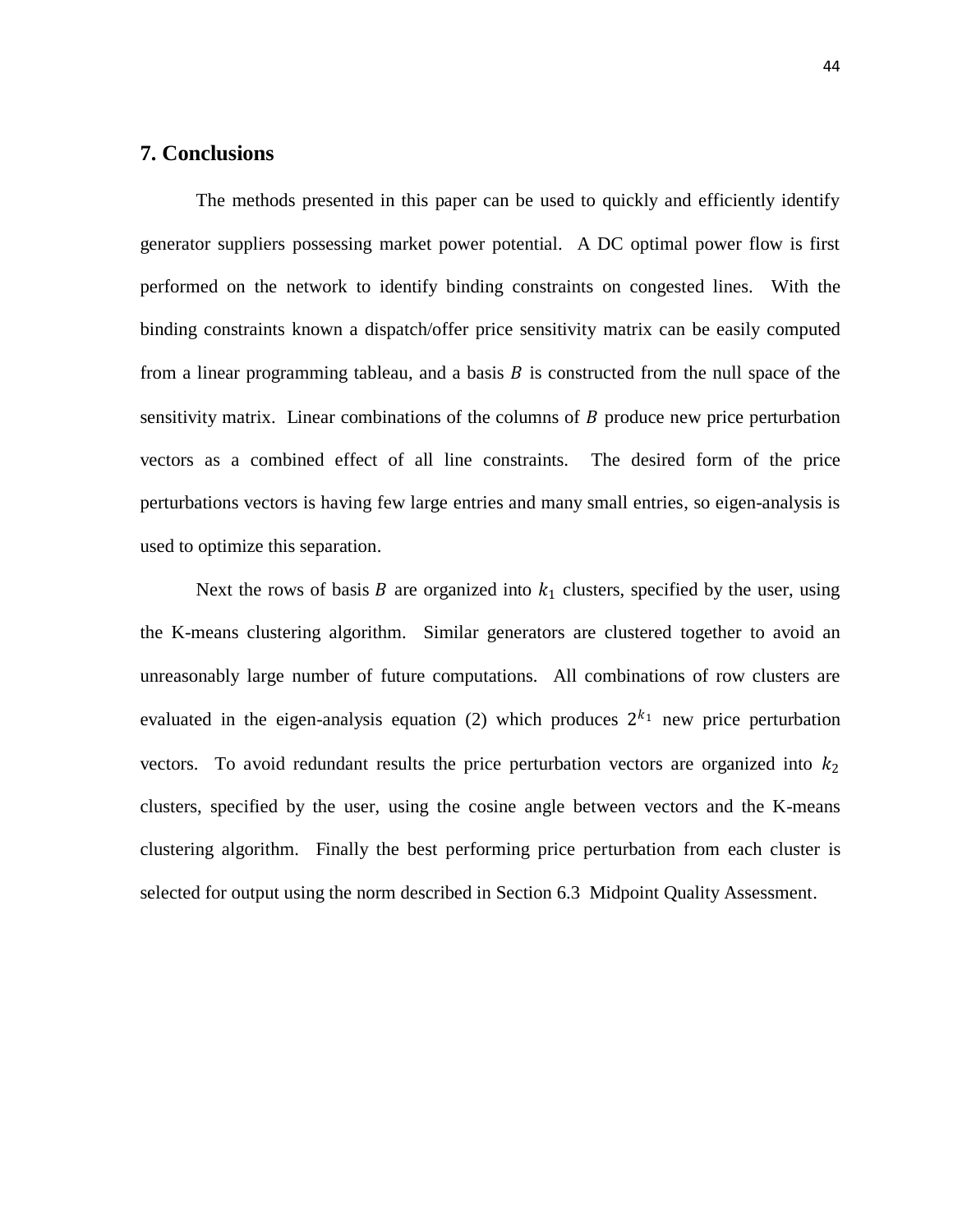## 7. Conclusions

The methods presented in this paper can be used to quickly and efficiently identify generator suppliers possessing market power potential. A DC optimal power flow is first performed on the network to identify binding constraints on congested lines. With the binding constraints known a dispatch/offer price sensitivity matrix can be easily computed from a linear programming tableau, and a basis $B$ is constructed from the null space of the sensitivity matrix. Linear combinations of the columns of $B$ produce new price perturbation vectors as a combined effect of all line constraints. The desired form of the price perturbations vectors is having few large entries and many small entries, so eigen-analysis is used to optimize this separation.

Next the rows of basis $B$ are organized into $k_1$ clusters, specified by the user, using the K-means clustering algorithm. Similar generators are clustered together to avoid an unreasonably large number of future computations. All combinations of row clusters are evaluated in the eigen-analysis equation (2) which produces $2^{k_1}$ new price perturbation vectors. To avoid redundant results the price perturbation vectors are organized into $k_2$ clusters, specified by the user, using the cosine angle between vectors and the K-means clustering algorithm. Finally the best performing price perturbation from each cluster is selected for output using the norm described in Section 6.3 Midpoint Quality Assessment.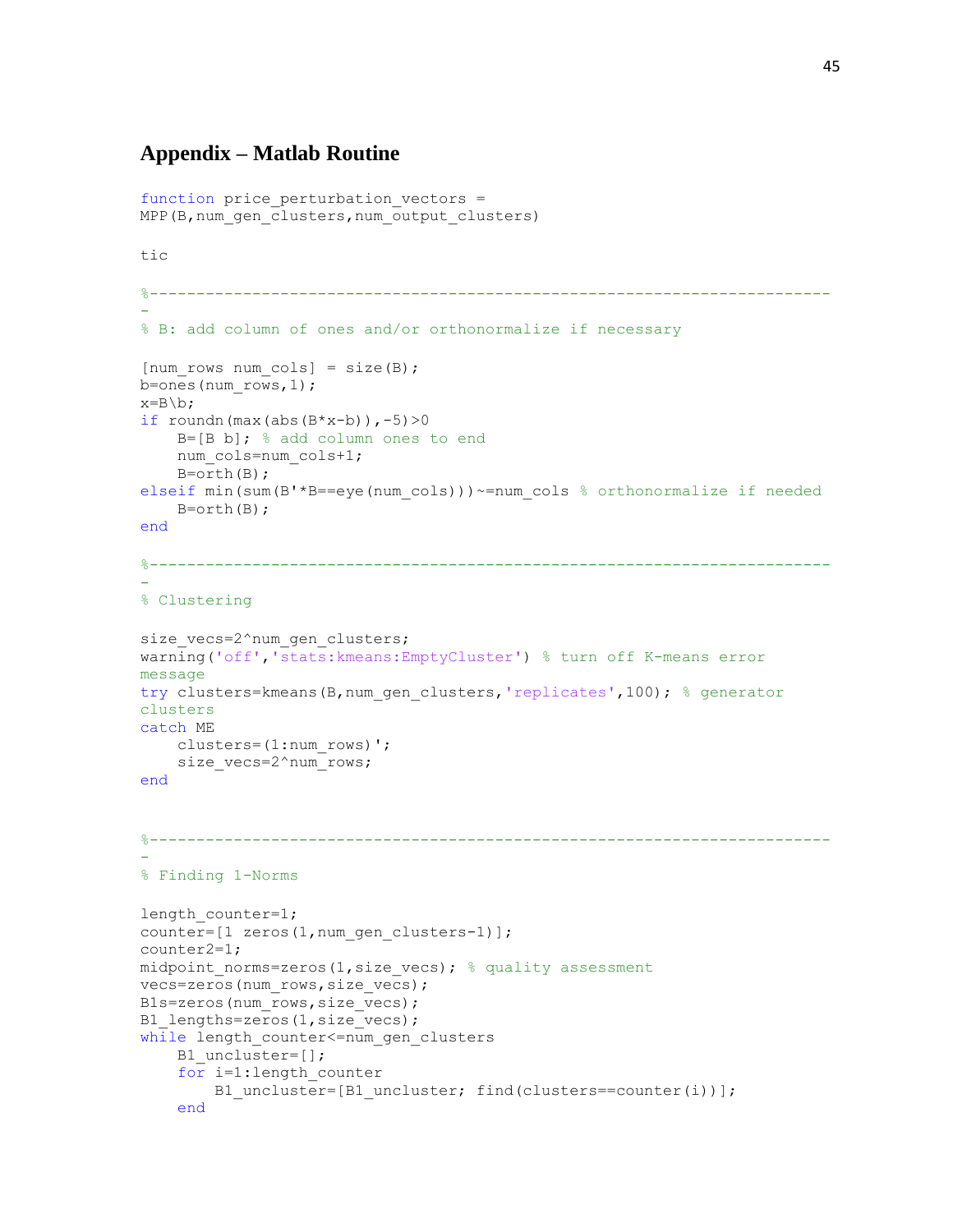## Appendix – Matlab Routine

```
function price_perturbation_vectors =
MPP(B,num_gen_clusters,num_output_clusters)

tic

%-------------------------------------------------------------------------
-
% B: add column of ones and/or orthonormalize if necessary

[num_rows num_cols] = size(B);
b=ones(num_rows,1);
x=B\b;
if roundn(max(abs(B*x-b)),-5)>0
    B=[B b]; % add column ones to end
    num_cols=num_cols+1;
    B=orth(B);
elseif min(sum(B'*B==eye(num_cols)))~=num_cols % orthonormalize if needed
    B=orth(B);
end

%-------------------------------------------------------------------------
-
% Clustering

size_vecs=2^num_gen_clusters;
warning('off','stats:kmeans:EmptyCluster') % turn off K-means error
message
try clusters=kmeans(B,num_gen_clusters,'replicates',100); % generator
clusters
catch ME
    clusters=(1:num_rows)';
    size_vecs=2^num_rows;
end


%-------------------------------------------------------------------------
-
% Finding 1-Norms

length_counter=1;
counter=[1 zeros(1,num_gen_clusters-1)];
counter2=1;
midpoint_norms=zeros(1,size_vecs); % quality assessment
vecs=zeros(num_rows,size_vecs);
B1s=zeros(num_rows,size_vecs);
B1_lengths=zeros(1,size_vecs);
while length_counter<=num_gen_clusters
    B1_uncluster=[];
    for i=1:length_counter
        B1_uncluster=[B1_uncluster; find(clusters==counter(i))];
    end
```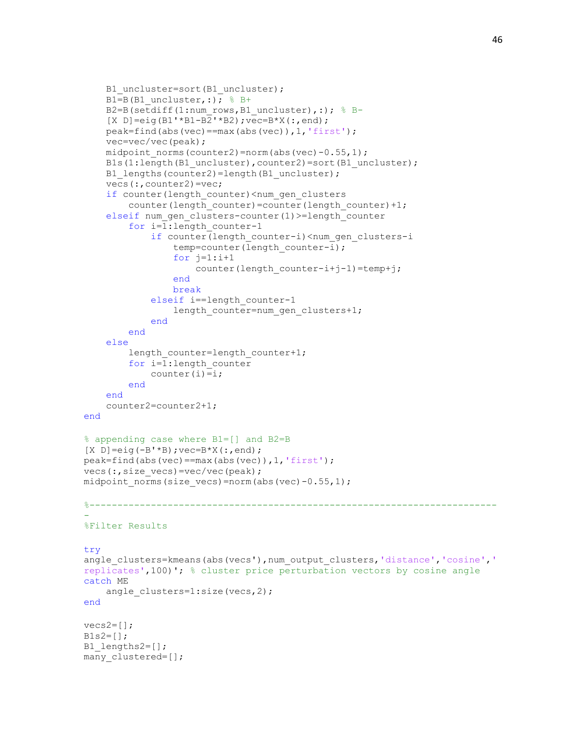```
    B1_uncluster=sort(B1_uncluster);
    B1=B(B1_uncluster,:); % B+
    B2=B(setdiff(1:num_rows,B1_uncluster),:); % B-
    [X D]=eig(B1'*B1-B2'*B2);vec=B*X(:,end);
    peak=find(abs(vec)==max(abs(vec)),1,'first');
    vec=vec/vec(peak);
    midpoint_norms(counter2)=norm(abs(vec)-0.55,1);
    B1s(1:length(B1_uncluster),counter2)=sort(B1_uncluster);
    B1_lengths(counter2)=length(B1_uncluster);
    vecs(:,counter2)=vec;
    if counter(length_counter)<num_gen_clusters
        counter(length_counter)=counter(length_counter)+1;
    elseif num_gen_clusters-counter(1)>=length_counter
        for i=1:length_counter-1
            if counter(length_counter-i)<num_gen_clusters-i
                temp=counter(length_counter-i);
                for j=1:i+1
                    counter(length_counter-i+j-1)=temp+j;
                end
                break
            elseif i==length_counter-1
                length_counter=num_gen_clusters+1;
            end
        end
    else
        length_counter=length_counter+1;
        for i=1:length_counter
            counter(i)=i;
        end
    end
    counter2=counter2+1;
end

% appending case where B1=[] and B2=B
[X D]=eig(-B'*B);vec=B*X(:,end);
peak=find(abs(vec)==max(abs(vec)),1,'first');
vecs(:,size_vecs)=vec/vec(peak);
midpoint_norms(size_vecs)=norm(abs(vec)-0.55,1);

%------------------------------------------------------------------------
-
%Filter Results

try
angle_clusters=kmeans(abs(vecs'),num_output_clusters,'distance','cosine','
replicates',100)'; % cluster price perturbation vectors by cosine angle
catch ME
    angle_clusters=1:size(vecs,2);
end

vecs2=[];
B1s2=[];
B1_lengths2=[];
many_clustered=[];
```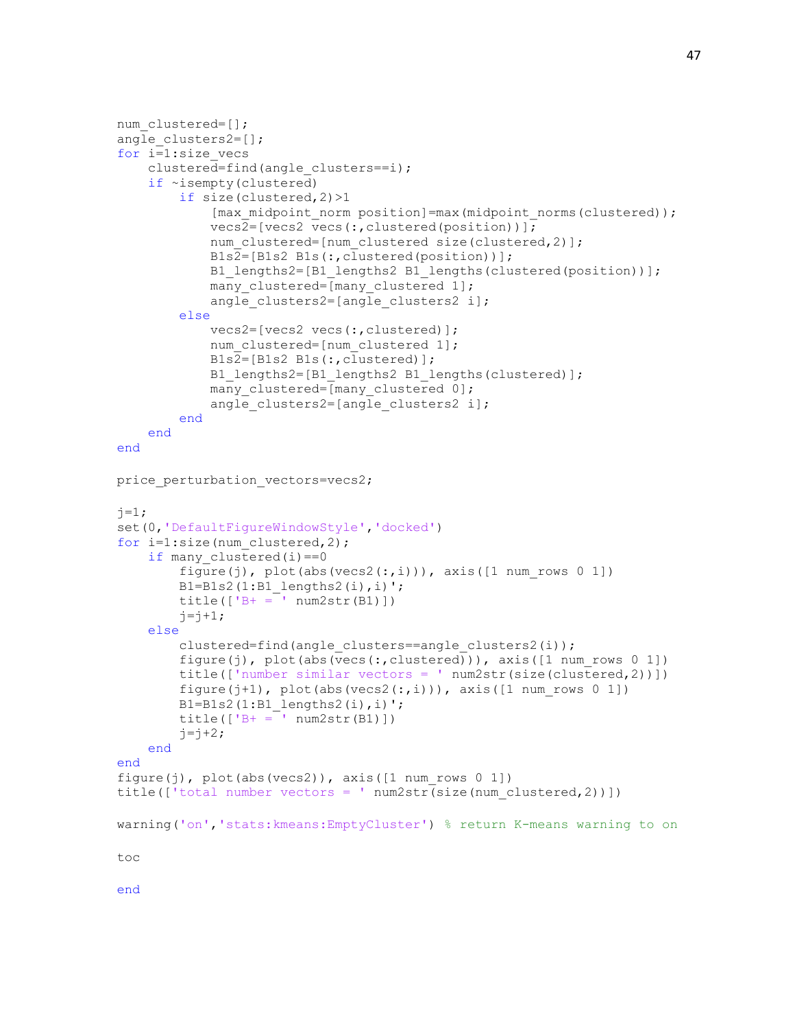```
num_clustered=[];
angle_clusters2=[];
for i=1:size_vecs
    clustered=find(angle_clusters==i);
    if ~isempty(clustered)
        if size(clustered,2)>1
            [max_midpoint_norm position]=max(midpoint_norms(clustered));
            vecs2=[vecs2 vecs(:,clustered(position))];
            num_clustered=[num_clustered size(clustered,2)];
            B1s2=[B1s2 B1s(:,clustered(position))];
            B1_lengths2=[B1_lengths2 B1_lengths(clustered(position))];
            many_clustered=[many_clustered 1];
            angle_clusters2=[angle_clusters2 i];
        else
            vecs2=[vecs2 vecs(:,clustered)];
            num_clustered=[num_clustered 1];
            B1s2=[B1s2 B1s(:,clustered)];
            B1_lengths2=[B1_lengths2 B1_lengths(clustered)];
            many_clustered=[many_clustered 0];
            angle_clusters2=[angle_clusters2 i];
        end
    end
end

price_perturbation_vectors=vecs2;

j=1;
set(0,'DefaultFigureWindowStyle','docked')
for i=1:size(num_clustered,2);
    if many_clustered(i)==0
        figure(j), plot(abs(vecs2(:,i))), axis([1 num_rows 0 1])
        B1=B1s2(1:B1_lengths2(i),i)';
        title(['B+ = ' num2str(B1)])
        j=j+1;
    else
        clustered=find(angle_clusters==angle_clusters2(i));
        figure(j), plot(abs(vecs(:,clustered))), axis([1 num_rows 0 1])
        title(['number similar vectors = ' num2str(size(clustered,2))])
        figure(j+1), plot(abs(vecs2(:,i))), axis([1 num_rows 0 1])
        B1=B1s2(1:B1_lengths2(i),i)';
        title(['B+ = ' num2str(B1)])
        j=j+2;
    end
end
figure(j), plot(abs(vecs2)), axis([1 num_rows 0 1])
title(['total number vectors = ' num2str(size(num_clustered,2))])

warning('on','stats:kmeans:EmptyCluster') % return K-means warning to on

toc

end
```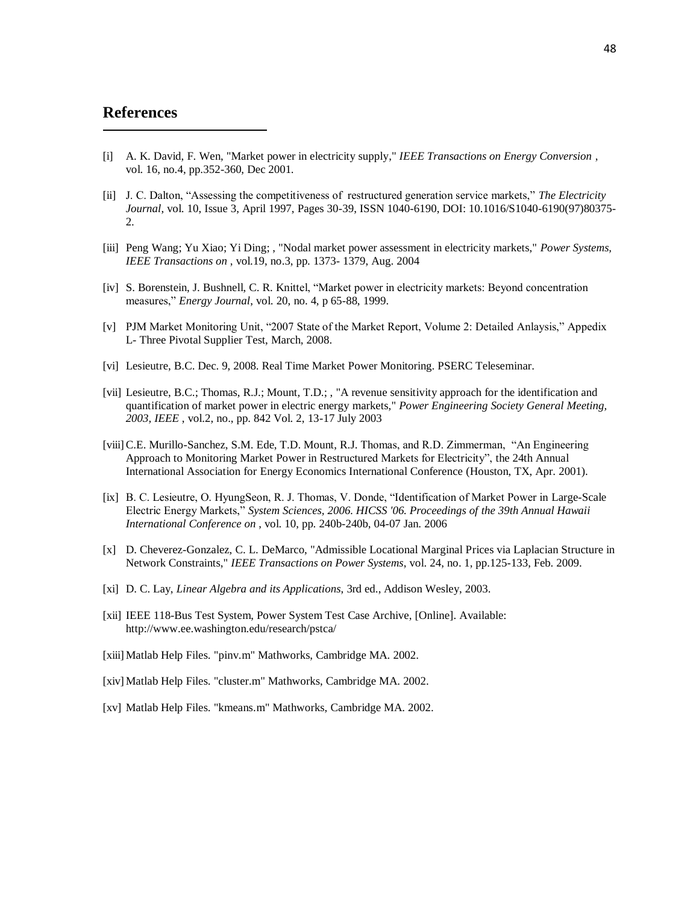## References

[i] A. K. David, F. Wen, "Market power in electricity supply," *IEEE Transactions on Energy Conversion* , vol. 16, no.4, pp.352-360, Dec 2001.

[ii] J. C. Dalton, "Assessing the competitiveness of restructured generation service markets," *The Electricity Journal*, vol. 10, Issue 3, April 1997, Pages 30-39, ISSN 1040-6190, DOI: 10.1016/S1040-6190(97)80375-2.

[iii] Peng Wang; Yu Xiao; Yi Ding; , "Nodal market power assessment in electricity markets," *Power Systems, IEEE Transactions on* , vol.19, no.3, pp. 1373- 1379, Aug. 2004

[iv] S. Borenstein, J. Bushnell, C. R. Knittel, "Market power in electricity markets: Beyond concentration measures," *Energy Journal*, vol. 20, no. 4, p 65-88, 1999.

[v] PJM Market Monitoring Unit, "2007 State of the Market Report, Volume 2: Detailed Anlaysis," Appedix L- Three Pivotal Supplier Test, March, 2008.

[vi] Lesieutre, B.C. Dec. 9, 2008. Real Time Market Power Monitoring. PSERC Teleseminar.

[vii] Lesieutre, B.C.; Thomas, R.J.; Mount, T.D.; , "A revenue sensitivity approach for the identification and quantification of market power in electric energy markets," *Power Engineering Society General Meeting, 2003, IEEE* , vol.2, no., pp. 842 Vol. 2, 13-17 July 2003

[viii] C.E. Murillo-Sanchez, S.M. Ede, T.D. Mount, R.J. Thomas, and R.D. Zimmerman, "An Engineering Approach to Monitoring Market Power in Restructured Markets for Electricity", the 24th Annual International Association for Energy Economics International Conference (Houston, TX, Apr. 2001).

[ix] B. C. Lesieutre, O. HyungSeon, R. J. Thomas, V. Donde, "Identification of Market Power in Large-Scale Electric Energy Markets," *System Sciences, 2006. HICSS '06. Proceedings of the 39th Annual Hawaii International Conference on* , vol. 10, pp. 240b-240b, 04-07 Jan. 2006

[x] D. Cheverez-Gonzalez, C. L. DeMarco, "Admissible Locational Marginal Prices via Laplacian Structure in Network Constraints," *IEEE Transactions on Power Systems*, vol. 24, no. 1, pp.125-133, Feb. 2009.

[xi] D. C. Lay, *Linear Algebra and its Applications*, 3rd ed., Addison Wesley, 2003.

[xii] IEEE 118-Bus Test System, Power System Test Case Archive, [Online]. Available: http://www.ee.washington.edu/research/pstca/

[xiii] Matlab Help Files. "pinv.m" Mathworks, Cambridge MA. 2002.

[xiv] Matlab Help Files. "cluster.m" Mathworks, Cambridge MA. 2002.

[xv] Matlab Help Files. "kmeans.m" Mathworks, Cambridge MA. 2002.